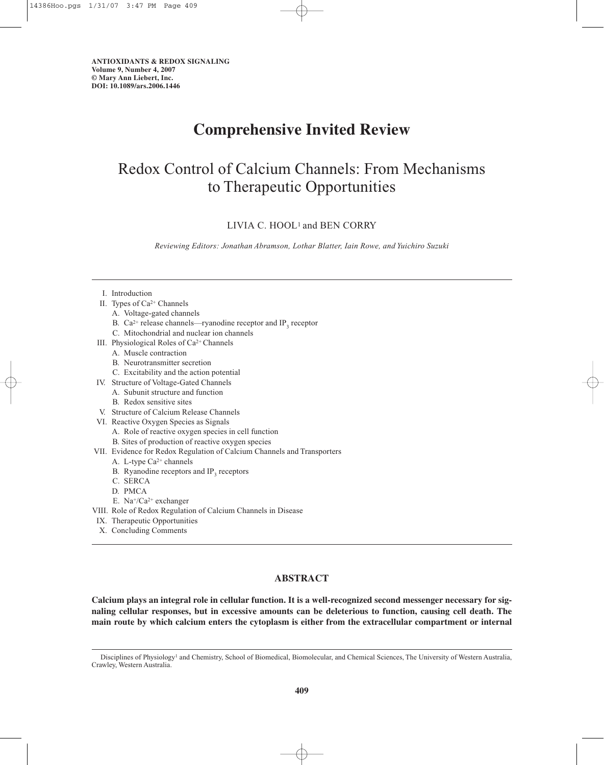ANTIOXIDANTS & REDOX SIGNALING
Volume 9, Number 4, 2007
© Mary Ann Liebert, Inc.
DOI: 10.1089/ars.2006.1446

**Comprehensive Invited Review**

# Redox Control of Calcium Channels: From Mechanisms to Therapeutic Opportunities

LIVIA C. HOOL[1] and BEN CORRY

*Reviewing Editors: Jonathan Abramson, Lothar Blatter, Iain Rowe, and Yuichiro Suzuki*

- I. Introduction
- II. Types of $Ca^{2+}$ Channels
  - A. Voltage-gated channels
  - B. $Ca^{2+}$ release channels—ryanodine receptor and $IP_3$ receptor
  - C. Mitochondrial and nuclear ion channels
- III. Physiological Roles of $Ca^{2+}$ Channels
  - A. Muscle contraction
  - B. Neurotransmitter secretion
  - C. Excitability and the action potential
- IV. Structure of Voltage-Gated Channels
  - A. Subunit structure and function
  - B. Redox sensitive sites
- V. Structure of Calcium Release Channels
- VI. Reactive Oxygen Species as Signals
  - A. Role of reactive oxygen species in cell function
  - B. Sites of production of reactive oxygen species
- VII. Evidence for Redox Regulation of Calcium Channels and Transporters
  - A. L-type $Ca^{2+}$ channels
  - B. Ryanodine receptors and $IP_3$ receptors
  - C. SERCA
  - D. PMCA
  - E. $Na^+/Ca^{2+}$ exchanger
- VIII. Role of Redox Regulation of Calcium Channels in Disease
- IX. Therapeutic Opportunities
- X. Concluding Comments

## ABSTRACT

**Calcium plays an integral role in cellular function. It is a well-recognized second messenger necessary for signaling cellular responses, but in excessive amounts can be deleterious to function, causing cell death. The main route by which calcium enters the cytoplasm is either from the extracellular compartment or internal**

Disciplines of Physiology[1] and Chemistry, School of Biomedical, Biomolecular, and Chemical Sciences, The University of Western Australia, Crawley, Western Australia.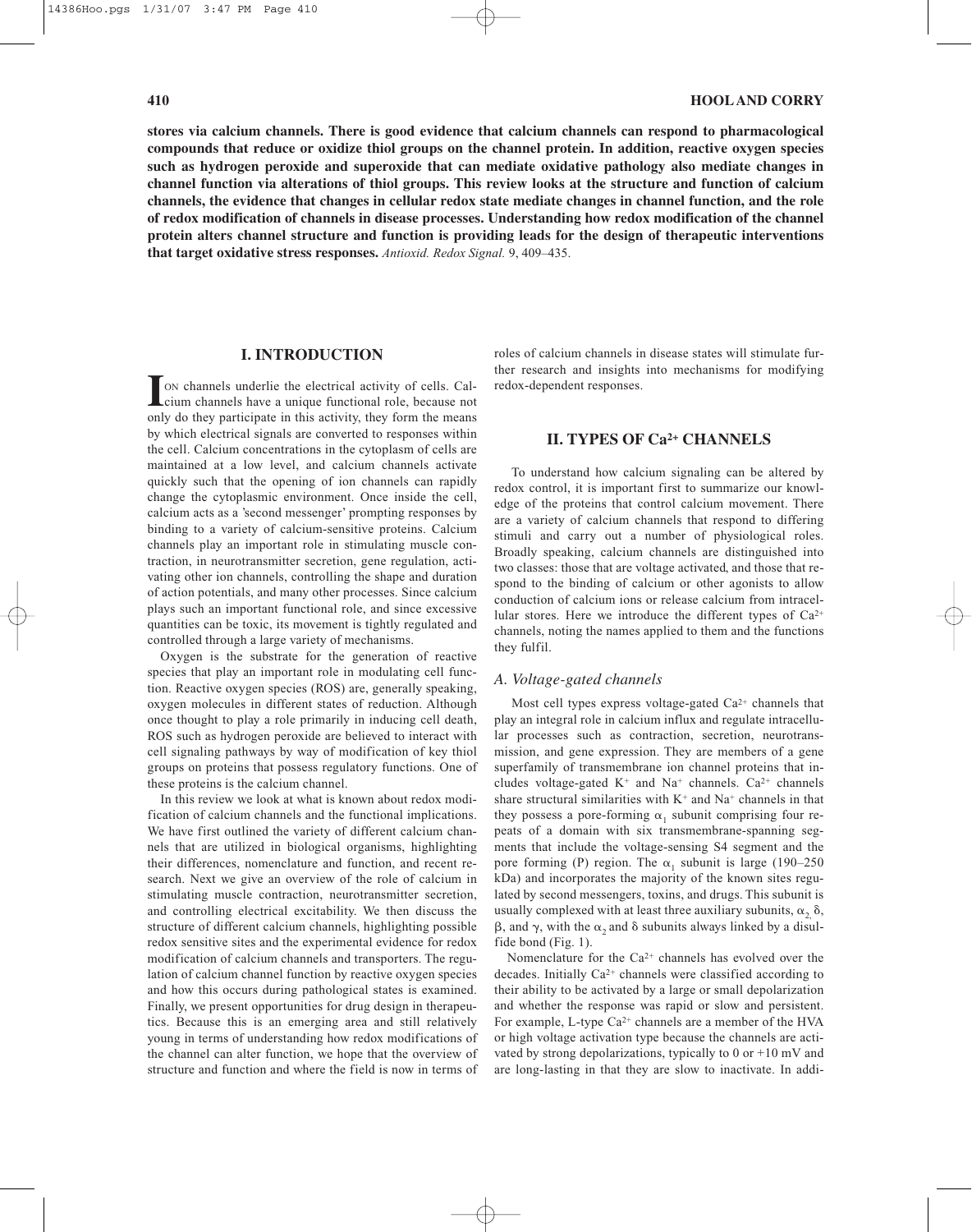**stores via calcium channels. There is good evidence that calcium channels can respond to pharmacological compounds that reduce or oxidize thiol groups on the channel protein. In addition, reactive oxygen species such as hydrogen peroxide and superoxide that can mediate oxidative pathology also mediate changes in channel function via alterations of thiol groups. This review looks at the structure and function of calcium channels, the evidence that changes in cellular redox state mediate changes in channel function, and the role of redox modification of channels in disease processes. Understanding how redox modification of the channel protein alters channel structure and function is providing leads for the design of therapeutic interventions that target oxidative stress responses.** *Antioxid. Redox Signal.* 9, 409–435.

## I. INTRODUCTION

Ion channels underlie the electrical activity of cells. Calcium channels have a unique functional role, because not only do they participate in this activity, they form the means by which electrical signals are converted to responses within the cell. Calcium concentrations in the cytoplasm of cells are maintained at a low level, and calcium channels activate quickly such that the opening of ion channels can rapidly change the cytoplasmic environment. Once inside the cell, calcium acts as a 'second messenger' prompting responses by binding to a variety of calcium-sensitive proteins. Calcium channels play an important role in stimulating muscle contraction, in neurotransmitter secretion, gene regulation, activating other ion channels, controlling the shape and duration of action potentials, and many other processes. Since calcium plays such an important functional role, and since excessive quantities can be toxic, its movement is tightly regulated and controlled through a large variety of mechanisms.

Oxygen is the substrate for the generation of reactive species that play an important role in modulating cell function. Reactive oxygen species (ROS) are, generally speaking, oxygen molecules in different states of reduction. Although once thought to play a role primarily in inducing cell death, ROS such as hydrogen peroxide are believed to interact with cell signaling pathways by way of modification of key thiol groups on proteins that possess regulatory functions. One of these proteins is the calcium channel.

In this review we look at what is known about redox modification of calcium channels and the functional implications. We have first outlined the variety of different calcium channels that are utilized in biological organisms, highlighting their differences, nomenclature and function, and recent research. Next we give an overview of the role of calcium in stimulating muscle contraction, neurotransmitter secretion, and controlling electrical excitability. We then discuss the structure of different calcium channels, highlighting possible redox sensitive sites and the experimental evidence for redox modification of calcium channels and transporters. The regulation of calcium channel function by reactive oxygen species and how this occurs during pathological states is examined. Finally, we present opportunities for drug design in therapeutics. Because this is an emerging area and still relatively young in terms of understanding how redox modifications of the channel can alter function, we hope that the overview of structure and function and where the field is now in terms of roles of calcium channels in disease states will stimulate further research and insights into mechanisms for modifying redox-dependent responses.

## II. TYPES OF $Ca^{2+}$ CHANNELS

To understand how calcium signaling can be altered by redox control, it is important first to summarize our knowledge of the proteins that control calcium movement. There are a variety of calcium channels that respond to differing stimuli and carry out a number of physiological roles. Broadly speaking, calcium channels are distinguished into two classes: those that are voltage activated, and those that respond to the binding of calcium or other agonists to allow conduction of calcium ions or release calcium from intracellular stores. Here we introduce the different types of $Ca^{2+}$ channels, noting the names applied to them and the functions they fulfil.

### *A. Voltage-gated channels*

Most cell types express voltage-gated $Ca^{2+}$ channels that play an integral role in calcium influx and regulate intracellular processes such as contraction, secretion, neurotransmission, and gene expression. They are members of a gene superfamily of transmembrane ion channel proteins that includes voltage-gated $K^+$ and $Na^+$ channels. $Ca^{2+}$ channels share structural similarities with $K^+$ and $Na^+$ channels in that they possess a pore-forming $\alpha_1$ subunit comprising four repeats of a domain with six transmembrane-spanning segments that include the voltage-sensing S4 segment and the pore forming (P) region. The $\alpha_1$ subunit is large (190–250 kDa) and incorporates the majority of the known sites regulated by second messengers, toxins, and drugs. This subunit is usually complexed with at least three auxiliary subunits, $\alpha_2$ $\delta$, $\beta$, and $\gamma$, with the $\alpha_2$ and $\delta$ subunits always linked by a disulfide bond (Fig. 1).

Nomenclature for the $Ca^{2+}$ channels has evolved over the decades. Initially $Ca^{2+}$ channels were classified according to their ability to be activated by a large or small depolarization and whether the response was rapid or slow and persistent. For example, L-type $Ca^{2+}$ channels are a member of the HVA or high voltage activation type because the channels are activated by strong depolarizations, typically to 0 or +10 mV and are long-lasting in that they are slow to inactivate. In addi-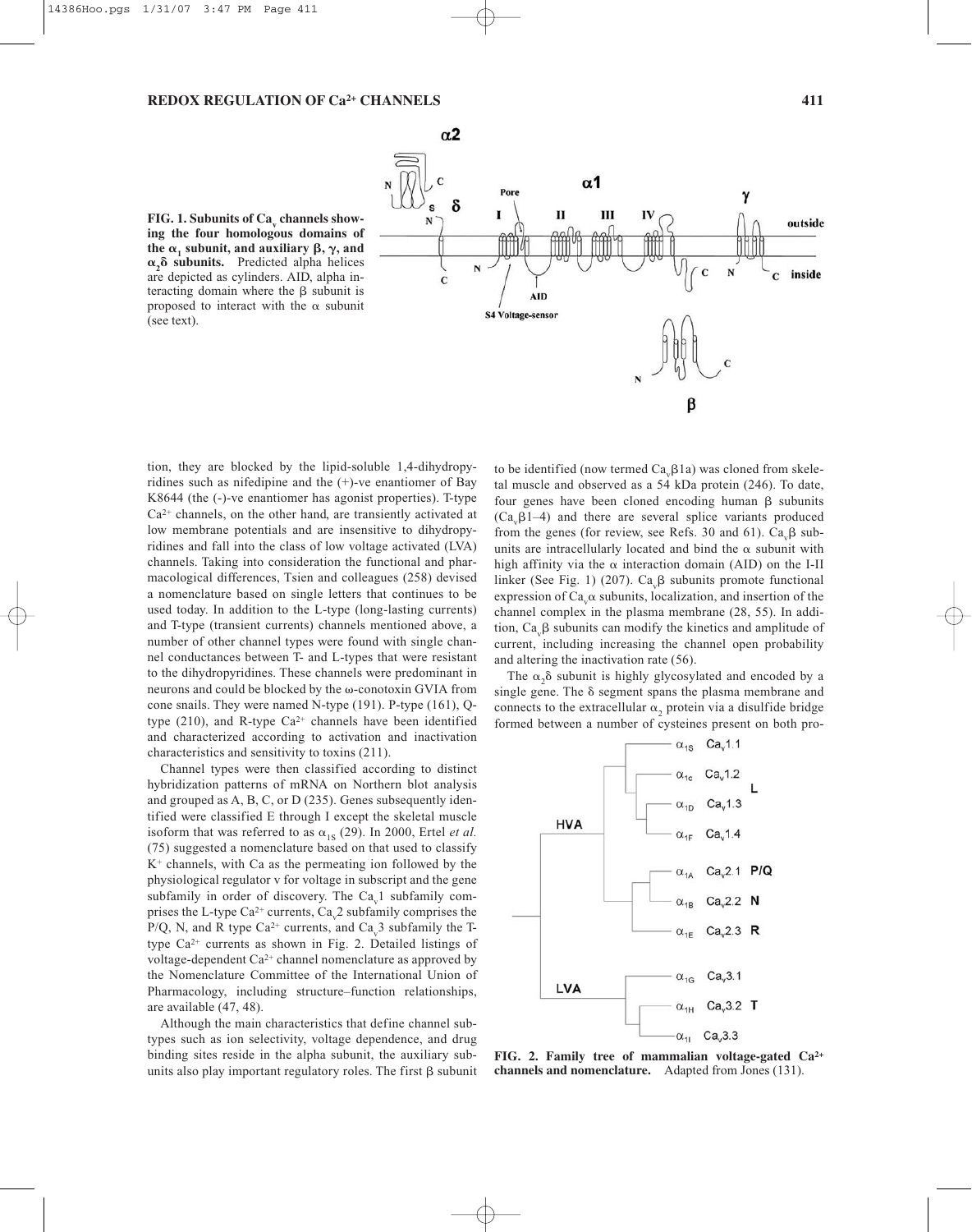**FIG. 1. Subunits of $Ca_v$ channels showing the four homologous domains of the $\alpha_1$ subunit, and auxiliary $\beta$, $\gamma$, and $\alpha_2\delta$ subunits.** Predicted alpha helices are depicted as cylinders. AID, alpha interacting domain where the $\beta$ subunit is proposed to interact with the $\alpha$ subunit (see text).

tion, they are blocked by the lipid-soluble 1,4-dihydropyridines such as nifedipine and the (+)-ve enantiomer of Bay K8644 (the (-)-ve enantiomer has agonist properties). T-type $Ca^{2+}$ channels, on the other hand, are transiently activated at low membrane potentials and are insensitive to dihydropyridines and fall into the class of low voltage activated (LVA) channels. Taking into consideration the functional and pharmacological differences, Tsien and colleagues (258) devised a nomenclature based on single letters that continues to be used today. In addition to the L-type (long-lasting currents) and T-type (transient currents) channels mentioned above, a number of other channel types were found with single channel conductances between T- and L-types that were resistant to the dihydropyridines. These channels were predominant in neurons and could be blocked by the ω-conotoxin GVIA from cone snails. They were named N-type (191). P-type (161), Q-type (210), and R-type $Ca^{2+}$ channels have been identified and characterized according to activation and inactivation characteristics and sensitivity to toxins (211).

Channel types were then classified according to distinct hybridization patterns of mRNA on Northern blot analysis and grouped as A, B, C, or D (235). Genes subsequently identified were classified E through I except the skeletal muscle isoform that was referred to as $\alpha_{1S}$ (29). In 2000, Ertel *et al.* (75) suggested a nomenclature based on that used to classify $K^+$ channels, with Ca as the permeating ion followed by the physiological regulator v for voltage in subscript and the gene subfamily in order of discovery. The $Ca_v1$ subfamily comprises the L-type $Ca^{2+}$ currents, $Ca_v2$ subfamily comprises the P/Q, N, and R type $Ca^{2+}$ currents, and $Ca_v3$ subfamily the T-type $Ca^{2+}$ currents as shown in Fig. 2. Detailed listings of voltage-dependent $Ca^{2+}$ channel nomenclature as approved by the Nomenclature Committee of the International Union of Pharmacology, including structure–function relationships, are available (47, 48).

Although the main characteristics that define channel subtypes such as ion selectivity, voltage dependence, and drug binding sites reside in the alpha subunit, the auxiliary subunits also play important regulatory roles. The first $\beta$ subunit to be identified (now termed $Ca_v\beta1a$) was cloned from skeletal muscle and observed as a 54 kDa protein (246). To date, four genes have been cloned encoding human $\beta$ subunits ($Ca_v\beta1$–4) and there are several splice variants produced from the genes (for review, see Refs. 30 and 61). $Ca_v\beta$ subunits are intracellularly located and bind the $\alpha$ subunit with high affinity via the $\alpha$ interaction domain (AID) on the I-II linker (See Fig. 1) (207). $Ca_v\beta$ subunits promote functional expression of $Ca_v\alpha$ subunits, localization, and insertion of the channel complex in the plasma membrane (28, 55). In addition, $Ca_v\beta$ subunits can modify the kinetics and amplitude of current, including increasing the channel open probability and altering the inactivation rate (56).

The $\alpha_2\delta$ subunit is highly glycosylated and encoded by a single gene. The $\delta$ segment spans the plasma membrane and connects to the extracellular $\alpha_2$ protein via a disulfide bridge formed between a number of cysteines present on both pro-

**FIG. 2. Family tree of mammalian voltage-gated $Ca^{2+}$ channels and nomenclature.** Adapted from Jones (131).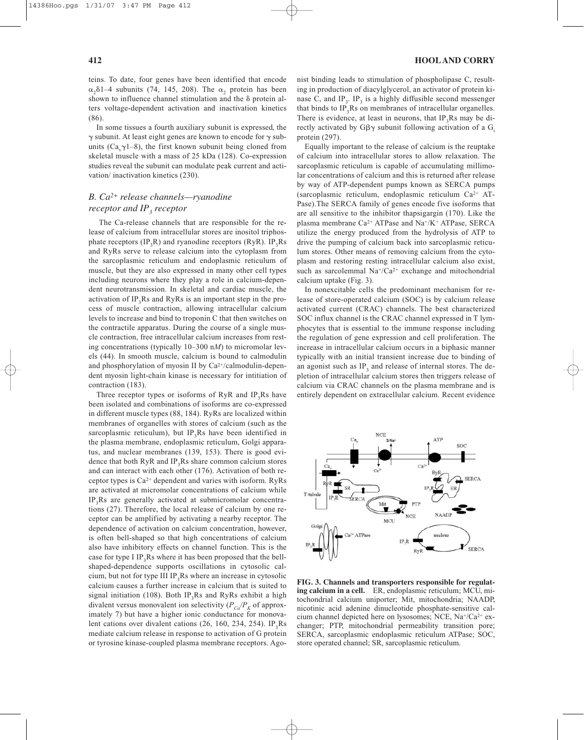teins. To date, four genes have been identified that encode $\alpha_2\delta$1–4 subunits (74, 145, 208). The $\alpha_2$ protein has been shown to influence channel stimulation and the $\delta$ protein alters voltage-dependent activation and inactivation kinetics (86).

In some tissues a fourth auxiliary subunit is expressed, the $\gamma$ subunit. At least eight genes are known to encode for $\gamma$ subunits ($Ca_v\gamma$1–8), the first known subunit being cloned from skeletal muscle with a mass of 25 kDa (128). Co-expression studies reveal the subunit can modulate peak current and activation/ inactivation kinetics (230).

### *B. $Ca^{2+}$ release channels—ryanodine receptor and $IP_3$ receptor*

The Ca-release channels that are responsible for the release of calcium from intracellular stores are inositol triphosphate receptors ($IP_3R$) and ryanodine receptors (RyR). $IP_3Rs$ and RyRs serve to release calcium into the cytoplasm from the sarcoplasmic reticulum and endoplasmic reticulum of muscle, but they are also expressed in many other cell types including neurons where they play a role in calcium-dependent neurotransmission. In skeletal and cardiac muscle, the activation of $IP_3Rs$ and RyRs is an important step in the process of muscle contraction, allowing intracellular calcium levels to increase and bind to troponin C that then switches on the contractile apparatus. During the course of a single muscle contraction, free intracellular calcium increases from resting concentrations (typically 10–300 n*M*) to micromolar levels (44). In smooth muscle, calcium is bound to calmodulin and phosphorylation of myosin II by $Ca^{2+}$/calmodulin-dependent myosin light-chain kinase is necessary for initiation of contraction (183).

Three receptor types or isoforms of RyR and $IP_3Rs$ have been isolated and combinations of isoforms are co-expressed in different muscle types (88, 184). RyRs are localized within membranes of organelles with stores of calcium (such as the sarcoplasmic reticulum), but $IP_3Rs$ have been identified in the plasma membrane, endoplasmic reticulum, Golgi apparatus, and nuclear membranes (139, 153). There is good evidence that both RyR and $IP_3Rs$ share common calcium stores and can interact with each other (176). Activation of both receptor types is $Ca^{2+}$ dependent and varies with isoform. RyRs are activated at micromolar concentrations of calcium while $IP_3Rs$ are generally activated at submicromolar concentrations (27). Therefore, the local release of calcium by one receptor can be amplified by activating a nearby receptor. The dependence of activation on calcium concentration, however, is often bell-shaped so that high concentrations of calcium also have inhibitory effects on channel function. This is the case for type I $IP_3Rs$ where it has been proposed that the bell-shaped-dependence supports oscillations in cytosolic calcium, but not for type III $IP_3Rs$ where an increase in cytosolic calcium causes a further increase in calcium that is suited to signal initiation (108). Both $IP_3Rs$ and RyRs exhibit a high divalent versus monovalent ion selectivity ($P_{Ca}/P_K$ of approximately 7) but have a higher ionic conductance for monovalent cations over divalent cations (26, 160, 234, 254). $IP_3Rs$ mediate calcium release in response to activation of G protein or tyrosine kinase-coupled plasma membrane receptors. Agonist binding leads to stimulation of phospholipase C, resulting in production of diacylglycerol, an activator of protein kinase C, and $IP_3$. $IP_3$ is a highly diffusible second messenger that binds to $IP_3Rs$ on membranes of intracellular organelles. There is evidence, at least in neurons, that $IP_3Rs$ may be directly activated by $G\beta\gamma$ subunit following activation of a $G_i$ protein (297).

Equally important to the release of calcium is the reuptake of calcium into intracellular stores to allow relaxation. The sarcoplasmic reticulum is capable of accumulating millimolar concentrations of calcium and this is returned after release by way of ATP-dependent pumps known as SERCA pumps (sarcoplasmic reticulum, endoplasmic reticulum $Ca^{2+}$ ATPase).The SERCA family of genes encode five isoforms that are all sensitive to the inhibitor thapsigargin (170). Like the plasma membrane $Ca^{2+}$ ATPase and $Na^+/K^+$ ATPase, SERCA utilize the energy produced from the hydrolysis of ATP to drive the pumping of calcium back into sarcoplasmic reticulum stores. Other means of removing calcium from the cytoplasm and restoring resting intracellular calcium also exist, such as sarcolemmal $Na^+/Ca^{2+}$ exchange and mitochondrial calcium uptake (Fig. 3).

In nonexcitable cells the predominant mechanism for release of store-operated calcium (SOC) is by calcium release activated current (CRAC) channels. The best characterized SOC influx channel is the CRAC channel expressed in T lymphocytes that is essential to the immune response including the regulation of gene expression and cell proliferation. The increase in intracellular calcium occurs in a biphasic manner typically with an initial transient increase due to binding of an agonist such as $IP_3$ and release of internal stores. The depletion of intracellular calcium stores then triggers release of calcium via CRAC channels on the plasma membrane and is entirely dependent on extracellular calcium. Recent evidence

**FIG. 3. Channels and transporters responsible for regulating calcium in a cell.** ER, endoplasmic reticulum; MCU, mitochondrial calcium uniporter; Mit, mitochondria; NAADP, nicotinic acid adenine dinucleotide phosphate-sensitive calcium channel depicted here on lysosomes; NCE, $Na^+/Ca^{2+}$ exchanger; PTP, mitochondrial permeability transition pore; SERCA, sarcoplasmic endoplasmic reticulum ATPase; SOC, store operated channel; SR, sarcoplasmic reticulum.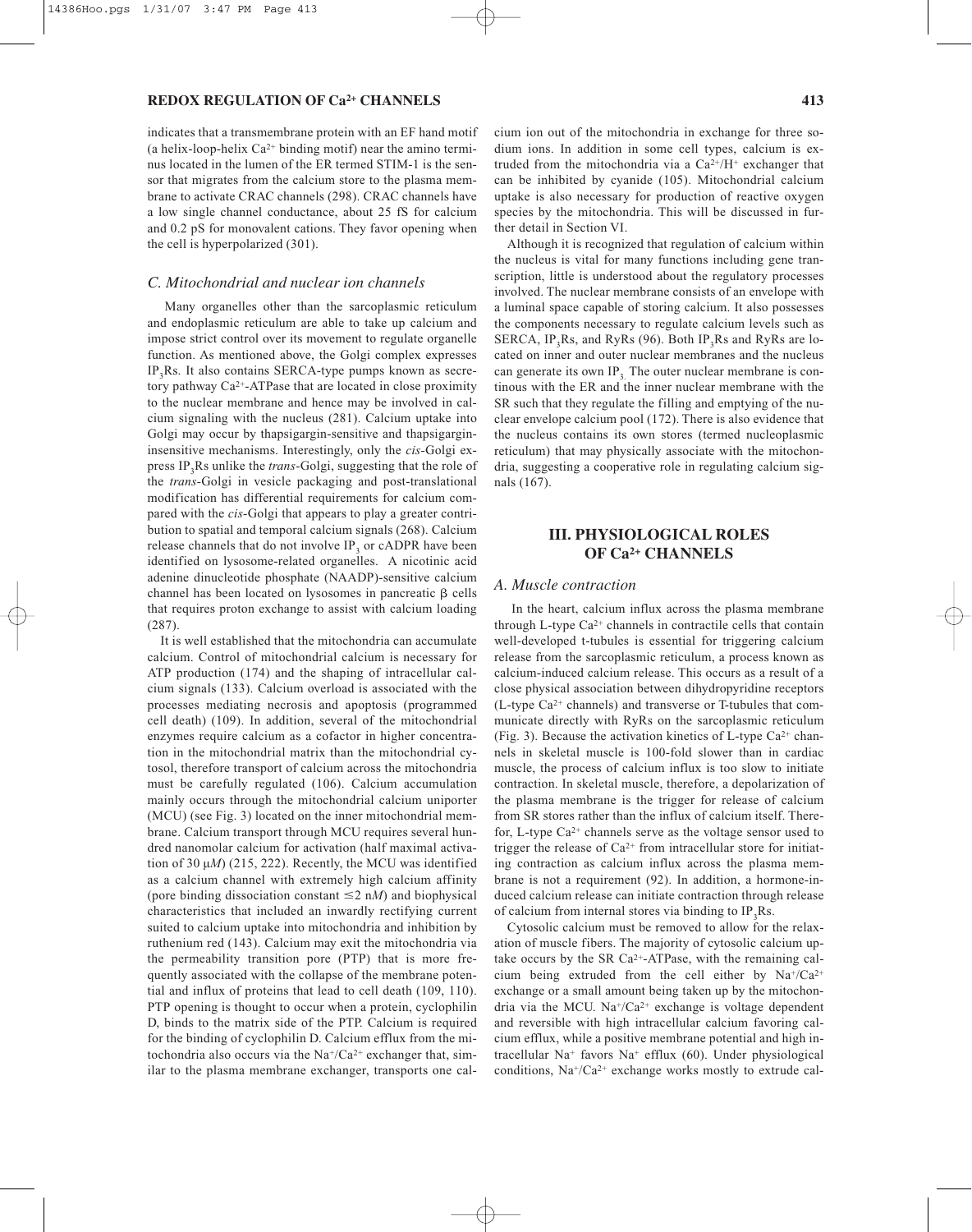indicates that a transmembrane protein with an EF hand motif (a helix-loop-helix $Ca^{2+}$ binding motif) near the amino terminus located in the lumen of the ER termed STIM-1 is the sensor that migrates from the calcium store to the plasma membrane to activate CRAC channels (298). CRAC channels have a low single channel conductance, about 25 fS for calcium and 0.2 pS for monovalent cations. They favor opening when the cell is hyperpolarized (301).

### *C. Mitochondrial and nuclear ion channels*

Many organelles other than the sarcoplasmic reticulum and endoplasmic reticulum are able to take up calcium and impose strict control over its movement to regulate organelle function. As mentioned above, the Golgi complex expresses $IP_3$Rs. It also contains SERCA-type pumps known as secretory pathway $Ca^{2+}$-ATPase that are located in close proximity to the nuclear membrane and hence may be involved in calcium signaling with the nucleus (281). Calcium uptake into Golgi may occur by thapsigargin-sensitive and thapsigargin-insensitive mechanisms. Interestingly, only the *cis*-Golgi express $IP_3$Rs unlike the *trans*-Golgi, suggesting that the role of the *trans*-Golgi in vesicle packaging and post-translational modification has differential requirements for calcium compared with the *cis*-Golgi that appears to play a greater contribution to spatial and temporal calcium signals (268). Calcium release channels that do not involve $IP_3$ or cADPR have been identified on lysosome-related organelles. A nicotinic acid adenine dinucleotide phosphate (NAADP)-sensitive calcium channel has been located on lysosomes in pancreatic β cells that requires proton exchange to assist with calcium loading (287).

It is well established that the mitochondria can accumulate calcium. Control of mitochondrial calcium is necessary for ATP production (174) and the shaping of intracellular calcium signals (133). Calcium overload is associated with the processes mediating necrosis and apoptosis (programmed cell death) (109). In addition, several of the mitochondrial enzymes require calcium as a cofactor in higher concentration in the mitochondrial matrix than the mitochondrial cytosol, therefore transport of calcium across the mitochondria must be carefully regulated (106). Calcium accumulation mainly occurs through the mitochondrial calcium uniporter (MCU) (see Fig. 3) located on the inner mitochondrial membrane. Calcium transport through MCU requires several hundred nanomolar calcium for activation (half maximal activation of 30 μ*M*) (215, 222). Recently, the MCU was identified as a calcium channel with extremely high calcium affinity (pore binding dissociation constant ≤2 n*M*) and biophysical characteristics that included an inwardly rectifying current suited to calcium uptake into mitochondria and inhibition by ruthenium red (143). Calcium may exit the mitochondria via the permeability transition pore (PTP) that is more frequently associated with the collapse of the membrane potential and influx of proteins that lead to cell death (109, 110). PTP opening is thought to occur when a protein, cyclophilin D, binds to the matrix side of the PTP. Calcium is required for the binding of cyclophilin D. Calcium efflux from the mitochondria also occurs via the $Na^+/Ca^{2+}$ exchanger that, similar to the plasma membrane exchanger, transports one calcium ion out of the mitochondria in exchange for three sodium ions. In addition in some cell types, calcium is extruded from the mitochondria via a $Ca^{2+}/H^+$ exchanger that can be inhibited by cyanide (105). Mitochondrial calcium uptake is also necessary for production of reactive oxygen species by the mitochondria. This will be discussed in further detail in Section VI.

Although it is recognized that regulation of calcium within the nucleus is vital for many functions including gene transcription, little is understood about the regulatory processes involved. The nuclear membrane consists of an envelope with a luminal space capable of storing calcium. It also possesses the components necessary to regulate calcium levels such as SERCA, $IP_3$Rs, and RyRs (96). Both $IP_3$Rs and RyRs are located on inner and outer nuclear membranes and the nucleus can generate its own $IP_3$. The outer nuclear membrane is continuous with the ER and the inner nuclear membrane with the SR such that they regulate the filling and emptying of the nuclear envelope calcium pool (172). There is also evidence that the nucleus contains its own stores (termed nucleoplasmic reticulum) that may physically associate with the mitochondria, suggesting a cooperative role in regulating calcium signals (167).

## III. PHYSIOLOGICAL ROLES OF $Ca^{2+}$ CHANNELS

### *A. Muscle contraction*

In the heart, calcium influx across the plasma membrane through L-type $Ca^{2+}$ channels in contractile cells that contain well-developed t-tubules is essential for triggering calcium release from the sarcoplasmic reticulum, a process known as calcium-induced calcium release. This occurs as a result of a close physical association between dihydropyridine receptors (L-type $Ca^{2+}$ channels) and transverse or T-tubules that communicate directly with RyRs on the sarcoplasmic reticulum (Fig. 3). Because the activation kinetics of L-type $Ca^{2+}$ channels in skeletal muscle is 100-fold slower than in cardiac muscle, the process of calcium influx is too slow to initiate contraction. In skeletal muscle, therefore, a depolarization of the plasma membrane is the trigger for release of calcium from SR stores rather than the influx of calcium itself. Therefor, L-type $Ca^{2+}$ channels serve as the voltage sensor used to trigger the release of $Ca^{2+}$ from intracellular store for initiating contraction as calcium influx across the plasma membrane is not a requirement (92). In addition, a hormone-induced calcium release can initiate contraction through release of calcium from internal stores via binding to $IP_3$Rs.

Cytosolic calcium must be removed to allow for the relaxation of muscle fibers. The majority of cytosolic calcium uptake occurs by the SR $Ca^{2+}$-ATPase, with the remaining calcium being extruded from the cell either by $Na^+/Ca^{2+}$ exchange or a small amount being taken up by the mitochondria via the MCU. $Na^+/Ca^{2+}$ exchange is voltage dependent and reversible with high intracellular calcium favoring calcium efflux, while a positive membrane potential and high intracellular $Na^+$ favors $Na^+$ efflux (60). Under physiological conditions, $Na^+/Ca^{2+}$ exchange works mostly to extrude cal-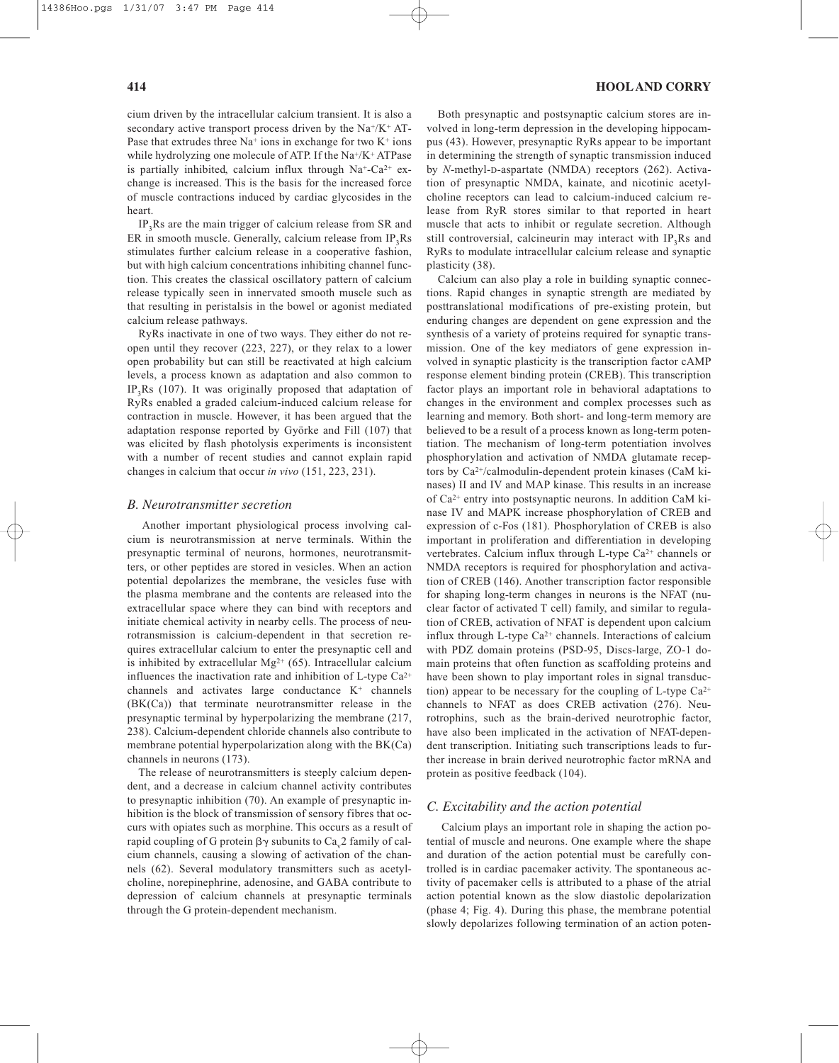cium driven by the intracellular calcium transient. It is also a secondary active transport process driven by the $Na^+/K^+$ ATPase that extrudes three $Na^+$ ions in exchange for two $K^+$ ions while hydrolyzing one molecule of ATP. If the $Na^+/K^+$ ATPase is partially inhibited, calcium influx through $Na^+$-$Ca^{2+}$ exchange is increased. This is the basis for the increased force of muscle contractions induced by cardiac glycosides in the heart.

$IP_3$Rs are the main trigger of calcium release from SR and ER in smooth muscle. Generally, calcium release from $IP_3$Rs stimulates further calcium release in a cooperative fashion, but with high calcium concentrations inhibiting channel function. This creates the classical oscillatory pattern of calcium release typically seen in innervated smooth muscle such as that resulting in peristalsis in the bowel or agonist mediated calcium release pathways.

RyRs inactivate in one of two ways. They either do not reopen until they recover (223, 227), or they relax to a lower open probability but can still be reactivated at high calcium levels, a process known as adaptation and also common to $IP_3$Rs (107). It was originally proposed that adaptation of RyRs enabled a graded calcium-induced calcium release for contraction in muscle. However, it has been argued that the adaptation response reported by Györke and Fill (107) that was elicited by flash photolysis experiments is inconsistent with a number of recent studies and cannot explain rapid changes in calcium that occur *in vivo* (151, 223, 231).

### *B. Neurotransmitter secretion*

Another important physiological process involving calcium is neurotransmission at nerve terminals. Within the presynaptic terminal of neurons, hormones, neurotransmitters, or other peptides are stored in vesicles. When an action potential depolarizes the membrane, the vesicles fuse with the plasma membrane and the contents are released into the extracellular space where they can bind with receptors and initiate chemical activity in nearby cells. The process of neurotransmission is calcium-dependent in that secretion requires extracellular calcium to enter the presynaptic cell and is inhibited by extracellular $Mg^{2+}$ (65). Intracellular calcium influences the inactivation rate and inhibition of L-type $Ca^{2+}$ channels and activates large conductance $K^+$ channels (BK(Ca)) that terminate neurotransmitter release in the presynaptic terminal by hyperpolarizing the membrane (217, 238). Calcium-dependent chloride channels also contribute to membrane potential hyperpolarization along with the BK(Ca) channels in neurons (173).

The release of neurotransmitters is steeply calcium dependent, and a decrease in calcium channel activity contributes to presynaptic inhibition (70). An example of presynaptic inhibition is the block of transmission of sensory fibres that occurs with opiates such as morphine. This occurs as a result of rapid coupling of G protein $\beta\gamma$ subunits to $Ca_v2$ family of calcium channels, causing a slowing of activation of the channels (62). Several modulatory transmitters such as acetylcholine, norepinephrine, adenosine, and GABA contribute to depression of calcium channels at presynaptic terminals through the G protein-dependent mechanism.

Both presynaptic and postsynaptic calcium stores are involved in long-term depression in the developing hippocampus (43). However, presynaptic RyRs appear to be important in determining the strength of synaptic transmission induced by *N*-methyl-D-aspartate (NMDA) receptors (262). Activation of presynaptic NMDA, kainate, and nicotinic acetylcholine receptors can lead to calcium-induced calcium release from RyR stores similar to that reported in heart muscle that acts to inhibit or regulate secretion. Although still controversial, calcineurin may interact with $IP_3$Rs and RyRs to modulate intracellular calcium release and synaptic plasticity (38).

Calcium can also play a role in building synaptic connections. Rapid changes in synaptic strength are mediated by posttranslational modifications of pre-existing protein, but enduring changes are dependent on gene expression and the synthesis of a variety of proteins required for synaptic transmission. One of the key mediators of gene expression involved in synaptic plasticity is the transcription factor cAMP response element binding protein (CREB). This transcription factor plays an important role in behavioral adaptations to changes in the environment and complex processes such as learning and memory. Both short- and long-term memory are believed to be a result of a process known as long-term potentiation. The mechanism of long-term potentiation involves phosphorylation and activation of NMDA glutamate receptors by $Ca^{2+}$/calmodulin-dependent protein kinases (CaM kinases) II and IV and MAP kinase. This results in an increase of $Ca^{2+}$ entry into postsynaptic neurons. In addition CaM kinase IV and MAPK increase phosphorylation of CREB and expression of c-Fos (181). Phosphorylation of CREB is also important in proliferation and differentiation in developing vertebrates. Calcium influx through L-type $Ca^{2+}$ channels or NMDA receptors is required for phosphorylation and activation of CREB (146). Another transcription factor responsible for shaping long-term changes in neurons is the NFAT (nuclear factor of activated T cell) family, and similar to regulation of CREB, activation of NFAT is dependent upon calcium influx through L-type $Ca^{2+}$ channels. Interactions of calcium with PDZ domain proteins (PSD-95, Discs-large, ZO-1 domain proteins that often function as scaffolding proteins and have been shown to play important roles in signal transduction) appear to be necessary for the coupling of L-type $Ca^{2+}$ channels to NFAT as does CREB activation (276). Neurotrophins, such as the brain-derived neurotrophic factor, have also been implicated in the activation of NFAT-dependent transcription. Initiating such transcriptions leads to further increase in brain derived neurotrophic factor mRNA and protein as positive feedback (104).

### *C. Excitability and the action potential*

Calcium plays an important role in shaping the action potential of muscle and neurons. One example where the shape and duration of the action potential must be carefully controlled is in cardiac pacemaker activity. The spontaneous activity of pacemaker cells is attributed to a phase of the atrial action potential known as the slow diastolic depolarization (phase 4; Fig. 4). During this phase, the membrane potential slowly depolarizes following termination of an action poten-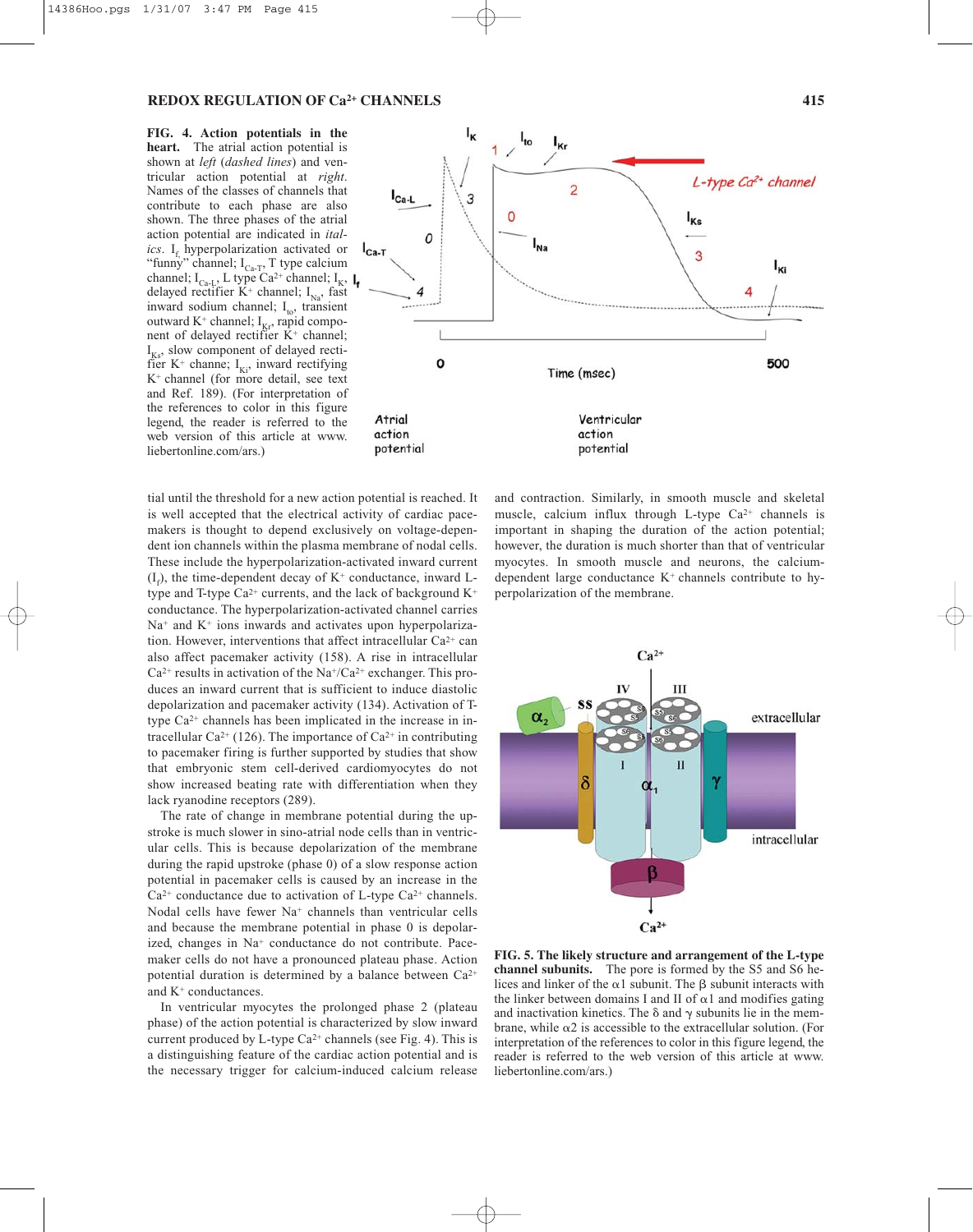**FIG. 4. Action potentials in the heart.** The atrial action potential is shown at *left* (*dashed lines*) and ventricular action potential at *right*. Names of the classes of channels that contribute to each phase are also shown. The three phases of the atrial action potential are indicated in *italics*. $I_f$, hyperpolarization activated or "funny" channel; $I_{Ca-T}$, T type calcium channel; $I_{Ca-L}$, L type $Ca^{2+}$ channel; $I_K$, delayed rectifier $K^+$ channel; $I_{Na}$, fast inward sodium channel; $I_{to}$, transient outward $K^+$ channel; $I_{Kr}$, rapid component of delayed rectifier $K^+$ channel; $I_{Ks}$, slow component of delayed rectifier $K^+$ channe; $I_{Ki}$, inward rectifying $K^+$ channel (for more detail, see text and Ref. 189). (For interpretation of the references to color in this figure legend, the reader is referred to the web version of this article at www.liebertonline.com/ars.)

tial until the threshold for a new action potential is reached. It is well accepted that the electrical activity of cardiac pacemakers is thought to depend exclusively on voltage-dependent ion channels within the plasma membrane of nodal cells. These include the hyperpolarization-activated inward current ($I_f$), the time-dependent decay of $K^+$ conductance, inward L-type and T-type $Ca^{2+}$ currents, and the lack of background $K^+$ conductance. The hyperpolarization-activated channel carries $Na^+$ and $K^+$ ions inwards and activates upon hyperpolarization. However, interventions that affect intracellular $Ca^{2+}$ can also affect pacemaker activity (158). A rise in intracellular $Ca^{2+}$ results in activation of the $Na^+/Ca^{2+}$ exchanger. This produces an inward current that is sufficient to induce diastolic depolarization and pacemaker activity (134). Activation of T-type $Ca^{2+}$ channels has been implicated in the increase in intracellular $Ca^{2+}$ (126). The importance of $Ca^{2+}$ in contributing to pacemaker firing is further supported by studies that show that embryonic stem cell-derived cardiomyocytes do not show increased beating rate with differentiation when they lack ryanodine receptors (289).

The rate of change in membrane potential during the upstroke is much slower in sino-atrial node cells than in ventricular cells. This is because depolarization of the membrane during the rapid upstroke (phase 0) of a slow response action potential in pacemaker cells is caused by an increase in the $Ca^{2+}$ conductance due to activation of L-type $Ca^{2+}$ channels. Nodal cells have fewer $Na^+$ channels than ventricular cells and because the membrane potential in phase 0 is depolarized, changes in $Na^+$ conductance do not contribute. Pacemaker cells do not have a pronounced plateau phase. Action potential duration is determined by a balance between $Ca^{2+}$ and $K^+$ conductances.

In ventricular myocytes the prolonged phase 2 (plateau phase) of the action potential is characterized by slow inward current produced by L-type $Ca^{2+}$ channels (see Fig. 4). This is a distinguishing feature of the cardiac action potential and is the necessary trigger for calcium-induced calcium release and contraction. Similarly, in smooth muscle and skeletal muscle, calcium influx through L-type $Ca^{2+}$ channels is important in shaping the duration of the action potential; however, the duration is much shorter than that of ventricular myocytes. In smooth muscle and neurons, the calcium-dependent large conductance $K^+$ channels contribute to hyperpolarization of the membrane.

**FIG. 5. The likely structure and arrangement of the L-type channel subunits.** The pore is formed by the S5 and S6 helices and linker of the $\alpha1$ subunit. The $\beta$ subunit interacts with the linker between domains I and II of $\alpha1$ and modifies gating and inactivation kinetics. The $\delta$ and $\gamma$ subunits lie in the membrane, while $\alpha2$ is accessible to the extracellular solution. (For interpretation of the references to color in this figure legend, the reader is referred to the web version of this article at www.liebertonline.com/ars.)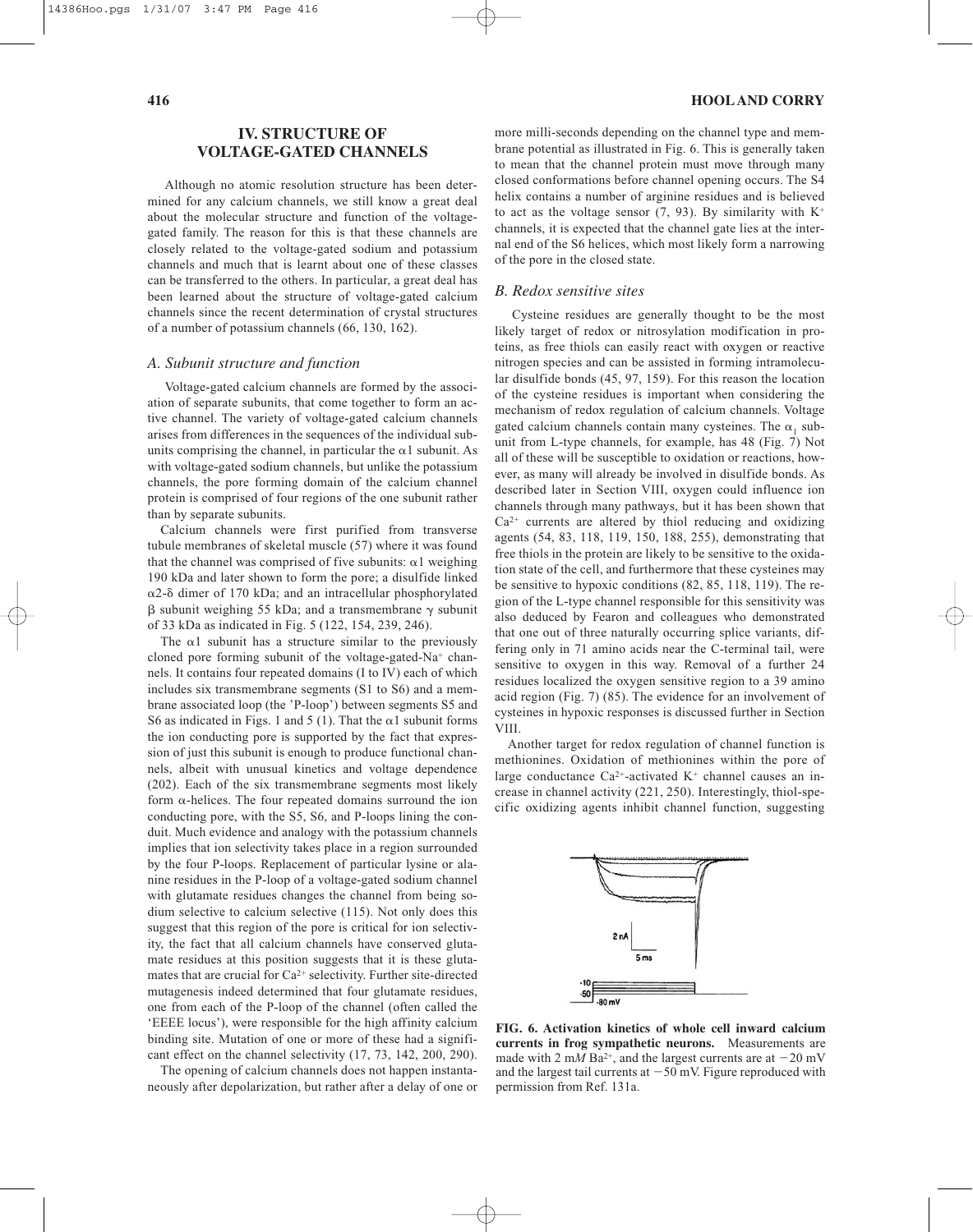## IV. STRUCTURE OF VOLTAGE-GATED CHANNELS

Although no atomic resolution structure has been determined for any calcium channels, we still know a great deal about the molecular structure and function of the voltage-gated family. The reason for this is that these channels are closely related to the voltage-gated sodium and potassium channels and much that is learnt about one of these classes can be transferred to the others. In particular, a great deal has been learned about the structure of voltage-gated calcium channels since the recent determination of crystal structures of a number of potassium channels (66, 130, 162).

### *A. Subunit structure and function*

Voltage-gated calcium channels are formed by the association of separate subunits, that come together to form an active channel. The variety of voltage-gated calcium channels arises from differences in the sequences of the individual subunits comprising the channel, in particular the $\alpha 1$ subunit. As with voltage-gated sodium channels, but unlike the potassium channels, the pore forming domain of the calcium channel protein is comprised of four regions of the one subunit rather than by separate subunits.

Calcium channels were first purified from transverse tubule membranes of skeletal muscle (57) where it was found that the channel was comprised of five subunits: $\alpha 1$ weighing 190 kDa and later shown to form the pore; a disulfide linked $\alpha 2$-$\delta$ dimer of 170 kDa; and an intracellular phosphorylated $\beta$ subunit weighing 55 kDa; and a transmembrane $\gamma$ subunit of 33 kDa as indicated in Fig. 5 (122, 154, 239, 246).

The $\alpha 1$ subunit has a structure similar to the previously cloned pore forming subunit of the voltage-gated-$Na^+$ channels. It contains four repeated domains (I to IV) each of which includes six transmembrane segments (S1 to S6) and a membrane associated loop (the 'P-loop') between segments S5 and S6 as indicated in Figs. 1 and 5 (1). That the $\alpha 1$ subunit forms the ion conducting pore is supported by the fact that expression of just this subunit is enough to produce functional channels, albeit with unusual kinetics and voltage dependence (202). Each of the six transmembrane segments most likely form $\alpha$-helices. The four repeated domains surround the ion conducting pore, with the S5, S6, and P-loops lining the conduit. Much evidence and analogy with the potassium channels implies that ion selectivity takes place in a region surrounded by the four P-loops. Replacement of particular lysine or alanine residues in the P-loop of a voltage-gated sodium channel with glutamate residues changes the channel from being sodium selective to calcium selective (115). Not only does this suggest that this region of the pore is critical for ion selectivity, the fact that all calcium channels have conserved glutamate residues at this position suggests that it is these glutamates that are crucial for $Ca^{2+}$ selectivity. Further site-directed mutagenesis indeed determined that four glutamate residues, one from each of the P-loop of the channel (often called the 'EEEE locus'), were responsible for the high affinity calcium binding site. Mutation of one or more of these had a significant effect on the channel selectivity (17, 73, 142, 200, 290).

The opening of calcium channels does not happen instantaneously after depolarization, but rather after a delay of one or more milli-seconds depending on the channel type and membrane potential as illustrated in Fig. 6. This is generally taken to mean that the channel protein must move through many closed conformations before channel opening occurs. The S4 helix contains a number of arginine residues and is believed to act as the voltage sensor (7, 93). By similarity with $K^+$ channels, it is expected that the channel gate lies at the internal end of the S6 helices, which most likely form a narrowing of the pore in the closed state.

### *B. Redox sensitive sites*

Cysteine residues are generally thought to be the most likely target of redox or nitrosylation modification in proteins, as free thiols can easily react with oxygen or reactive nitrogen species and can be assisted in forming intramolecular disulfide bonds (45, 97, 159). For this reason the location of the cysteine residues is important when considering the mechanism of redox regulation of calcium channels. Voltage gated calcium channels contain many cysteines. The $\alpha_1$ subunit from L-type channels, for example, has 48 (Fig. 7) Not all of these will be susceptible to oxidation or reactions, however, as many will already be involved in disulfide bonds. As described later in Section VIII, oxygen could influence ion channels through many pathways, but it has been shown that $Ca^{2+}$ currents are altered by thiol reducing and oxidizing agents (54, 83, 118, 119, 150, 188, 255), demonstrating that free thiols in the protein are likely to be sensitive to the oxidation state of the cell, and furthermore that these cysteines may be sensitive to hypoxic conditions (82, 85, 118, 119). The region of the L-type channel responsible for this sensitivity was also deduced by Fearon and colleagues who demonstrated that one out of three naturally occurring splice variants, differing only in 71 amino acids near the C-terminal tail, were sensitive to oxygen in this way. Removal of a further 24 residues localized the oxygen sensitive region to a 39 amino acid region (Fig. 7) (85). The evidence for an involvement of cysteines in hypoxic responses is discussed further in Section VIII.

Another target for redox regulation of channel function is methionines. Oxidation of methionines within the pore of large conductance $Ca^{2+}$-activated $K^+$ channel causes an increase in channel activity (221, 250). Interestingly, thiol-specific oxidizing agents inhibit channel function, suggesting

**FIG. 6. Activation kinetics of whole cell inward calcium currents in frog sympathetic neurons.** Measurements are made with 2 m*M* $Ba^{2+}$, and the largest currents are at $-20$ mV and the largest tail currents at $-50$ mV. Figure reproduced with permission from Ref. 131a.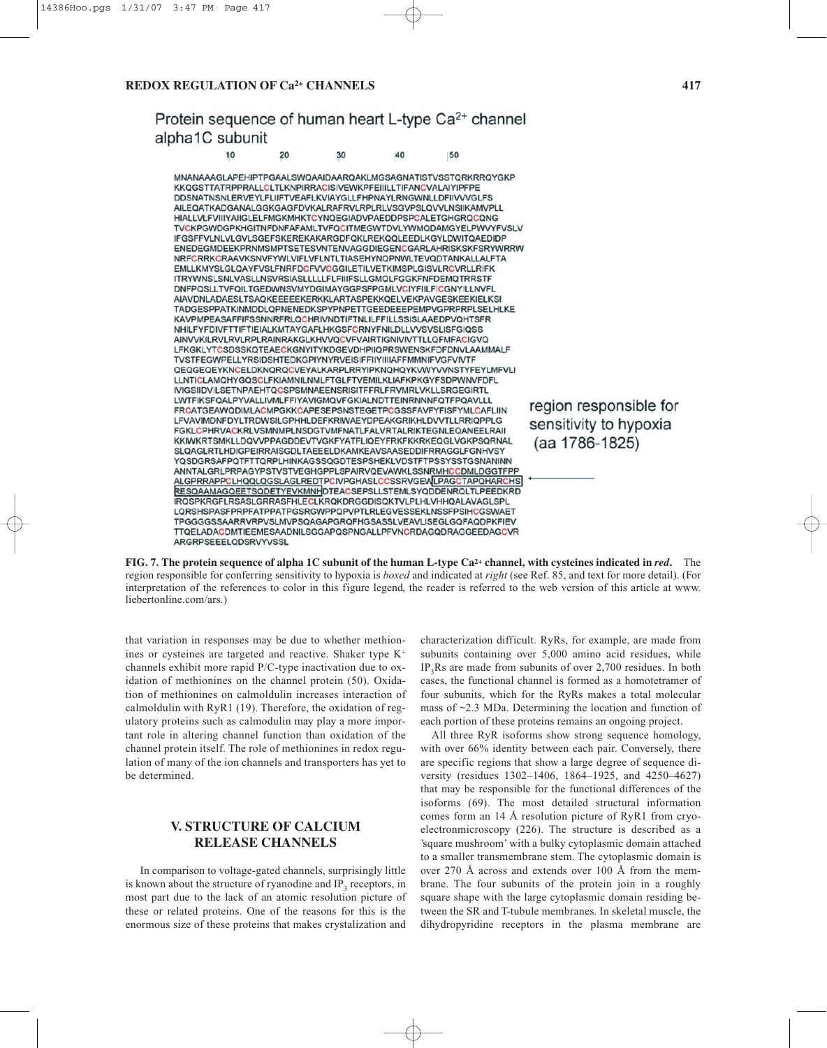Protein sequence of human heart L-type Ca$^{2+}$ channel alpha1C subunit

```
         10        20        30        40        50
MNANAAAGLAPEHIPTPGAALSWQAAIDAARQAKLMGSAGNATISTVSSTQRKRRQYGKP
KKQGSTTATRPPRALLCLTLKNPIRRACISIVEWKPFEIIILLTIFANCVALAIYIPFPE
DDSNATNSNLERVEYLFLIIFTVEAFLKVIAYGLLFHPNAYLRNGWNLLDFIIVVVGLFS
AILEQATKADGANALGGKGAGFDVKALRAFRVLRPLRLVSGVPSLQVVLNSIIKAMVPLL
HIALLVLFVIIIYAIIGLELFMGKMHKTCYNQEGIADVPAEDDPSPCALETGHGRQCQNG
TVCKPGWDGPKHGITNFDNFAFAMLTVFQCITMEGWTDVLYWMQDAMGYELPWVYFVSLV
IFGSFFVLNLVLGVLSGEFSKEREKAKARGDFQKLREKQQLEEDLKGYLDWITQAEDIDP
ENEDEGMDEEKPRNMSMPTSETESVNTENVAGGDIEGENCGARLAHRISKSKFSRYWRRW
NRFCRRKCRAAVKSNVFYWLVIFLVFLNTLTIASEHYNQPNWLTEVQDTANKALLALFTA
EMLLKMYSLGLQAYFVSLFNRFDCFVVCGGILETILVETKIMSPLGISVLRCVRLLRIFK
ITRYWNSLSNLVASLLNSVRSIASLLLLLFLFIIIFSLLGMQLFGGKFNFDEMQTRRSTF
DNFPQSLLTVFQILTGEDWNSVMYDGIMAYGGPSFPGMLVCIYFIILFICGNYILLNVFL
AIAVDNLADAESLTSAQKEEEEEKERKKLARTASPEKKQELVEKPAVGESKEEKIELKSI
TADGESPPATKINMDDLQPNENEDKSPYPNPETTGEEDEEEPEMPVGPRPRPLSELHLKE
KAVPMPEASAFFIFSSNNRFRLQCHRIVNDTIFTNLILFFILLSSISLAAEDPVQHTSFR
NHILFYFDIVFTTIFTIEIALKMTAYGAFLHKGSFCRNYFNILDLLVVSVSLISFGIQSS
AINVVKILRVLRVLRPLRAINRAKGLKHVVQCVFVAIRTIGNIVIVTTLLQFMFACIGVQ
LFKGKLYTCSDSSKQTEAECKGNYITYKDGEVDHPIIQPRSWENSKFDFDNVLAAMMALF
TVSTFEGWPELLYRSIDSHTEDKGPIYNYRVEISIFFIIYIIIIAFFMMNIFVGFVIVTF
QEQGEQEYKNCELDKNQRQCVEYALKARPLRRYIPKNQHQYKVWYVVNSTYFEYLMFVLI
LLNTICLAMQHYGQSCLFKIAMNILNMLFTGLFTVEMILKLIAFKPKGYFSDPWNVFDFL
IVIGSIIDVILSETNPAEHTQCSPSMNAEENSRISITFFRLFRVMRLVKLLSRGEGIRTL
LWTFIKSFQALPYVALLIVMLFFIYAVIGMQVFGKIALNDTTEINRNNNFQTFPQAVLLL
FRCATGEAWQDIMLACMPGKKCAPESEPSNSTEGETPCGSSFAVFYFISFYMLCAFLIIN
LFVAVIMDNFDYLTRDWSILGPHHLDEFKRIWAEYDPEAKGRIKHLDVVTLLRRIQPPLG
FGKLCPHRVACKRLVSMNMPLNSDGTVMFNATLFALVRTALRIKTEGNLEQANEELRAII
KKIWKRTSMKLLDQVVPPAGDDEVTVGKFYATFLIQEYFRKFKKRKEQGLVGKPSQRNAL
SLQAGLRTLHDIGPEIRRAISGDLTAEEELDKAMKEAVSAASEDDIFRRAGGLFGNHVSY
YQSDGRSAFPQTFTTQRPLHINKAGSSQGDTESPSHEKLVDSTFTPSSYSSTGSNANINN
ANNTALGRLPRPAGYPSTVSTVEGHGPPLSPAIRVQEVAWKLSSNRMHCCDMLDGGTFPP
ALGPRRAPPCLHQQLQGSLAGLREDTPCIVPGHASLCCSSRVGEWLPAGCTAPQHARCHS
RESQAAMAGQEETSQDETYEVKMNHDTEACSEPSLLSTEMLSYQDDENRQLTLPEEDKRD
IRQSPKRGFLRSASLGRRASFHLECLKRQKDRGGDISQKTVLPLHLVHHQALAVAGLSPL
LQRSHSPASFPRPFATPPATPGSRGWPPQPVPTLRLEGVESSEKLNSSFPSIHCGSWAET
TPGGGGSSAARRVRPVSLMVPSQAGAPGRQFHGSASSLVEAVLISEGLGQFAQDPKFIEV
TTQELADACDMTIEEMESAADNILSGGAPQSPNGALLPFVNCRDAGQDRAGGEEDAGCVR
ARGRPSEEELQDSRVYVSSL
```

region responsible for sensitivity to hypoxia (aa 1786-1825)

**FIG. 7. The protein sequence of alpha 1C subunit of the human L-type Ca$^{2+}$ channel, with cysteines indicated in *red*.** The region responsible for conferring sensitivity to hypoxia is *boxed* and indicated at *right* (see Ref. 85, and text for more detail). (For interpretation of the references to color in this figure legend, the reader is referred to the web version of this article at www.liebertonline.com/ars.)

that variation in responses may be due to whether methionines or cysteines are targeted and reactive. Shaker type K$^+$ channels exhibit more rapid P/C-type inactivation due to oxidation of methionines on the channel protein (50). Oxidation of methionines on calmoldulin increases interaction of calmoldulin with RyR1 (19). Therefore, the oxidation of regulatory proteins such as calmodulin may play a more important role in altering channel function than oxidation of the channel protein itself. The role of methionines in redox regulation of many of the ion channels and transporters has yet to be determined.

## V. STRUCTURE OF CALCIUM RELEASE CHANNELS

In comparison to voltage-gated channels, surprisingly little is known about the structure of ryanodine and IP$_3$ receptors, in most part due to the lack of an atomic resolution picture of these or related proteins. One of the reasons for this is the enormous size of these proteins that makes crystalization and characterization difficult. RyRs, for example, are made from subunits containing over 5,000 amino acid residues, while IP$_3$Rs are made from subunits of over 2,700 residues. In both cases, the functional channel is formed as a homotetramer of four subunits, which for the RyRs makes a total molecular mass of ~2.3 MDa. Determining the location and function of each portion of these proteins remains an ongoing project.

All three RyR isoforms show strong sequence homology, with over 66% identity between each pair. Conversely, there are specific regions that show a large degree of sequence diversity (residues 1302–1406, 1864–1925, and 4250–4627) that may be responsible for the functional differences of the isoforms (69). The most detailed structural information comes form an 14 Å resolution picture of RyR1 from cryo-electronmicroscopy (226). The structure is described as a 'square mushroom' with a bulky cytoplasmic domain attached to a smaller transmembrane stem. The cytoplasmic domain is over 270 Å across and extends over 100 Å from the membrane. The four subunits of the protein join in a roughly square shape with the large cytoplasmic domain residing between the SR and T-tubule membranes. In skeletal muscle, the dihydropyridine receptors in the plasma membrane are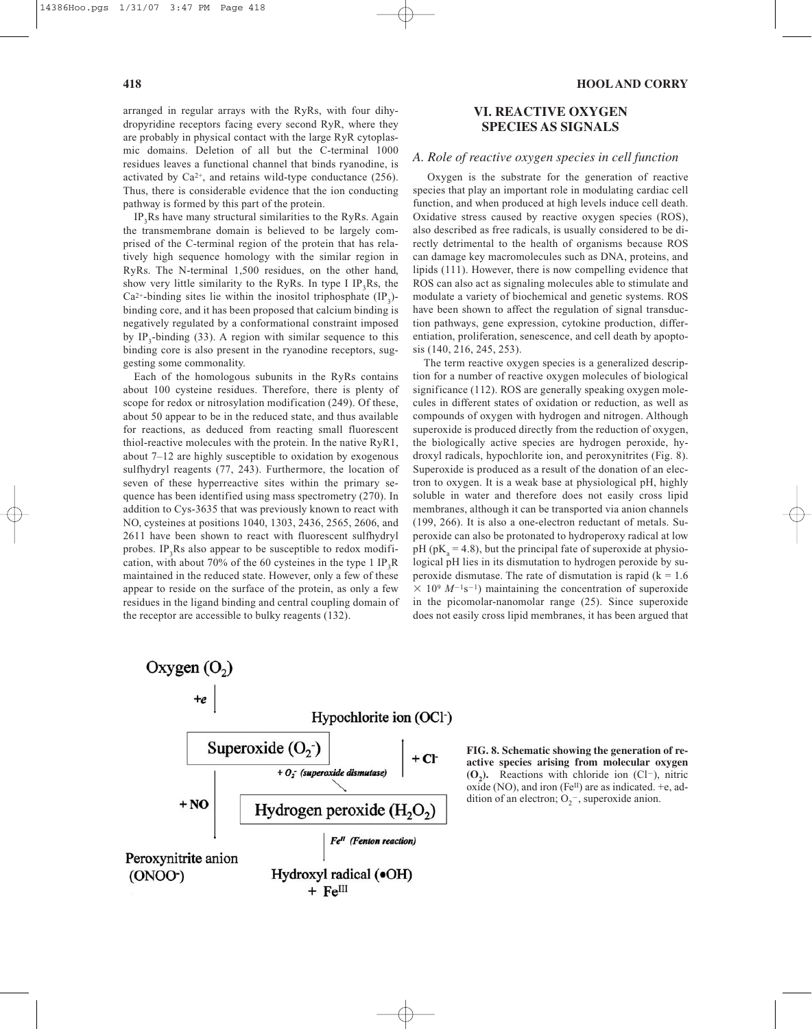arranged in regular arrays with the RyRs, with four dihydropyridine receptors facing every second RyR, where they are probably in physical contact with the large RyR cytoplasmic domains. Deletion of all but the C-terminal 1000 residues leaves a functional channel that binds ryanodine, is activated by $Ca^{2+}$, and retains wild-type conductance (256). Thus, there is considerable evidence that the ion conducting pathway is formed by this part of the protein.

$IP_3$Rs have many structural similarities to the RyRs. Again the transmembrane domain is believed to be largely comprised of the C-terminal region of the protein that has relatively high sequence homology with the similar region in RyRs. The N-terminal 1,500 residues, on the other hand, show very little similarity to the RyRs. In type I $IP_3$Rs, the $Ca^{2+}$-binding sites lie within the inositol triphosphate ($IP_3$)-binding core, and it has been proposed that calcium binding is negatively regulated by a conformational constraint imposed by $IP_3$-binding (33). A region with similar sequence to this binding core is also present in the ryanodine receptors, suggesting some commonality.

Each of the homologous subunits in the RyRs contains about 100 cysteine residues. Therefore, there is plenty of scope for redox or nitrosylation modification (249). Of these, about 50 appear to be in the reduced state, and thus available for reactions, as deduced from reacting small fluorescent thiol-reactive molecules with the protein. In the native RyR1, about 7–12 are highly susceptible to oxidation by exogenous sulfhydryl reagents (77, 243). Furthermore, the location of seven of these hyperreactive sites within the primary sequence has been identified using mass spectrometry (270). In addition to Cys-3635 that was previously known to react with NO, cysteines at positions 1040, 1303, 2436, 2565, 2606, and 2611 have been shown to react with fluorescent sulfhydryl probes. $IP_3$Rs also appear to be susceptible to redox modification, with about 70% of the 60 cysteines in the type 1 $IP_3$R maintained in the reduced state. However, only a few of these appear to reside on the surface of the protein, as only a few residues in the ligand binding and central coupling domain of the receptor are accessible to bulky reagents (132).

## VI. REACTIVE OXYGEN SPECIES AS SIGNALS

### *A. Role of reactive oxygen species in cell function*

Oxygen is the substrate for the generation of reactive species that play an important role in modulating cardiac cell function, and when produced at high levels induce cell death. Oxidative stress caused by reactive oxygen species (ROS), also described as free radicals, is usually considered to be directly detrimental to the health of organisms because ROS can damage key macromolecules such as DNA, proteins, and lipids (111). However, there is now compelling evidence that ROS can also act as signaling molecules able to stimulate and modulate a variety of biochemical and genetic systems. ROS have been shown to affect the regulation of signal transduction pathways, gene expression, cytokine production, differentiation, proliferation, senescence, and cell death by apoptosis (140, 216, 245, 253).

The term reactive oxygen species is a generalized description for a number of reactive oxygen molecules of biological significance (112). ROS are generally speaking oxygen molecules in different states of oxidation or reduction, as well as compounds of oxygen with hydrogen and nitrogen. Although superoxide is produced directly from the reduction of oxygen, the biologically active species are hydrogen peroxide, hydroxyl radicals, hypochlorite ion, and peroxynitrites (Fig. 8). Superoxide is produced as a result of the donation of an electron to oxygen. It is a weak base at physiological pH, highly soluble in water and therefore does not easily cross lipid membranes, although it can be transported via anion channels (199, 266). It is also a one-electron reductant of metals. Superoxide can also be protonated to hydroperoxy radical at low pH ($pK_a = 4.8$), but the principal fate of superoxide at physiological pH lies in its dismutation to hydrogen peroxide by superoxide dismutase. The rate of dismutation is rapid ($k = 1.6 \times 10^9\ M^{-1}s^{-1}$) maintaining the concentration of superoxide in the picomolar-nanomolar range (25). Since superoxide does not easily cross lipid membranes, it has been argued that

**FIG. 8. Schematic showing the generation of reactive species arising from molecular oxygen ($O_2$).** Reactions with chloride ion ($Cl^-$), nitric oxide (NO), and iron ($Fe^{II}$) are as indicated. +e, addition of an electron; $O_2^-$, superoxide anion.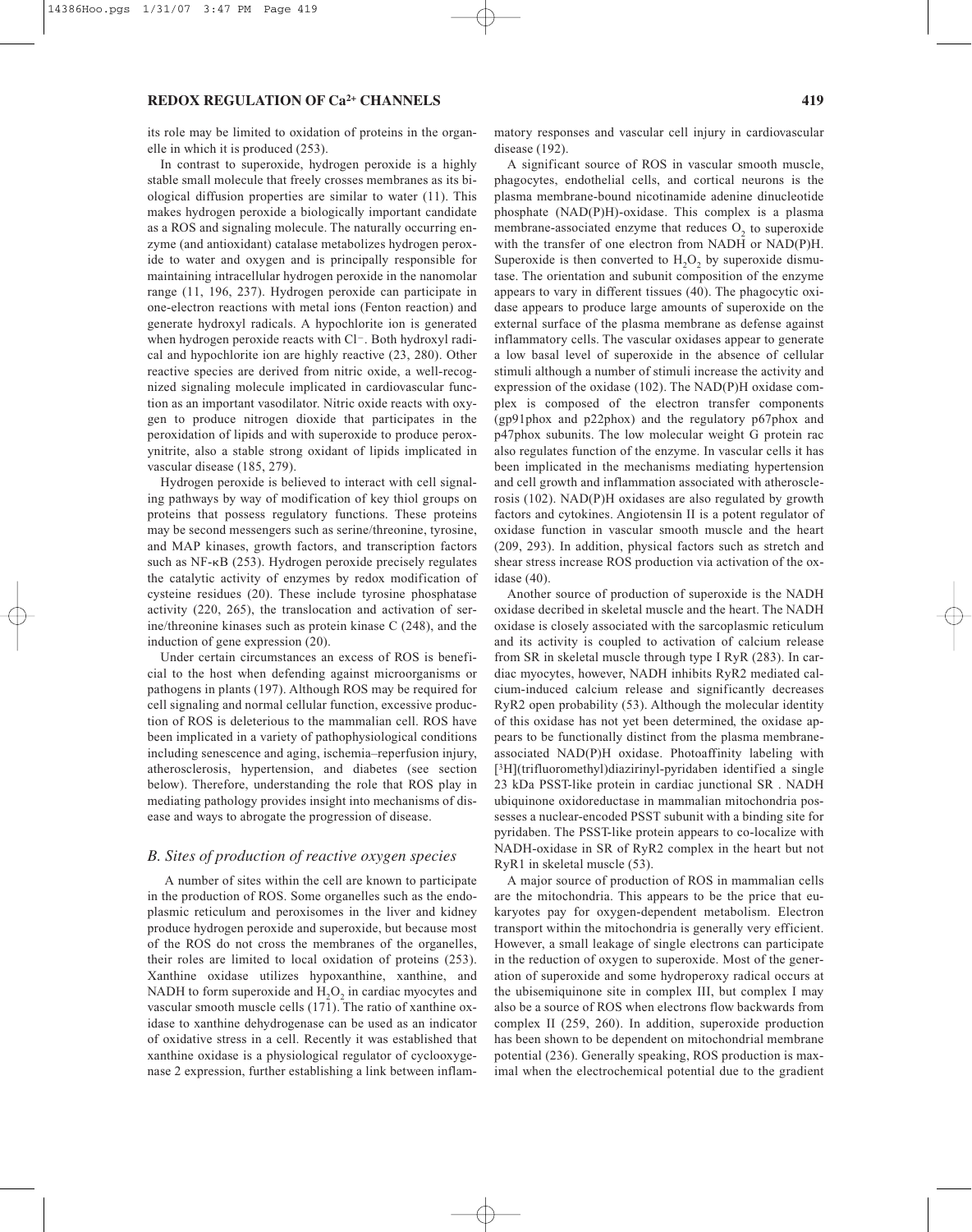its role may be limited to oxidation of proteins in the organelle in which it is produced (253).

In contrast to superoxide, hydrogen peroxide is a highly stable small molecule that freely crosses membranes as its biological diffusion properties are similar to water (11). This makes hydrogen peroxide a biologically important candidate as a ROS and signaling molecule. The naturally occurring enzyme (and antioxidant) catalase metabolizes hydrogen peroxide to water and oxygen and is principally responsible for maintaining intracellular hydrogen peroxide in the nanomolar range (11, 196, 237). Hydrogen peroxide can participate in one-electron reactions with metal ions (Fenton reaction) and generate hydroxyl radicals. A hypochlorite ion is generated when hydrogen peroxide reacts with $Cl^-$. Both hydroxyl radical and hypochlorite ion are highly reactive (23, 280). Other reactive species are derived from nitric oxide, a well-recognized signaling molecule implicated in cardiovascular function as an important vasodilator. Nitric oxide reacts with oxygen to produce nitrogen dioxide that participates in the peroxidation of lipids and with superoxide to produce peroxynitrite, also a stable strong oxidant of lipids implicated in vascular disease (185, 279).

Hydrogen peroxide is believed to interact with cell signaling pathways by way of modification of key thiol groups on proteins that possess regulatory functions. These proteins may be second messengers such as serine/threonine, tyrosine, and MAP kinases, growth factors, and transcription factors such as NF-κB (253). Hydrogen peroxide precisely regulates the catalytic activity of enzymes by redox modification of cysteine residues (20). These include tyrosine phosphatase activity (220, 265), the translocation and activation of serine/threonine kinases such as protein kinase C (248), and the induction of gene expression (20).

Under certain circumstances an excess of ROS is beneficial to the host when defending against microorganisms or pathogens in plants (197). Although ROS may be required for cell signaling and normal cellular function, excessive production of ROS is deleterious to the mammalian cell. ROS have been implicated in a variety of pathophysiological conditions including senescence and aging, ischemia–reperfusion injury, atherosclerosis, hypertension, and diabetes (see section below). Therefore, understanding the role that ROS play in mediating pathology provides insight into mechanisms of disease and ways to abrogate the progression of disease.

### *B. Sites of production of reactive oxygen species*

A number of sites within the cell are known to participate in the production of ROS. Some organelles such as the endoplasmic reticulum and peroxisomes in the liver and kidney produce hydrogen peroxide and superoxide, but because most of the ROS do not cross the membranes of the organelles, their roles are limited to local oxidation of proteins (253). Xanthine oxidase utilizes hypoxanthine, xanthine, and NADH to form superoxide and $H_2O_2$ in cardiac myocytes and vascular smooth muscle cells (171). The ratio of xanthine oxidase to xanthine dehydrogenase can be used as an indicator of oxidative stress in a cell. Recently it was established that xanthine oxidase is a physiological regulator of cyclooxygenase 2 expression, further establishing a link between inflammatory responses and vascular cell injury in cardiovascular disease (192).

A significant source of ROS in vascular smooth muscle, phagocytes, endothelial cells, and cortical neurons is the plasma membrane-bound nicotinamide adenine dinucleotide phosphate (NAD(P)H)-oxidase. This complex is a plasma membrane-associated enzyme that reduces $O_2$ to superoxide with the transfer of one electron from NADH or NAD(P)H. Superoxide is then converted to $H_2O_2$ by superoxide dismutase. The orientation and subunit composition of the enzyme appears to vary in different tissues (40). The phagocytic oxidase appears to produce large amounts of superoxide on the external surface of the plasma membrane as defense against inflammatory cells. The vascular oxidases appear to generate a low basal level of superoxide in the absence of cellular stimuli although a number of stimuli increase the activity and expression of the oxidase (102). The NAD(P)H oxidase complex is composed of the electron transfer components (gp91phox and p22phox) and the regulatory p67phox and p47phox subunits. The low molecular weight G protein rac also regulates function of the enzyme. In vascular cells it has been implicated in the mechanisms mediating hypertension and cell growth and inflammation associated with atherosclerosis (102). NAD(P)H oxidases are also regulated by growth factors and cytokines. Angiotensin II is a potent regulator of oxidase function in vascular smooth muscle and the heart (209, 293). In addition, physical factors such as stretch and shear stress increase ROS production via activation of the oxidase (40).

Another source of production of superoxide is the NADH oxidase decribed in skeletal muscle and the heart. The NADH oxidase is closely associated with the sarcoplasmic reticulum and its activity is coupled to activation of calcium release from SR in skeletal muscle through type I RyR (283). In cardiac myocytes, however, NADH inhibits RyR2 mediated calcium-induced calcium release and significantly decreases RyR2 open probability (53). Although the molecular identity of this oxidase has not yet been determined, the oxidase appears to be functionally distinct from the plasma membrane-associated NAD(P)H oxidase. Photoaffinity labeling with [$^3$H](trifluoromethyl)diazirinyl-pyridaben identified a single 23 kDa PSST-like protein in cardiac junctional SR . NADH ubiquinone oxidoreductase in mammalian mitochondria possesses a nuclear-encoded PSST subunit with a binding site for pyridaben. The PSST-like protein appears to co-localize with NADH-oxidase in SR of RyR2 complex in the heart but not RyR1 in skeletal muscle (53).

A major source of production of ROS in mammalian cells are the mitochondria. This appears to be the price that eukaryotes pay for oxygen-dependent metabolism. Electron transport within the mitochondria is generally very efficient. However, a small leakage of single electrons can participate in the reduction of oxygen to superoxide. Most of the generation of superoxide and some hydroperoxy radical occurs at the ubisemiquinone site in complex III, but complex I may also be a source of ROS when electrons flow backwards from complex II (259, 260). In addition, superoxide production has been shown to be dependent on mitochondrial membrane potential (236). Generally speaking, ROS production is maximal when the electrochemical potential due to the gradient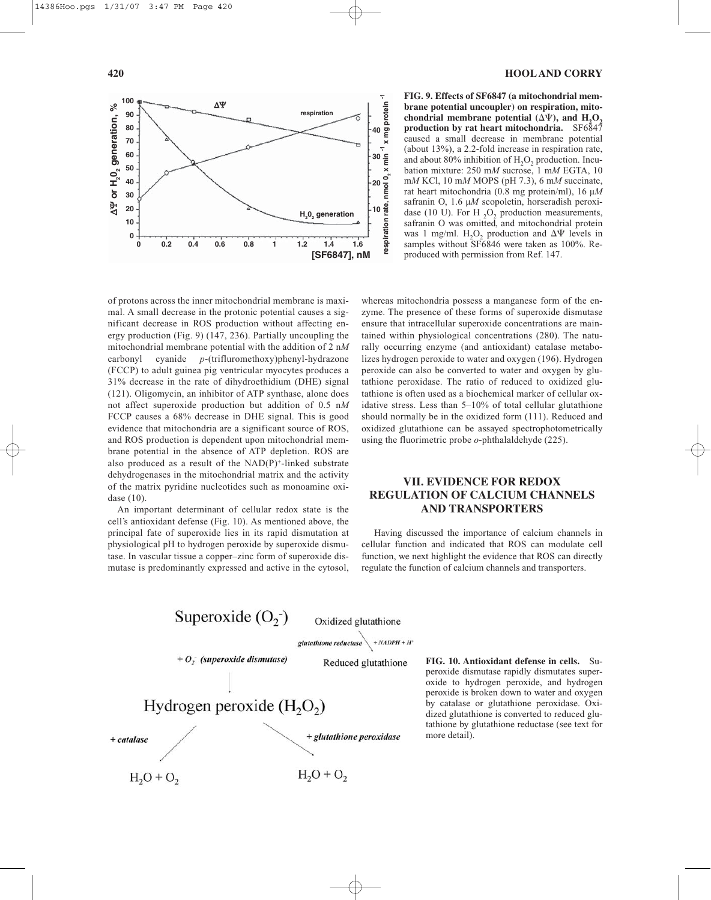**FIG. 9. Effects of SF6847 (a mitochondrial membrane potential uncoupler) on respiration, mitochondrial membrane potential ($\Delta\Psi$), and $H_2O_2$ production by rat heart mitochondria.** SF6847 caused a small decrease in membrane potential (about 13%), a 2.2-fold increase in respiration rate, and about 80% inhibition of $H_2O_2$ production. Incubation mixture: 250 m*M* sucrose, 1 m*M* EGTA, 10 m*M* KCl, 10 m*M* MOPS (pH 7.3), 6 m*M* succinate, rat heart mitochondria (0.8 mg protein/ml), 16 $\mu M$ safranin O, 1.6 $\mu M$ scopoletin, horseradish peroxidase (10 U). For $H_2O_2$ production measurements, safranin O was omitted, and mitochondrial protein was 1 mg/ml. $H_2O_2$ production and $\Delta\Psi$ levels in samples without SF6846 were taken as 100%. Reproduced with permission from Ref. 147.

of protons across the inner mitochondrial membrane is maximal. A small decrease in the protonic potential causes a significant decrease in ROS production without affecting energy production (Fig. 9) (147, 236). Partially uncoupling the mitochondrial membrane potential with the addition of 2 n*M* carbonyl cyanide *p*-(trifluromethoxy)phenyl-hydrazone (FCCP) to adult guinea pig ventricular myocytes produces a 31% decrease in the rate of dihydroethidium (DHE) signal (121). Oligomycin, an inhibitor of ATP synthase, alone does not affect superoxide production but addition of 0.5 n*M* FCCP causes a 68% decrease in DHE signal. This is good evidence that mitochondria are a significant source of ROS, and ROS production is dependent upon mitochondrial membrane potential in the absence of ATP depletion. ROS are also produced as a result of the $NAD(P)^+$-linked substrate dehydrogenases in the mitochondrial matrix and the activity of the matrix pyridine nucleotides such as monoamine oxidase (10).

An important determinant of cellular redox state is the cell's antioxidant defense (Fig. 10). As mentioned above, the principal fate of superoxide lies in its rapid dismutation at physiological pH to hydrogen peroxide by superoxide dismutase. In vascular tissue a copper–zinc form of superoxide dismutase is predominantly expressed and active in the cytosol, whereas mitochondria possess a manganese form of the enzyme. The presence of these forms of superoxide dismutase ensure that intracellular superoxide concentrations are maintained within physiological concentrations (280). The naturally occurring enzyme (and antioxidant) catalase metabolizes hydrogen peroxide to water and oxygen (196). Hydrogen peroxide can also be converted to water and oxygen by glutathione peroxidase. The ratio of reduced to oxidized glutathione is often used as a biochemical marker of cellular oxidative stress. Less than 5–10% of total cellular glutathione should normally be in the oxidized form (111). Reduced and oxidized glutathione can be assayed spectrophotometrically using the fluorimetric probe *o*-phthalaldehyde (225).

## VII. EVIDENCE FOR REDOX REGULATION OF CALCIUM CHANNELS AND TRANSPORTERS

Having discussed the importance of calcium channels in cellular function and indicated that ROS can modulate cell function, we next highlight the evidence that ROS can directly regulate the function of calcium channels and transporters.

**FIG. 10. Antioxidant defense in cells.** Superoxide dismutase rapidly dismutates superoxide to hydrogen peroxide, and hydrogen peroxide is broken down to water and oxygen by catalase or glutathione peroxidase. Oxidized glutathione is converted to reduced glutathione by glutathione reductase (see text for more detail).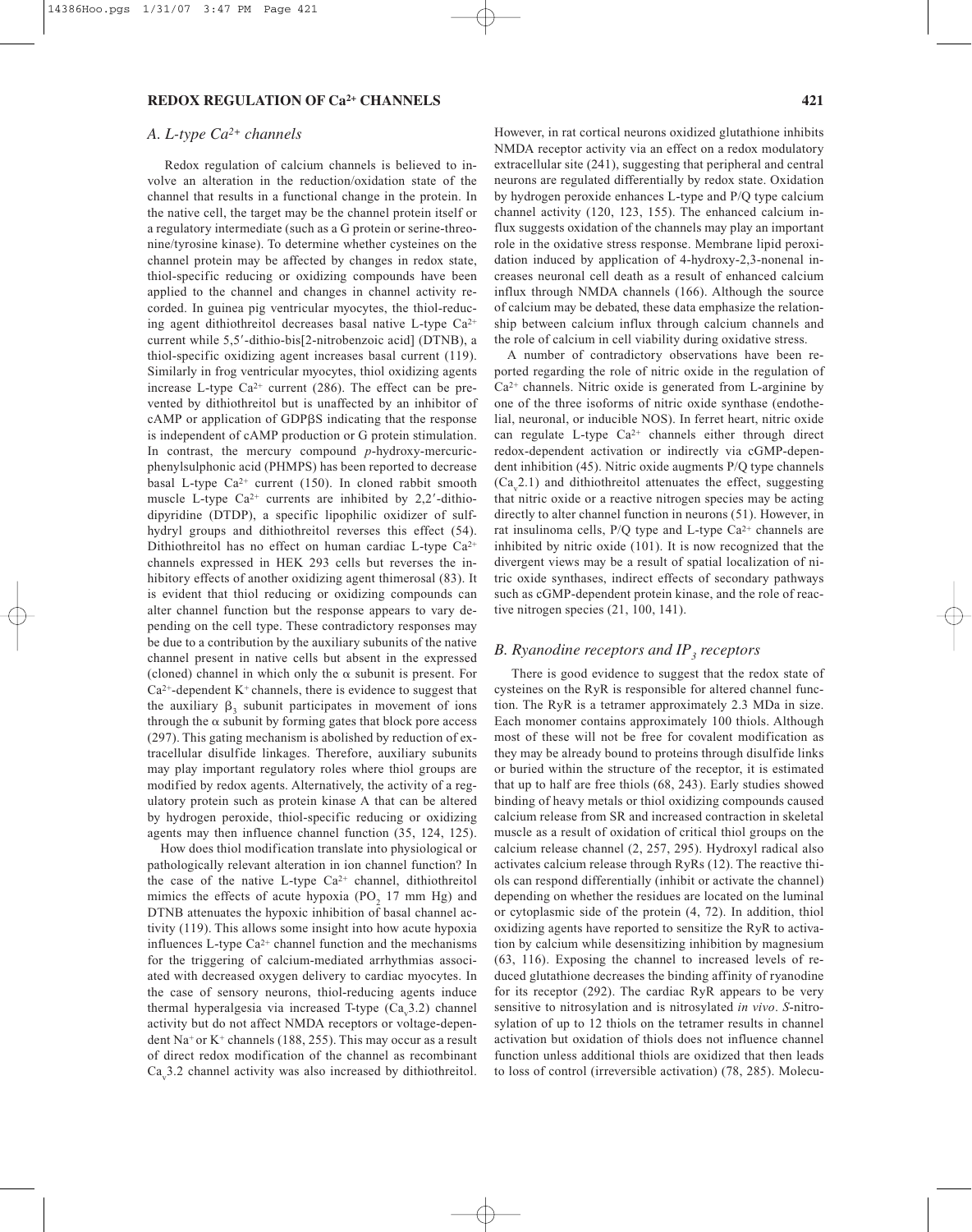## A. L-type $Ca^{2+}$ channels

Redox regulation of calcium channels is believed to involve an alteration in the reduction/oxidation state of the channel that results in a functional change in the protein. In the native cell, the target may be the channel protein itself or a regulatory intermediate (such as a G protein or serine-threonine/tyrosine kinase). To determine whether cysteines on the channel protein may be affected by changes in redox state, thiol-specific reducing or oxidizing compounds have been applied to the channel and changes in channel activity recorded. In guinea pig ventricular myocytes, the thiol-reducing agent dithiothreitol decreases basal native L-type $Ca^{2+}$ current while 5,5′-dithio-bis[2-nitrobenzoic acid] (DTNB), a thiol-specific oxidizing agent increases basal current (119). Similarly in frog ventricular myocytes, thiol oxidizing agents increase L-type $Ca^{2+}$ current (286). The effect can be prevented by dithiothreitol but is unaffected by an inhibitor of cAMP or application of GDPβS indicating that the response is independent of cAMP production or G protein stimulation. In contrast, the mercury compound *p*-hydroxy-mercuricphenylsulphonic acid (PHMPS) has been reported to decrease basal L-type $Ca^{2+}$ current (150). In cloned rabbit smooth muscle L-type $Ca^{2+}$ currents are inhibited by 2,2′-dithiodipyridine (DTDP), a specific lipophilic oxidizer of sulfhydryl groups and dithiothreitol reverses this effect (54). Dithiothreitol has no effect on human cardiac L-type $Ca^{2+}$ channels expressed in HEK 293 cells but reverses the inhibitory effects of another oxidizing agent thimerosal (83). It is evident that thiol reducing or oxidizing compounds can alter channel function but the response appears to vary depending on the cell type. These contradictory responses may be due to a contribution by the auxiliary subunits of the native channel present in native cells but absent in the expressed (cloned) channel in which only the α subunit is present. For $Ca^{2+}$-dependent $K^+$ channels, there is evidence to suggest that the auxiliary $\beta_3$ subunit participates in movement of ions through the α subunit by forming gates that block pore access (297). This gating mechanism is abolished by reduction of extracellular disulfide linkages. Therefore, auxiliary subunits may play important regulatory roles where thiol groups are modified by redox agents. Alternatively, the activity of a regulatory protein such as protein kinase A that can be altered by hydrogen peroxide, thiol-specific reducing or oxidizing agents may then influence channel function (35, 124, 125).

How does thiol modification translate into physiological or pathologically relevant alteration in ion channel function? In the case of the native L-type $Ca^{2+}$ channel, dithiothreitol mimics the effects of acute hypoxia ($PO_2$ 17 mm Hg) and DTNB attenuates the hypoxic inhibition of basal channel activity (119). This allows some insight into how acute hypoxia influences L-type $Ca^{2+}$ channel function and the mechanisms for the triggering of calcium-mediated arrhythmias associated with decreased oxygen delivery to cardiac myocytes. In the case of sensory neurons, thiol-reducing agents induce thermal hyperalgesia via increased T-type ($Ca_v3.2$) channel activity but do not affect NMDA receptors or voltage-dependent $Na^+$ or $K^+$ channels (188, 255). This may occur as a result of direct redox modification of the channel as recombinant $Ca_v3.2$ channel activity was also increased by dithiothreitol. However, in rat cortical neurons oxidized glutathione inhibits NMDA receptor activity via an effect on a redox modulatory extracellular site (241), suggesting that peripheral and central neurons are regulated differentially by redox state. Oxidation by hydrogen peroxide enhances L-type and P/Q type calcium channel activity (120, 123, 155). The enhanced calcium influx suggests oxidation of the channels may play an important role in the oxidative stress response. Membrane lipid peroxidation induced by application of 4-hydroxy-2,3-nonenal increases neuronal cell death as a result of enhanced calcium influx through NMDA channels (166). Although the source of calcium may be debated, these data emphasize the relationship between calcium influx through calcium channels and the role of calcium in cell viability during oxidative stress.

A number of contradictory observations have been reported regarding the role of nitric oxide in the regulation of $Ca^{2+}$ channels. Nitric oxide is generated from L-arginine by one of the three isoforms of nitric oxide synthase (endothelial, neuronal, or inducible NOS). In ferret heart, nitric oxide can regulate L-type $Ca^{2+}$ channels either through direct redox-dependent activation or indirectly via cGMP-dependent inhibition (45). Nitric oxide augments P/Q type channels ($Ca_v2.1$) and dithiothreitol attenuates the effect, suggesting that nitric oxide or a reactive nitrogen species may be acting directly to alter channel function in neurons (51). However, in rat insulinoma cells, P/Q type and L-type $Ca^{2+}$ channels are inhibited by nitric oxide (101). It is now recognized that the divergent views may be a result of spatial localization of nitric oxide synthases, indirect effects of secondary pathways such as cGMP-dependent protein kinase, and the role of reactive nitrogen species (21, 100, 141).

## B. Ryanodine receptors and $IP_3$ receptors

There is good evidence to suggest that the redox state of cysteines on the RyR is responsible for altered channel function. The RyR is a tetramer approximately 2.3 MDa in size. Each monomer contains approximately 100 thiols. Although most of these will not be free for covalent modification as they may be already bound to proteins through disulfide links or buried within the structure of the receptor, it is estimated that up to half are free thiols (68, 243). Early studies showed binding of heavy metals or thiol oxidizing compounds caused calcium release from SR and increased contraction in skeletal muscle as a result of oxidation of critical thiol groups on the calcium release channel (2, 257, 295). Hydroxyl radical also activates calcium release through RyRs (12). The reactive thiols can respond differentially (inhibit or activate the channel) depending on whether the residues are located on the luminal or cytoplasmic side of the protein (4, 72). In addition, thiol oxidizing agents have reported to sensitize the RyR to activation by calcium while desensitizing inhibition by magnesium (63, 116). Exposing the channel to increased levels of reduced glutathione decreases the binding affinity of ryanodine for its receptor (292). The cardiac RyR appears to be very sensitive to nitrosylation and is nitrosylated *in vivo*. *S*-nitrosylation of up to 12 thiols on the tetramer results in channel activation but oxidation of thiols does not influence channel function unless additional thiols are oxidized that then leads to loss of control (irreversible activation) (78, 285). Molecu-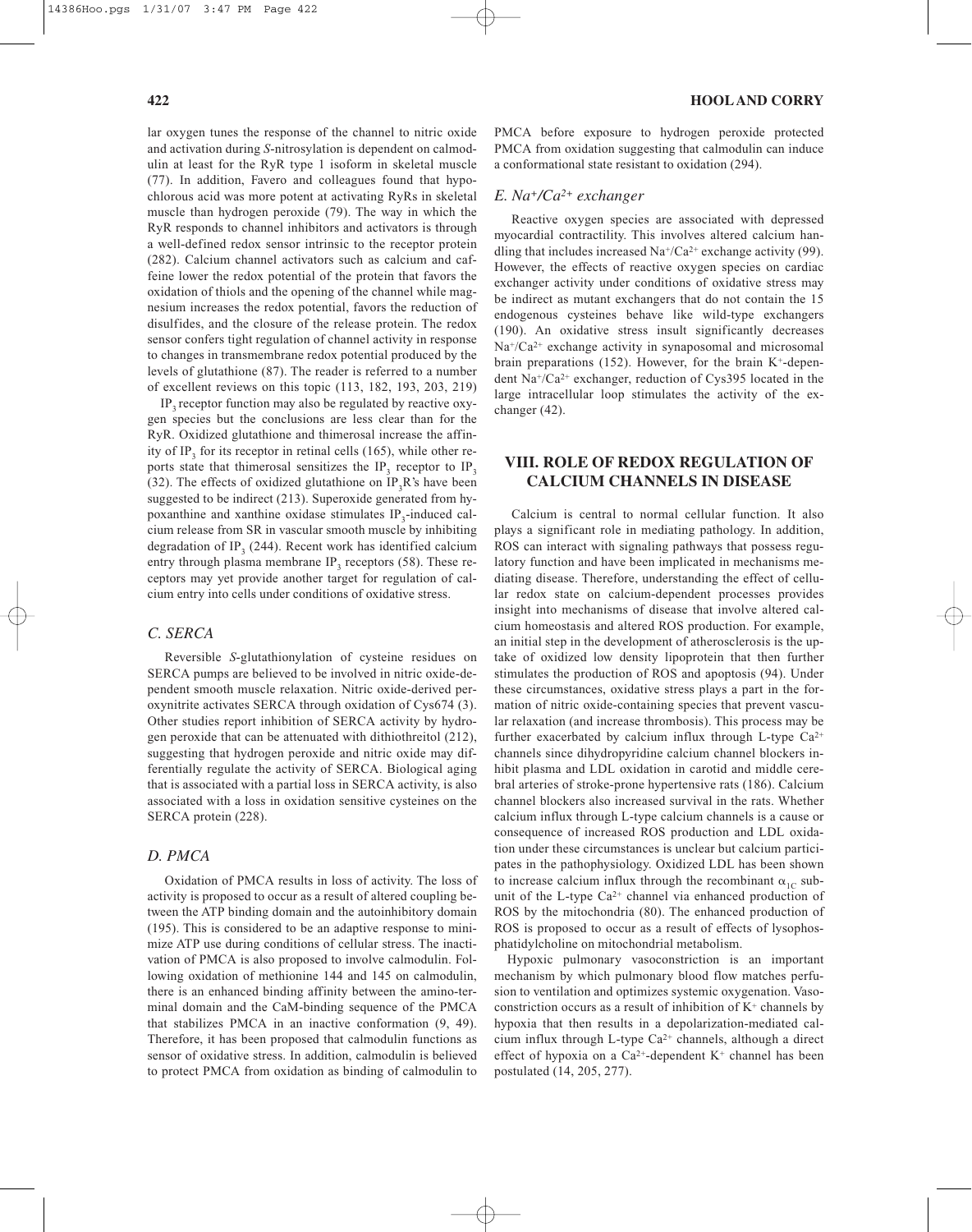lar oxygen tunes the response of the channel to nitric oxide and activation during *S*-nitrosylation is dependent on calmodulin at least for the RyR type 1 isoform in skeletal muscle (77). In addition, Favero and colleagues found that hypochlorous acid was more potent at activating RyRs in skeletal muscle than hydrogen peroxide (79). The way in which the RyR responds to channel inhibitors and activators is through a well-defined redox sensor intrinsic to the receptor protein (282). Calcium channel activators such as calcium and caffeine lower the redox potential of the protein that favors the oxidation of thiols and the opening of the channel while magnesium increases the redox potential, favors the reduction of disulfides, and the closure of the release protein. The redox sensor confers tight regulation of channel activity in response to changes in transmembrane redox potential produced by the levels of glutathione (87). The reader is referred to a number of excellent reviews on this topic (113, 182, 193, 203, 219)

$IP_3$ receptor function may also be regulated by reactive oxygen species but the conclusions are less clear than for the RyR. Oxidized glutathione and thimerosal increase the affinity of $IP_3$ for its receptor in retinal cells (165), while other reports state that thimerosal sensitizes the $IP_3$ receptor to $IP_3$ (32). The effects of oxidized glutathione on $IP_3R$'s have been suggested to be indirect (213). Superoxide generated from hypoxanthine and xanthine oxidase stimulates $IP_3$-induced calcium release from SR in vascular smooth muscle by inhibiting degradation of $IP_3$ (244). Recent work has identified calcium entry through plasma membrane $IP_3$ receptors (58). These receptors may yet provide another target for regulation of calcium entry into cells under conditions of oxidative stress.

### *C. SERCA*

Reversible *S*-glutathionylation of cysteine residues on SERCA pumps are believed to be involved in nitric oxide-dependent smooth muscle relaxation. Nitric oxide-derived peroxynitrite activates SERCA through oxidation of Cys674 (3). Other studies report inhibition of SERCA activity by hydrogen peroxide that can be attenuated with dithiothreitol (212), suggesting that hydrogen peroxide and nitric oxide may differentially regulate the activity of SERCA. Biological aging that is associated with a partial loss in SERCA activity, is also associated with a loss in oxidation sensitive cysteines on the SERCA protein (228).

### *D. PMCA*

Oxidation of PMCA results in loss of activity. The loss of activity is proposed to occur as a result of altered coupling between the ATP binding domain and the autoinhibitory domain (195). This is considered to be an adaptive response to minimize ATP use during conditions of cellular stress. The inactivation of PMCA is also proposed to involve calmodulin. Following oxidation of methionine 144 and 145 on calmodulin, there is an enhanced binding affinity between the amino-terminal domain and the CaM-binding sequence of the PMCA that stabilizes PMCA in an inactive conformation (9, 49). Therefore, it has been proposed that calmodulin functions as sensor of oxidative stress. In addition, calmodulin is believed to protect PMCA from oxidation as binding of calmodulin to PMCA before exposure to hydrogen peroxide protected PMCA from oxidation suggesting that calmodulin can induce a conformational state resistant to oxidation (294).

### *E. $Na^+/Ca^{2+}$ exchanger*

Reactive oxygen species are associated with depressed myocardial contractility. This involves altered calcium handling that includes increased $Na^+/Ca^{2+}$ exchange activity (99). However, the effects of reactive oxygen species on cardiac exchanger activity under conditions of oxidative stress may be indirect as mutant exchangers that do not contain the 15 endogenous cysteines behave like wild-type exchangers (190). An oxidative stress insult significantly decreases $Na^+/Ca^{2+}$ exchange activity in synaposomal and microsomal brain preparations (152). However, for the brain $K^+$-dependent $Na^+/Ca^{2+}$ exchanger, reduction of Cys395 located in the large intracellular loop stimulates the activity of the exchanger (42).

## VIII. ROLE OF REDOX REGULATION OF CALCIUM CHANNELS IN DISEASE

Calcium is central to normal cellular function. It also plays a significant role in mediating pathology. In addition, ROS can interact with signaling pathways that possess regulatory function and have been implicated in mechanisms mediating disease. Therefore, understanding the effect of cellular redox state on calcium-dependent processes provides insight into mechanisms of disease that involve altered calcium homeostasis and altered ROS production. For example, an initial step in the development of atherosclerosis is the uptake of oxidized low density lipoprotein that then further stimulates the production of ROS and apoptosis (94). Under these circumstances, oxidative stress plays a part in the formation of nitric oxide-containing species that prevent vascular relaxation (and increase thrombosis). This process may be further exacerbated by calcium influx through L-type $Ca^{2+}$ channels since dihydropyridine calcium channel blockers inhibit plasma and LDL oxidation in carotid and middle cerebral arteries of stroke-prone hypertensive rats (186). Calcium channel blockers also increased survival in the rats. Whether calcium influx through L-type calcium channels is a cause or consequence of increased ROS production and LDL oxidation under these circumstances is unclear but calcium participates in the pathophysiology. Oxidized LDL has been shown to increase calcium influx through the recombinant $\alpha_{1C}$ subunit of the L-type $Ca^{2+}$ channel via enhanced production of ROS by the mitochondria (80). The enhanced production of ROS is proposed to occur as a result of effects of lysophosphatidylcholine on mitochondrial metabolism.

Hypoxic pulmonary vasoconstriction is an important mechanism by which pulmonary blood flow matches perfusion to ventilation and optimizes systemic oxygenation. Vasoconstriction occurs as a result of inhibition of $K^+$ channels by hypoxia that then results in a depolarization-mediated calcium influx through L-type $Ca^{2+}$ channels, although a direct effect of hypoxia on a $Ca^{2+}$-dependent $K^+$ channel has been postulated (14, 205, 277).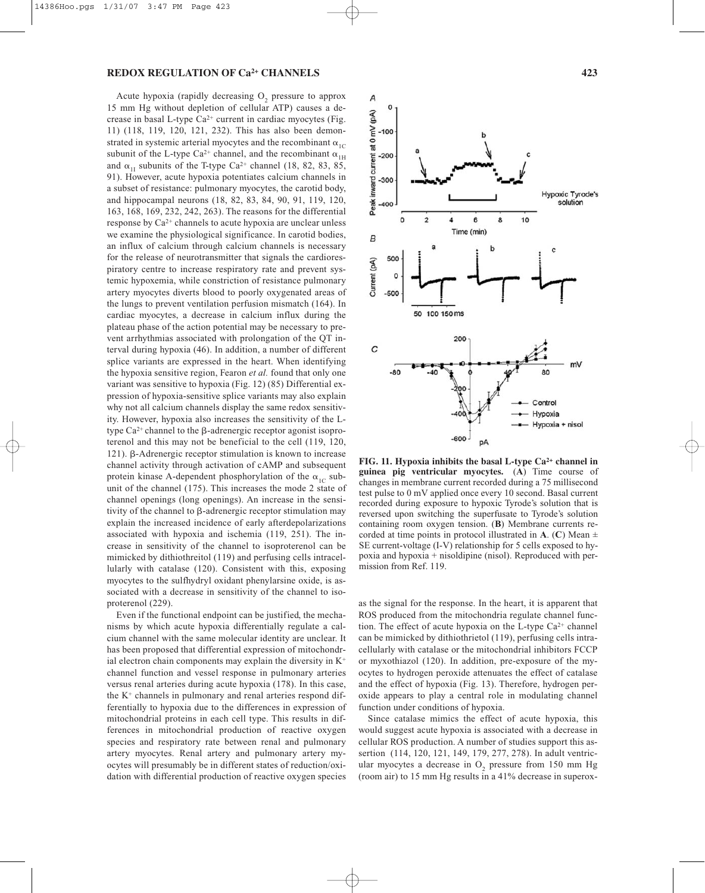Acute hypoxia (rapidly decreasing $O_2$ pressure to approx 15 mm Hg without depletion of cellular ATP) causes a decrease in basal L-type $Ca^{2+}$ current in cardiac myocytes (Fig. 11) (118, 119, 120, 121, 232). This has also been demonstrated in systemic arterial myocytes and the recombinant $\alpha_{1C}$ subunit of the L-type $Ca^{2+}$ channel, and the recombinant $\alpha_{1H}$ and $\alpha_{1I}$ subunits of the T-type $Ca^{2+}$ channel (18, 82, 83, 85, 91). However, acute hypoxia potentiates calcium channels in a subset of resistance: pulmonary myocytes, the carotid body, and hippocampal neurons (18, 82, 83, 84, 90, 91, 119, 120, 163, 168, 169, 232, 242, 263). The reasons for the differential response by $Ca^{2+}$ channels to acute hypoxia are unclear unless we examine the physiological significance. In carotid bodies, an influx of calcium through calcium channels is necessary for the release of neurotransmitter that signals the cardiorespiratory centre to increase respiratory rate and prevent systemic hypoxemia, while constriction of resistance pulmonary artery myocytes diverts blood to poorly oxygenated areas of the lungs to prevent ventilation perfusion mismatch (164). In cardiac myocytes, a decrease in calcium influx during the plateau phase of the action potential may be necessary to prevent arrhythmias associated with prolongation of the QT interval during hypoxia (46). In addition, a number of different splice variants are expressed in the heart. When identifying the hypoxia sensitive region, Fearon *et al.* found that only one variant was sensitive to hypoxia (Fig. 12) (85) Differential expression of hypoxia-sensitive splice variants may also explain why not all calcium channels display the same redox sensitivity. However, hypoxia also increases the sensitivity of the L-type $Ca^{2+}$ channel to the β-adrenergic receptor agonist isoproterenol and this may not be beneficial to the cell (119, 120, 121). β-Adrenergic receptor stimulation is known to increase channel activity through activation of cAMP and subsequent protein kinase A-dependent phosphorylation of the $\alpha_{1C}$ subunit of the channel (175). This increases the mode 2 state of channel openings (long openings). An increase in the sensitivity of the channel to β-adrenergic receptor stimulation may explain the increased incidence of early afterdepolarizations associated with hypoxia and ischemia (119, 251). The increase in sensitivity of the channel to isoproterenol can be mimicked by dithiothreitol (119) and perfusing cells intracellularly with catalase (120). Consistent with this, exposing myocytes to the sulfhydryl oxidant phenylarsine oxide, is associated with a decrease in sensitivity of the channel to isoproterenol (229).

Even if the functional endpoint can be justified, the mechanisms by which acute hypoxia differentially regulate a calcium channel with the same molecular identity are unclear. It has been proposed that differential expression of mitochondrial electron chain components may explain the diversity in $K^+$ channel function and vessel response in pulmonary arteries versus renal arteries during acute hypoxia (178). In this case, the $K^+$ channels in pulmonary and renal arteries respond differentially to hypoxia due to the differences in expression of mitochondrial proteins in each cell type. This results in differences in mitochondrial production of reactive oxygen species and respiratory rate between renal and pulmonary artery myocytes. Renal artery and pulmonary artery myocytes will presumably be in different states of reduction/oxidation with differential production of reactive oxygen species as the signal for the response. In the heart, it is apparent that ROS produced from the mitochondria regulate channel function. The effect of acute hypoxia on the L-type $Ca^{2+}$ channel can be mimicked by dithiothrietol (119), perfusing cells intracellularly with catalase or the mitochondrial inhibitors FCCP or myxothiazol (120). In addition, pre-exposure of the myocytes to hydrogen peroxide attenuates the effect of catalase and the effect of hypoxia (Fig. 13). Therefore, hydrogen peroxide appears to play a central role in modulating channel function under conditions of hypoxia.

Since catalase mimics the effect of acute hypoxia, this would suggest acute hypoxia is associated with a decrease in cellular ROS production. A number of studies support this assertion (114, 120, 121, 149, 179, 277, 278). In adult ventricular myocytes a decrease in $O_2$ pressure from 150 mm Hg (room air) to 15 mm Hg results in a 41% decrease in superox-

**FIG. 11. Hypoxia inhibits the basal L-type $Ca^{2+}$ channel in guinea pig ventricular myocytes.** (**A**) Time course of changes in membrane current recorded during a 75 millisecond test pulse to 0 mV applied once every 10 second. Basal current recorded during exposure to hypoxic Tyrode's solution that is reversed upon switching the superfusate to Tyrode's solution containing room oxygen tension. (**B**) Membrane currents recorded at time points in protocol illustrated in **A**. (**C**) Mean ± SE current-voltage (I-V) relationship for 5 cells exposed to hypoxia and hypoxia + nisoldipine (nisol). Reproduced with permission from Ref. 119.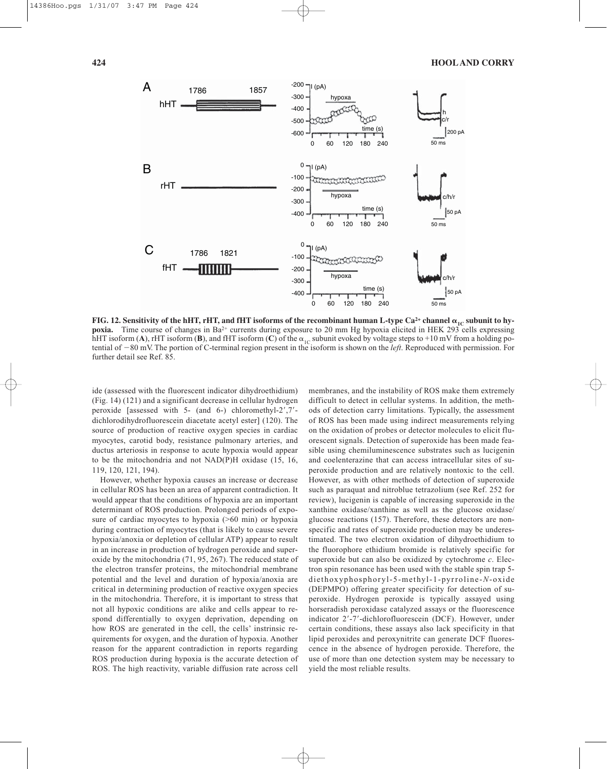A

1786 1857

hHT

-200 I (pA)

-300

-400

-500

-600

hypoxa

time (s)

0 60 120 180 240

h

c/r

200 pA

50 ms

B

rHT

0 I (pA)

-100

-200

-300

-400

hypoxa

time (s)

0 60 120 180 240

c/h/r

50 pA

50 ms

C

1786 1821

fHT

0 I (pA)

-100

-200

-300

-400

hypoxa

time (s)

0 60 120 180 240

c/h/r

50 pA

50 ms

**FIG. 12. Sensitivity of the hHT, rHT, and fHT isoforms of the recombinant human L-type $Ca^{2+}$ channel $\alpha_{1C}$ subunit to hypoxia.** Time course of changes in $Ba^{2+}$ currents during exposure to 20 mm Hg hypoxia elicited in HEK 293 cells expressing hHT isoform (**A**), rHT isoform (**B**), and fHT isoform (**C**) of the $\alpha_{1C}$ subunit evoked by voltage steps to +10 mV from a holding potential of −80 mV. The portion of C-terminal region present in the isoform is shown on the *left*. Reproduced with permission. For further detail see Ref. 85.

ide (assessed with the fluorescent indicator dihydroethidium) (Fig. 14) (121) and a significant decrease in cellular hydrogen peroxide [assessed with 5- (and 6-) chloromethyl-2′,7′-dichlorodihydrofluorescein diacetate acetyl ester] (120). The source of production of reactive oxygen species in cardiac myocytes, carotid body, resistance pulmonary arteries, and ductus arteriosis in response to acute hypoxia would appear to be the mitochondria and not NAD(P)H oxidase (15, 16, 119, 120, 121, 194).

However, whether hypoxia causes an increase or decrease in cellular ROS has been an area of apparent contradiction. It would appear that the conditions of hypoxia are an important determinant of ROS production. Prolonged periods of exposure of cardiac myocytes to hypoxia (>60 min) or hypoxia during contraction of myocytes (that is likely to cause severe hypoxia/anoxia or depletion of cellular ATP) appear to result in an increase in production of hydrogen peroxide and superoxide by the mitochondria (71, 95, 267). The reduced state of the electron transfer proteins, the mitochondrial membrane potential and the level and duration of hypoxia/anoxia are critical in determining production of reactive oxygen species in the mitochondria. Therefore, it is important to stress that not all hypoxic conditions are alike and cells appear to respond differentially to oxygen deprivation, depending on how ROS are generated in the cell, the cells' instrinsic requirements for oxygen, and the duration of hypoxia. Another reason for the apparent contradiction in reports regarding ROS production during hypoxia is the accurate detection of ROS. The high reactivity, variable diffusion rate across cell membranes, and the instability of ROS make them extremely difficult to detect in cellular systems. In addition, the methods of detection carry limitations. Typically, the assessment of ROS has been made using indirect measurements relying on the oxidation of probes or detector molecules to elicit fluorescent signals. Detection of superoxide has been made feasible using chemiluminescence substrates such as lucigenin and coelenterazine that can access intracellular sites of superoxide production and are relatively nontoxic to the cell. However, as with other methods of detection of superoxide such as paraquat and nitroblue tetrazolium (see Ref. 252 for review), lucigenin is capable of increasing superoxide in the xanthine oxidase/xanthine as well as the glucose oxidase/glucose reactions (157). Therefore, these detectors are nonspecific and rates of superoxide production may be underestimated. The two electron oxidation of dihydroethidium to the fluorophore ethidium bromide is relatively specific for superoxide but can also be oxidized by cytochrome *c*. Electron spin resonance has been used with the stable spin trap 5-diethoxyphosphoryl-5-methyl-1-pyrroline-*N*-oxide (DEPMPO) offering greater specificity for detection of superoxide. Hydrogen peroxide is typically assayed using horseradish peroxidase catalyzed assays or the fluorescence indicator 2′-7′-dichlorofluorescein (DCF). However, under certain conditions, these assays also lack specificity in that lipid peroxides and peroxynitrite can generate DCF fluorescence in the absence of hydrogen peroxide. Therefore, the use of more than one detection system may be necessary to yield the most reliable results.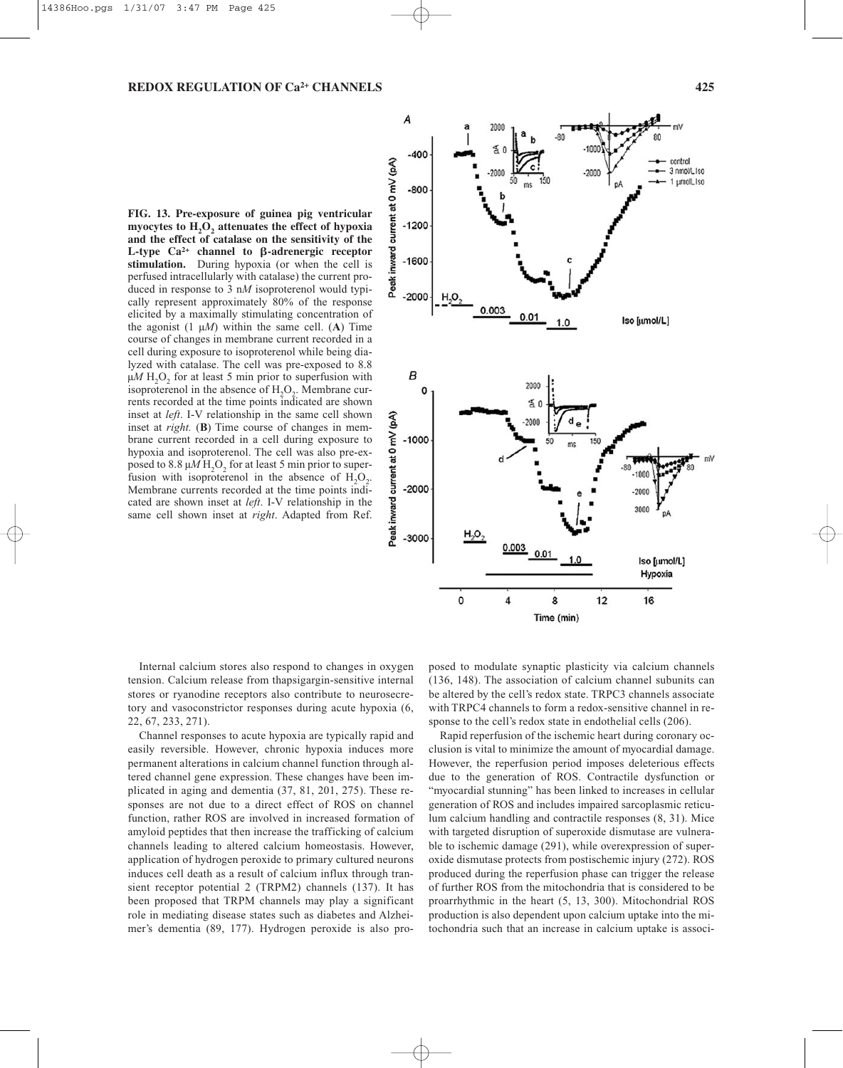**FIG. 13. Pre-exposure of guinea pig ventricular myocytes to $H_2O_2$ attenuates the effect of hypoxia and the effect of catalase on the sensitivity of the L-type $Ca^{2+}$ channel to β-adrenergic receptor stimulation.** During hypoxia (or when the cell is perfused intracellularly with catalase) the current produced in response to 3 n*M* isoproterenol would typically represent approximately 80% of the response elicited by a maximally stimulating concentration of the agonist (1 μ*M*) within the same cell. (**A**) Time course of changes in membrane current recorded in a cell during exposure to isoproterenol while being dialyzed with catalase. The cell was pre-exposed to 8.8 μ*M* $H_2O_2$ for at least 5 min prior to superfusion with isoproterenol in the absence of $H_2O_2$. Membrane currents recorded at the time points indicated are shown inset at *left*. I-V relationship in the same cell shown inset at *right*. (**B**) Time course of changes in membrane current recorded in a cell during exposure to hypoxia and isoproterenol. The cell was also pre-exposed to 8.8 μ*M* $H_2O_2$ for at least 5 min prior to superfusion with isoproterenol in the absence of $H_2O_2$. Membrane currents recorded at the time points indicated are shown inset at *left*. I-V relationship in the same cell shown inset at *right*. Adapted from Ref.

Internal calcium stores also respond to changes in oxygen tension. Calcium release from thapsigargin-sensitive internal stores or ryanodine receptors also contribute to neurosecretory and vasoconstrictor responses during acute hypoxia (6, 22, 67, 233, 271).

Channel responses to acute hypoxia are typically rapid and easily reversible. However, chronic hypoxia induces more permanent alterations in calcium channel function through altered channel gene expression. These changes have been implicated in aging and dementia (37, 81, 201, 275). These responses are not due to a direct effect of ROS on channel function, rather ROS are involved in increased formation of amyloid peptides that then increase the trafficking of calcium channels leading to altered calcium homeostasis. However, application of hydrogen peroxide to primary cultured neurons induces cell death as a result of calcium influx through transient receptor potential 2 (TRPM2) channels (137). It has been proposed that TRPM channels may play a significant role in mediating disease states such as diabetes and Alzheimer's dementia (89, 177). Hydrogen peroxide is also proposed to modulate synaptic plasticity via calcium channels (136, 148). The association of calcium channel subunits can be altered by the cell's redox state. TRPC3 channels associate with TRPC4 channels to form a redox-sensitive channel in response to the cell's redox state in endothelial cells (206).

Rapid reperfusion of the ischemic heart during coronary occlusion is vital to minimize the amount of myocardial damage. However, the reperfusion period imposes deleterious effects due to the generation of ROS. Contractile dysfunction or "myocardial stunning" has been linked to increases in cellular generation of ROS and includes impaired sarcoplasmic reticulum calcium handling and contractile responses (8, 31). Mice with targeted disruption of superoxide dismutase are vulnerable to ischemic damage (291), while overexpression of superoxide dismutase protects from postischemic injury (272). ROS produced during the reperfusion phase can trigger the release of further ROS from the mitochondria that is considered to be proarrhythmic in the heart (5, 13, 300). Mitochondrial ROS production is also dependent upon calcium uptake into the mitochondria such that an increase in calcium uptake is associ-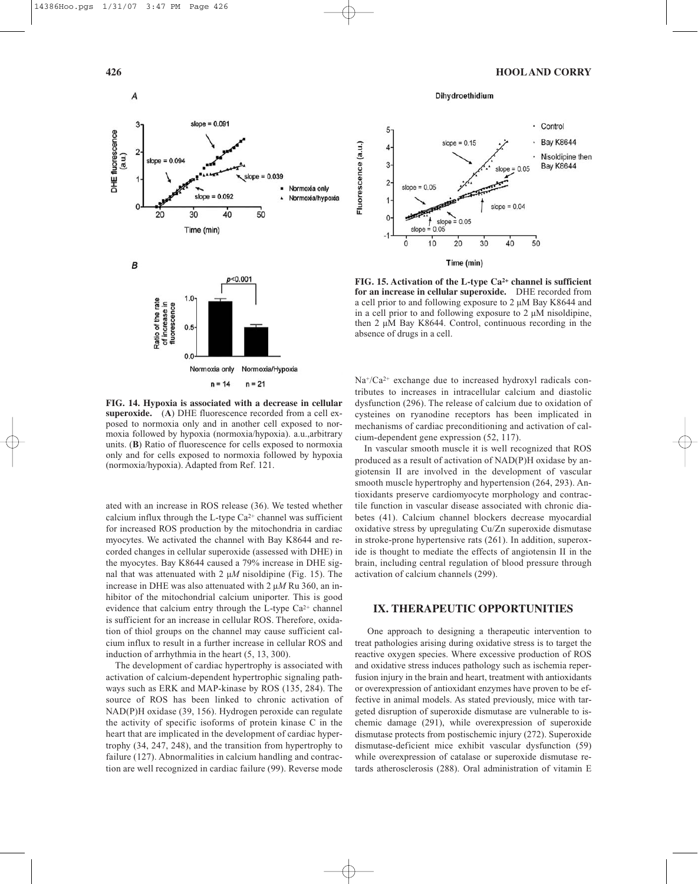**FIG. 14. Hypoxia is associated with a decrease in cellular superoxide.** (**A**) DHE fluorescence recorded from a cell exposed to normoxia only and in another cell exposed to normoxia followed by hypoxia (normoxia/hypoxia). a.u.,arbitrary units. (**B**) Ratio of fluorescence for cells exposed to normoxia only and for cells exposed to normoxia followed by hypoxia (normoxia/hypoxia). Adapted from Ref. 121.

**FIG. 15. Activation of the L-type $Ca^{2+}$ channel is sufficient for an increase in cellular superoxide.** DHE recorded from a cell prior to and following exposure to 2 μM Bay K8644 and in a cell prior to and following exposure to 2 μM nisoldipine, then 2 μM Bay K8644. Control, continuous recording in the absence of drugs in a cell.

ated with an increase in ROS release (36). We tested whether calcium influx through the L-type $Ca^{2+}$ channel was sufficient for increased ROS production by the mitochondria in cardiac myocytes. We activated the channel with Bay K8644 and recorded changes in cellular superoxide (assessed with DHE) in the myocytes. Bay K8644 caused a 79% increase in DHE signal that was attenuated with 2 μ*M* nisoldipine (Fig. 15). The increase in DHE was also attenuated with 2 μ*M* Ru 360, an inhibitor of the mitochondrial calcium uniporter. This is good evidence that calcium entry through the L-type $Ca^{2+}$ channel is sufficient for an increase in cellular ROS. Therefore, oxidation of thiol groups on the channel may cause sufficient calcium influx to result in a further increase in cellular ROS and induction of arrhythmia in the heart (5, 13, 300).

The development of cardiac hypertrophy is associated with activation of calcium-dependent hypertrophic signaling pathways such as ERK and MAP-kinase by ROS (135, 284). The source of ROS has been linked to chronic activation of NAD(P)H oxidase (39, 156). Hydrogen peroxide can regulate the activity of specific isoforms of protein kinase C in the heart that are implicated in the development of cardiac hypertrophy (34, 247, 248), and the transition from hypertrophy to failure (127). Abnormalities in calcium handling and contraction are well recognized in cardiac failure (99). Reverse mode $Na^{+}/Ca^{2+}$ exchange due to increased hydroxyl radicals contributes to increases in intracellular calcium and diastolic dysfunction (296). The release of calcium due to oxidation of cysteines on ryanodine receptors has been implicated in mechanisms of cardiac preconditioning and activation of calcium-dependent gene expression (52, 117).

In vascular smooth muscle it is well recognized that ROS produced as a result of activation of NAD(P)H oxidase by angiotensin II are involved in the development of vascular smooth muscle hypertrophy and hypertension (264, 293). Antioxidants preserve cardiomyocyte morphology and contractile function in vascular disease associated with chronic diabetes (41). Calcium channel blockers decrease myocardial oxidative stress by upregulating Cu/Zn superoxide dismutase in stroke-prone hypertensive rats (261). In addition, superoxide is thought to mediate the effects of angiotensin II in the brain, including central regulation of blood pressure through activation of calcium channels (299).

## IX. THERAPEUTIC OPPORTUNITIES

One approach to designing a therapeutic intervention to treat pathologies arising during oxidative stress is to target the reactive oxygen species. Where excessive production of ROS and oxidative stress induces pathology such as ischemia reperfusion injury in the brain and heart, treatment with antioxidants or overexpression of antioxidant enzymes have proven to be effective in animal models. As stated previously, mice with targeted disruption of superoxide dismutase are vulnerable to ischemic damage (291), while overexpression of superoxide dismutase protects from postischemic injury (272). Superoxide dismutase-deficient mice exhibit vascular dysfunction (59) while overexpression of catalase or superoxide dismutase retards atherosclerosis (288). Oral administration of vitamin E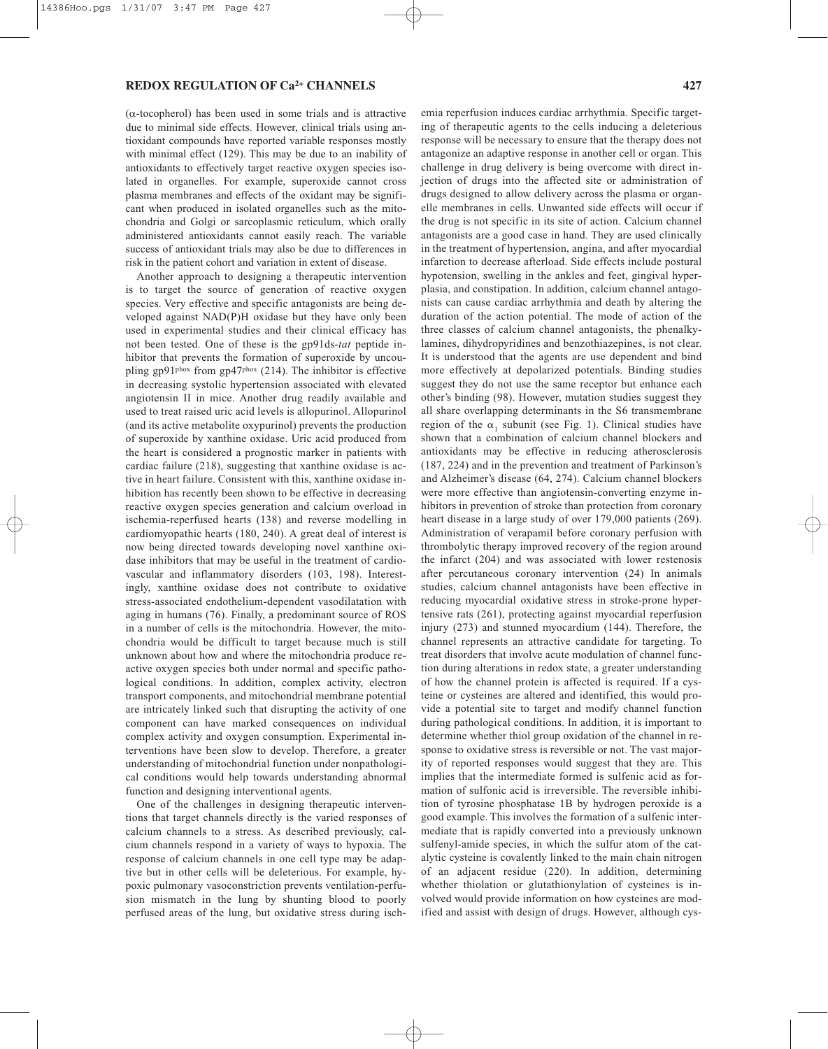(α-tocopherol) has been used in some trials and is attractive due to minimal side effects. However, clinical trials using antioxidant compounds have reported variable responses mostly with minimal effect (129). This may be due to an inability of antioxidants to effectively target reactive oxygen species isolated in organelles. For example, superoxide cannot cross plasma membranes and effects of the oxidant may be significant when produced in isolated organelles such as the mitochondria and Golgi or sarcoplasmic reticulum, which orally administered antioxidants cannot easily reach. The variable success of antioxidant trials may also be due to differences in risk in the patient cohort and variation in extent of disease.

Another approach to designing a therapeutic intervention is to target the source of generation of reactive oxygen species. Very effective and specific antagonists are being developed against NAD(P)H oxidase but they have only been used in experimental studies and their clinical efficacy has not been tested. One of these is the gp91ds-*tat* peptide inhibitor that prevents the formation of superoxide by uncoupling gp91$^{phox}$ from gp47$^{phox}$ (214). The inhibitor is effective in decreasing systolic hypertension associated with elevated angiotensin II in mice. Another drug readily available and used to treat raised uric acid levels is allopurinol. Allopurinol (and its active metabolite oxypurinol) prevents the production of superoxide by xanthine oxidase. Uric acid produced from the heart is considered a prognostic marker in patients with cardiac failure (218), suggesting that xanthine oxidase is active in heart failure. Consistent with this, xanthine oxidase inhibition has recently been shown to be effective in decreasing reactive oxygen species generation and calcium overload in ischemia-reperfused hearts (138) and reverse modelling in cardiomyopathic hearts (180, 240). A great deal of interest is now being directed towards developing novel xanthine oxidase inhibitors that may be useful in the treatment of cardiovascular and inflammatory disorders (103, 198). Interestingly, xanthine oxidase does not contribute to oxidative stress-associated endothelium-dependent vasodilatation with aging in humans (76). Finally, a predominant source of ROS in a number of cells is the mitochondria. However, the mitochondria would be difficult to target because much is still unknown about how and where the mitochondria produce reactive oxygen species both under normal and specific pathological conditions. In addition, complex activity, electron transport components, and mitochondrial membrane potential are intricately linked such that disrupting the activity of one component can have marked consequences on individual complex activity and oxygen consumption. Experimental interventions have been slow to develop. Therefore, a greater understanding of mitochondrial function under nonpathological conditions would help towards understanding abnormal function and designing interventional agents.

One of the challenges in designing therapeutic interventions that target channels directly is the varied responses of calcium channels to a stress. As described previously, calcium channels respond in a variety of ways to hypoxia. The response of calcium channels in one cell type may be adaptive but in other cells will be deleterious. For example, hypoxic pulmonary vasoconstriction prevents ventilation-perfusion mismatch in the lung by shunting blood to poorly perfused areas of the lung, but oxidative stress during ischemia reperfusion induces cardiac arrhythmia. Specific targeting of therapeutic agents to the cells inducing a deleterious response will be necessary to ensure that the therapy does not antagonize an adaptive response in another cell or organ. This challenge in drug delivery is being overcome with direct injection of drugs into the affected site or administration of drugs designed to allow delivery across the plasma or organelle membranes in cells. Unwanted side effects will occur if the drug is not specific in its site of action. Calcium channel antagonists are a good case in hand. They are used clinically in the treatment of hypertension, angina, and after myocardial infarction to decrease afterload. Side effects include postural hypotension, swelling in the ankles and feet, gingival hyperplasia, and constipation. In addition, calcium channel antagonists can cause cardiac arrhythmia and death by altering the duration of the action potential. The mode of action of the three classes of calcium channel antagonists, the phenalkylamines, dihydropyridines and benzothiazepines, is not clear. It is understood that the agents are use dependent and bind more effectively at depolarized potentials. Binding studies suggest they do not use the same receptor but enhance each other's binding (98). However, mutation studies suggest they all share overlapping determinants in the S6 transmembrane region of the $\alpha_1$ subunit (see Fig. 1). Clinical studies have shown that a combination of calcium channel blockers and antioxidants may be effective in reducing atherosclerosis (187, 224) and in the prevention and treatment of Parkinson's and Alzheimer's disease (64, 274). Calcium channel blockers were more effective than angiotensin-converting enzyme inhibitors in prevention of stroke than protection from coronary heart disease in a large study of over 179,000 patients (269). Administration of verapamil before coronary perfusion with thrombolytic therapy improved recovery of the region around the infarct (204) and was associated with lower restenosis after percutaneous coronary intervention (24) In animals studies, calcium channel antagonists have been effective in reducing myocardial oxidative stress in stroke-prone hypertensive rats (261), protecting against myocardial reperfusion injury (273) and stunned myocardium (144). Therefore, the channel represents an attractive candidate for targeting. To treat disorders that involve acute modulation of channel function during alterations in redox state, a greater understanding of how the channel protein is affected is required. If a cysteine or cysteines are altered and identified, this would provide a potential site to target and modify channel function during pathological conditions. In addition, it is important to determine whether thiol group oxidation of the channel in response to oxidative stress is reversible or not. The vast majority of reported responses would suggest that they are. This implies that the intermediate formed is sulfenic acid as formation of sulfonic acid is irreversible. The reversible inhibition of tyrosine phosphatase 1B by hydrogen peroxide is a good example. This involves the formation of a sulfenic intermediate that is rapidly converted into a previously unknown sulfenyl-amide species, in which the sulfur atom of the catalytic cysteine is covalently linked to the main chain nitrogen of an adjacent residue (220). In addition, determining whether thiolation or glutathionylation of cysteines is involved would provide information on how cysteines are modified and assist with design of drugs. However, although cys-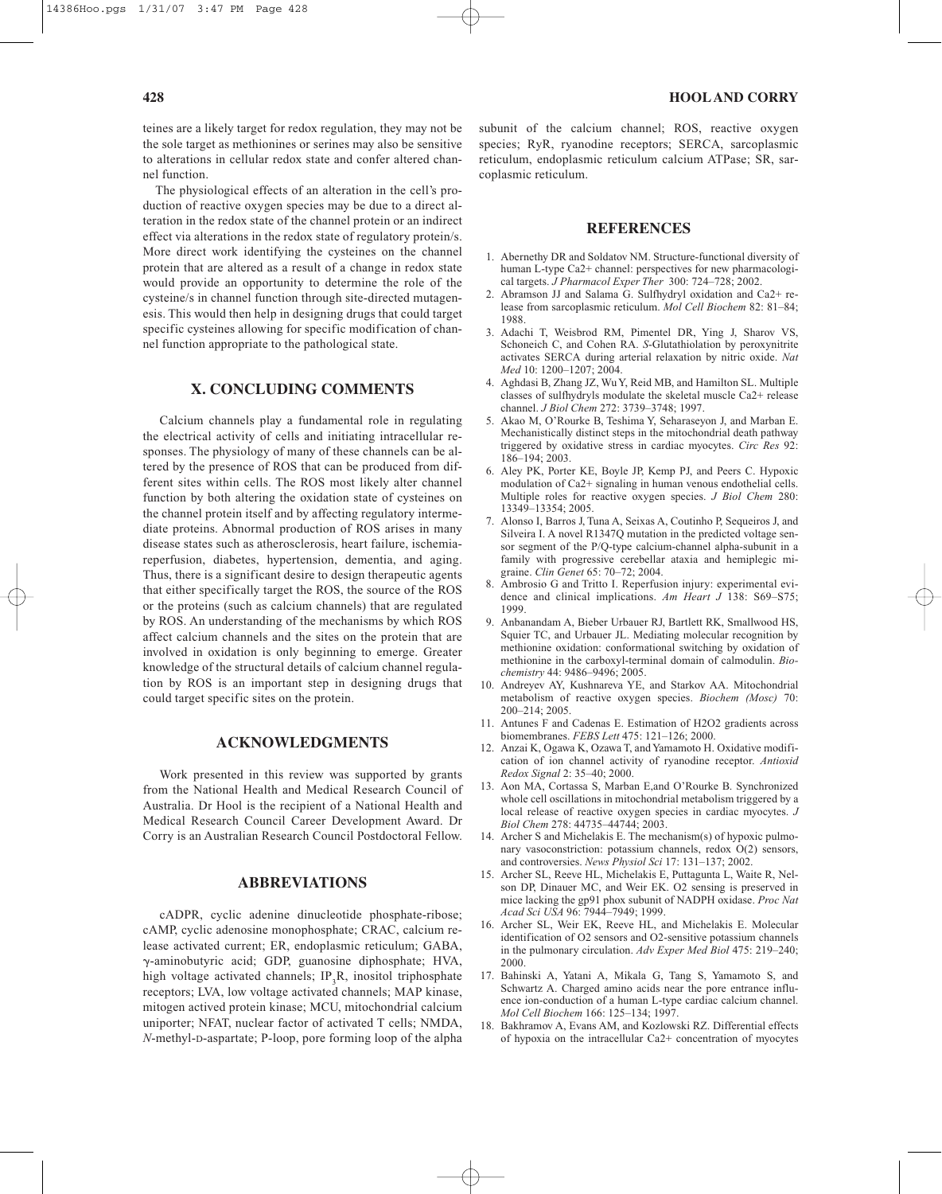teines are a likely target for redox regulation, they may not be the sole target as methionines or serines may also be sensitive to alterations in cellular redox state and confer altered channel function.

The physiological effects of an alteration in the cell's production of reactive oxygen species may be due to a direct alteration in the redox state of the channel protein or an indirect effect via alterations in the redox state of regulatory protein/s. More direct work identifying the cysteines on the channel protein that are altered as a result of a change in redox state would provide an opportunity to determine the role of the cysteine/s in channel function through site-directed mutagenesis. This would then help in designing drugs that could target specific cysteines allowing for specific modification of channel function appropriate to the pathological state.

## X. CONCLUDING COMMENTS

Calcium channels play a fundamental role in regulating the electrical activity of cells and initiating intracellular responses. The physiology of many of these channels can be altered by the presence of ROS that can be produced from different sites within cells. The ROS most likely alter channel function by both altering the oxidation state of cysteines on the channel protein itself and by affecting regulatory intermediate proteins. Abnormal production of ROS arises in many disease states such as atherosclerosis, heart failure, ischemia-reperfusion, diabetes, hypertension, dementia, and aging. Thus, there is a significant desire to design therapeutic agents that either specifically target the ROS, the source of the ROS or the proteins (such as calcium channels) that are regulated by ROS. An understanding of the mechanisms by which ROS affect calcium channels and the sites on the protein that are involved in oxidation is only beginning to emerge. Greater knowledge of the structural details of calcium channel regulation by ROS is an important step in designing drugs that could target specific sites on the protein.

## ACKNOWLEDGMENTS

Work presented in this review was supported by grants from the National Health and Medical Research Council of Australia. Dr Hool is the recipient of a National Health and Medical Research Council Career Development Award. Dr Corry is an Australian Research Council Postdoctoral Fellow.

## ABBREVIATIONS

cADPR, cyclic adenine dinucleotide phosphate-ribose; cAMP, cyclic adenosine monophosphate; CRAC, calcium release activated current; ER, endoplasmic reticulum; GABA, γ-aminobutyric acid; GDP, guanosine diphosphate; HVA, high voltage activated channels; $IP_3R$, inositol triphosphate receptors; LVA, low voltage activated channels; MAP kinase, mitogen actived protein kinase; MCU, mitochondrial calcium uniporter; NFAT, nuclear factor of activated T cells; NMDA, *N*-methyl-D-aspartate; P-loop, pore forming loop of the alpha subunit of the calcium channel; ROS, reactive oxygen species; RyR, ryanodine receptors; SERCA, sarcoplasmic reticulum, endoplasmic reticulum calcium ATPase; SR, sarcoplasmic reticulum.

## REFERENCES

1. Abernethy DR and Soldatov NM. Structure-functional diversity of human L-type Ca2+ channel: perspectives for new pharmacological targets. *J Pharmacol Exper Ther* 300: 724–728; 2002.
2. Abramson JJ and Salama G. Sulfhydryl oxidation and Ca2+ release from sarcoplasmic reticulum. *Mol Cell Biochem* 82: 81–84; 1988.
3. Adachi T, Weisbrod RM, Pimentel DR, Ying J, Sharov VS, Schoneich C, and Cohen RA. *S*-Glutathiolation by peroxynitrite activates SERCA during arterial relaxation by nitric oxide. *Nat Med* 10: 1200–1207; 2004.
4. Aghdasi B, Zhang JZ, Wu Y, Reid MB, and Hamilton SL. Multiple classes of sulfhydryls modulate the skeletal muscle Ca2+ release channel. *J Biol Chem* 272: 3739–3748; 1997.
5. Akao M, O'Rourke B, Teshima Y, Seharaseyon J, and Marban E. Mechanistically distinct steps in the mitochondrial death pathway triggered by oxidative stress in cardiac myocytes. *Circ Res* 92: 186–194; 2003.
6. Aley PK, Porter KE, Boyle JP, Kemp PJ, and Peers C. Hypoxic modulation of Ca2+ signaling in human venous endothelial cells. Multiple roles for reactive oxygen species. *J Biol Chem* 280: 13349–13354; 2005.
7. Alonso I, Barros J, Tuna A, Seixas A, Coutinho P, Sequeiros J, and Silveira I. A novel R1347Q mutation in the predicted voltage sensor segment of the P/Q-type calcium-channel alpha-subunit in a family with progressive cerebellar ataxia and hemiplegic migraine. *Clin Genet* 65: 70–72; 2004.
8. Ambrosio G and Tritto I. Reperfusion injury: experimental evidence and clinical implications. *Am Heart J* 138: S69–S75; 1999.
9. Anbanandam A, Bieber Urbauer RJ, Bartlett RK, Smallwood HS, Squier TC, and Urbauer JL. Mediating molecular recognition by methionine oxidation: conformational switching by oxidation of methionine in the carboxyl-terminal domain of calmodulin. *Biochemistry* 44: 9486–9496; 2005.
10. Andreyev AY, Kushnareva YE, and Starkov AA. Mitochondrial metabolism of reactive oxygen species. *Biochem (Mosc)* 70: 200–214; 2005.
11. Antunes F and Cadenas E. Estimation of H2O2 gradients across biomembranes. *FEBS Lett* 475: 121–126; 2000.
12. Anzai K, Ogawa K, Ozawa T, and Yamamoto H. Oxidative modification of ion channel activity of ryanodine receptor. *Antioxid Redox Signal* 2: 35–40; 2000.
13. Aon MA, Cortassa S, Marban E,and O'Rourke B. Synchronized whole cell oscillations in mitochondrial metabolism triggered by a local release of reactive oxygen species in cardiac myocytes. *J Biol Chem* 278: 44735–44744; 2003.
14. Archer S and Michelakis E. The mechanism(s) of hypoxic pulmonary vasoconstriction: potassium channels, redox O(2) sensors, and controversies. *News Physiol Sci* 17: 131–137; 2002.
15. Archer SL, Reeve HL, Michelakis E, Puttagunta L, Waite R, Nelson DP, Dinauer MC, and Weir EK. O2 sensing is preserved in mice lacking the gp91 phox subunit of NADPH oxidase. *Proc Nat Acad Sci USA* 96: 7944–7949; 1999.
16. Archer SL, Weir EK, Reeve HL, and Michelakis E. Molecular identification of O2 sensors and O2-sensitive potassium channels in the pulmonary circulation. *Adv Exper Med Biol* 475: 219–240; 2000.
17. Bahinski A, Yatani A, Mikala G, Tang S, Yamamoto S, and Schwartz A. Charged amino acids near the pore entrance influence ion-conduction of a human L-type cardiac calcium channel. *Mol Cell Biochem* 166: 125–134; 1997.
18. Bakhramov A, Evans AM, and Kozlowski RZ. Differential effects of hypoxia on the intracellular Ca2+ concentration of myocytes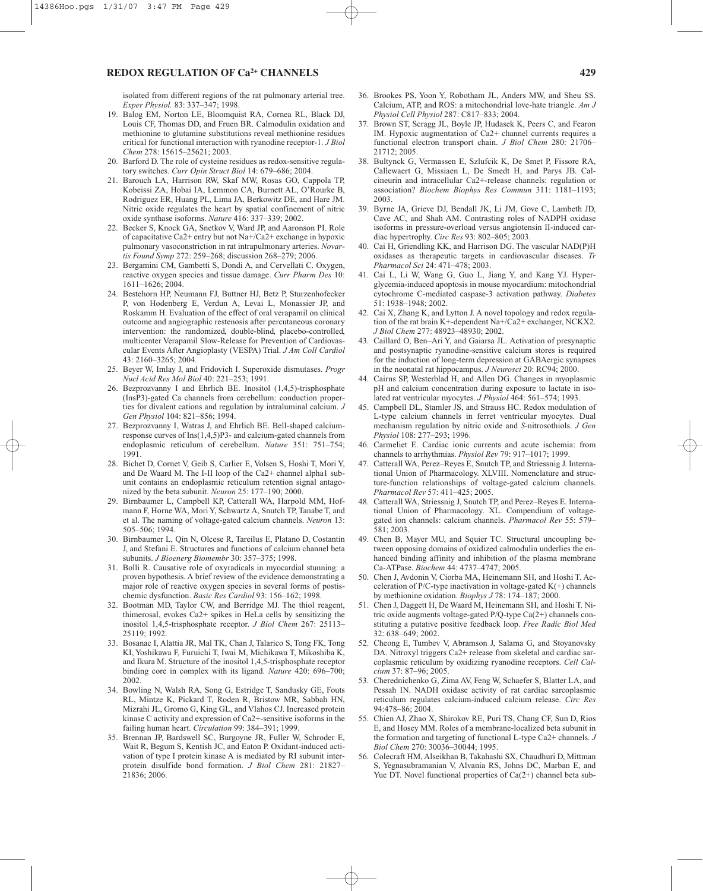isolated from different regions of the rat pulmonary arterial tree. *Exper Physiol.* 83: 337–347; 1998.

19. Balog EM, Norton LE, Bloomquist RA, Cornea RL, Black DJ, Louis CF, Thomas DD, and Fruen BR. Calmodulin oxidation and methionine to glutamine substitutions reveal methionine residues critical for functional interaction with ryanodine receptor-1. *J Biol Chem* 278: 15615–25621; 2003.
20. Barford D. The role of cysteine residues as redox-sensitive regulatory switches. *Curr Opin Struct Biol* 14: 679–686; 2004.
21. Barouch LA, Harrison RW, Skaf MW, Rosas GO, Cappola TP, Kobeissi ZA, Hobai IA, Lemmon CA, Burnett AL, O'Rourke B, Rodriguez ER, Huang PL, Lima JA, Berkowitz DE, and Hare JM. Nitric oxide regulates the heart by spatial confinement of nitric oxide synthase isoforms. *Nature* 416: 337–339; 2002.
22. Becker S, Knock GA, Snetkov V, Ward JP, and Aaronson PI. Role of capacitative Ca2+ entry but not Na+/Ca2+ exchange in hypoxic pulmonary vasoconstriction in rat intrapulmonary arteries. *Novartis Found Symp* 272: 259–268; discussion 268–279; 2006.
23. Bergamini CM, Gambetti S, Dondi A, and Cervellati C. Oxygen, reactive oxygen species and tissue damage. *Curr Pharm Des* 10: 1611–1626; 2004.
24. Bestehorn HP, Neumann FJ, Buttner HJ, Betz P, Sturzenhofecker P, von Hodenberg E, Verdun A, Levai L, Monassier JP, and Roskamm H. Evaluation of the effect of oral verapamil on clinical outcome and angiographic restenosis after percutaneous coronary intervention: the randomized, double-blind, placebo-controlled, multicenter Verapamil Slow-Release for Prevention of Cardiovascular Events After Angioplasty (VESPA) Trial. *J Am Coll Cardiol* 43: 2160–3265; 2004.
25. Beyer W, Imlay J, and Fridovich I. Superoxide dismutases. *Progr Nucl Acid Res Mol Biol* 40: 221–253; 1991.
26. Bezprozvanny I and Ehrlich BE. Inositol (1,4,5)-trisphosphate (InsP3)-gated Ca channels from cerebellum: conduction properties for divalent cations and regulation by intraluminal calcium. *J Gen Physiol* 104: 821–856; 1994.
27. Bezprozvanny I, Watras J, and Ehrlich BE. Bell-shaped calcium-response curves of Ins(1,4,5)P3- and calcium-gated channels from endoplasmic reticulum of cerebellum. *Nature* 351: 751–754; 1991.
28. Bichet D, Cornet V, Geib S, Carlier E, Volsen S, Hoshi T, Mori Y, and De Waard M. The I-II loop of the Ca2+ channel alpha1 subunit contains an endoplasmic reticulum retention signal antagonized by the beta subunit. *Neuron* 25: 177–190; 2000.
29. Birnbaumer L, Campbell KP, Catterall WA, Harpold MM, Hofmann F, Horne WA, Mori Y, Schwartz A, Snutch TP, Tanabe T, and et al. The naming of voltage-gated calcium channels. *Neuron* 13: 505–506; 1994.
30. Birnbaumer L, Qin N, Olcese R, Tareilus E, Platano D, Costantin J, and Stefani E. Structures and functions of calcium channel beta subunits. *J Bioenerg Biomembr* 30: 357–375; 1998.
31. Bolli R. Causative role of oxyradicals in myocardial stunning: a proven hypothesis. A brief review of the evidence demonstrating a major role of reactive oxygen species in several forms of postischemic dysfunction. *Basic Res Cardiol* 93: 156–162; 1998.
32. Bootman MD, Taylor CW, and Berridge MJ. The thiol reagent, thimerosal, evokes Ca2+ spikes in HeLa cells by sensitizing the inositol 1,4,5-trisphosphate receptor. *J Biol Chem* 267: 25113–25119; 1992.
33. Bosanac I, Alattia JR, Mal TK, Chan J, Talarico S, Tong FK, Tong KI, Yoshikawa F, Furuichi T, Iwai M, Michikawa T, Mikoshiba K, and Ikura M. Structure of the inositol 1,4,5-trisphosphate receptor binding core in complex with its ligand. *Nature* 420: 696–700; 2002.
34. Bowling N, Walsh RA, Song G, Estridge T, Sandusky GE, Fouts RL, Mintze K, Pickard T, Roden R, Bristow MR, Sabbah HN, Mizrahi JL, Gromo G, King GL, and Vlahos CJ. Increased protein kinase C activity and expression of Ca2+-sensitive isoforms in the failing human heart. *Circulation* 99: 384–391; 1999.
35. Brennan JP, Bardswell SC, Burgoyne JR, Fuller W, Schroder E, Wait R, Begum S, Kentish JC, and Eaton P. Oxidant-induced activation of type I protein kinase A is mediated by RI subunit interprotein disulfide bond formation. *J Biol Chem* 281: 21827–21836; 2006.
36. Brookes PS, Yoon Y, Robotham JL, Anders MW, and Sheu SS. Calcium, ATP, and ROS: a mitochondrial love-hate triangle. *Am J Physiol Cell Physiol* 287: C817–833; 2004.
37. Brown ST, Scragg JL, Boyle JP, Hudasek K, Peers C, and Fearon IM. Hypoxic augmentation of Ca2+ channel currents requires a functional electron transport chain. *J Biol Chem* 280: 21706–21712; 2005.
38. Bultynck G, Vermassen E, Szlufcik K, De Smet P, Fissore RA, Callewaert G, Missiaen L, De Smedt H, and Parys JB. Calcineurin and intracellular Ca2+-release channels: regulation or association? *Biochem Biophys Res Commun* 311: 1181–1193; 2003.
39. Byrne JA, Grieve DJ, Bendall JK, Li JM, Gove C, Lambeth JD, Cave AC, and Shah AM. Contrasting roles of NADPH oxidase isoforms in pressure-overload versus angiotensin II-induced cardiac hypertrophy. *Circ Res* 93: 802–805; 2003.
40. Cai H, Griendling KK, and Harrison DG. The vascular NAD(P)H oxidases as therapeutic targets in cardiovascular diseases. *Tr Pharmacol Sci* 24: 471–478; 2003.
41. Cai L, Li W, Wang G, Guo L, Jiang Y, and Kang YJ. Hyperglycemia-induced apoptosis in mouse myocardium: mitochondrial cytochrome C-mediated caspase-3 activation pathway. *Diabetes* 51: 1938–1948; 2002.
42. Cai X, Zhang K, and Lytton J. A novel topology and redox regulation of the rat brain K+-dependent Na+/Ca2+ exchanger, NCKX2. *J Biol Chem* 277: 48923–48930; 2002.
43. Caillard O, Ben–Ari Y, and Gaiarsa JL. Activation of presynaptic and postsynaptic ryanodine-sensitive calcium stores is required for the induction of long-term depression at GABAergic synapses in the neonatal rat hippocampus. *J Neurosci* 20: RC94; 2000.
44. Cairns SP, Westerblad H, and Allen DG. Changes in myoplasmic pH and calcium concentration during exposure to lactate in isolated rat ventricular myocytes. *J Physiol* 464: 561–574; 1993.
45. Campbell DL, Stamler JS, and Strauss HC. Redox modulation of L-type calcium channels in ferret ventricular myocytes. Dual mechanism regulation by nitric oxide and *S*-nitrosothiols. *J Gen Physiol* 108: 277–293; 1996.
46. Carmeliet E. Cardiac ionic currents and acute ischemia: from channels to arrhythmias. *Physiol Rev* 79: 917–1017; 1999.
47. Catterall WA, Perez–Reyes E, Snutch TP, and Striessnig J. International Union of Pharmacology. XLVIII. Nomenclature and structure-function relationships of voltage-gated calcium channels. *Pharmacol Rev* 57: 411–425; 2005.
48. Catterall WA, Striessnig J, Snutch TP, and Perez–Reyes E. International Union of Pharmacology. XL. Compendium of voltage-gated ion channels: calcium channels. *Pharmacol Rev* 55: 579–581; 2003.
49. Chen B, Mayer MU, and Squier TC. Structural uncoupling between opposing domains of oxidized calmodulin underlies the enhanced binding affinity and inhibition of the plasma membrane Ca-ATPase. *Biochem* 44: 4737–4747; 2005.
50. Chen J, Avdonin V, Ciorba MA, Heinemann SH, and Hoshi T. Acceleration of P/C-type inactivation in voltage-gated K(+) channels by methionine oxidation. *Biophys J* 78: 174–187; 2000.
51. Chen J, Daggett H, De Waard M, Heinemann SH, and Hoshi T. Nitric oxide augments voltage-gated P/Q-type Ca(2+) channels constituting a putative positive feedback loop. *Free Radic Biol Med* 32: 638–649; 2002.
52. Cheong E, Tumbev V, Abramson J, Salama G, and Stoyanovsky DA. Nitroxyl triggers Ca2+ release from skeletal and cardiac sarcoplasmic reticulum by oxidizing ryanodine receptors. *Cell Calcium* 37: 87–96; 2005.
53. Cherednichenko G, Zima AV, Feng W, Schaefer S, Blatter LA, and Pessah IN. NADH oxidase activity of rat cardiac sarcoplasmic reticulum regulates calcium-induced calcium release. *Circ Res* 94:478–86; 2004.
55. Chien AJ, Zhao X, Shirokov RE, Puri TS, Chang CF, Sun D, Rios E, and Hosey MM. Roles of a membrane-localized beta subunit in the formation and targeting of functional L-type Ca2+ channels. *J Biol Chem* 270: 30036–30044; 1995.
56. Colecraft HM, Alseikhan B, Takahashi SX, Chaudhuri D, Mittman S, Yegnasubramanian V, Alvania RS, Johns DC, Marban E, and Yue DT. Novel functional properties of Ca(2+) channel beta sub-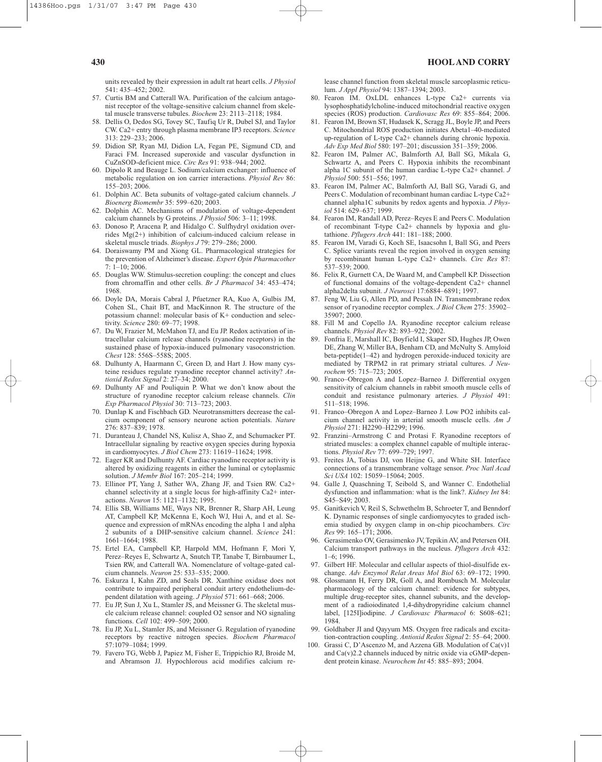units revealed by their expression in adult rat heart cells. *J Physiol* 541: 435–452; 2002.

57. Curtis BM and Catterall WA. Purification of the calcium antagonist receptor of the voltage-sensitive calcium channel from skeletal muscle transverse tubules. *Biochem* 23: 2113–2118; 1984.
58. Dellis O, Dedos SG, Tovey SC, Taufiq Ur R, Dubel SJ, and Taylor CW. Ca2+ entry through plasma membrane IP3 receptors. *Science* 313: 229–233; 2006.
59. Didion SP, Ryan MJ, Didion LA, Fegan PE, Sigmund CD, and Faraci FM. Increased superoxide and vascular dysfunction in CuZnSOD-deficient mice. *Circ Res* 91: 938–944; 2002.
60. Dipolo R and Beauge L. Sodium/calcium exchanger: influence of metabolic regulation on ion carrier interactions. *Physiol Rev* 86: 155–203; 2006.
61. Dolphin AC. Beta subunits of voltage-gated calcium channels. *J Bioenerg Biomembr* 35: 599–620; 2003.
62. Dolphin AC. Mechanisms of modulation of voltage-dependent calcium channels by G proteins. *J Physiol* 506: 3–11; 1998.
63. Donoso P, Aracena P, and Hidalgo C. Sulfhydryl oxidation overrides Mg(2+) inhibition of calcium-induced calcium release in skeletal muscle triads. *Biophys J* 79: 279–286; 2000.
64. Doraiswamy PM and Xiong GL. Pharmacological strategies for the prevention of Alzheimer's disease. *Expert Opin Pharmacother* 7: 1–10; 2006.
65. Douglas WW. Stimulus-secretion coupling: the concept and clues from chromaffin and other cells. *Br J Pharmacol* 34: 453–474; 1968.
66. Doyle DA, Morais Cabral J, Pfuetzner RA, Kuo A, Gulbis JM, Cohen SL, Chait BT, and MacKinnon R. The structure of the potassium channel: molecular basis of K+ conduction and selectivity. *Science* 280: 69–77; 1998.
67. Du W, Frazier M, McMahon TJ, and Eu JP. Redox activation of intracellular calcium release channels (ryanodine receptors) in the sustained phase of hypoxia-induced pulmonary vasoconstriction. *Chest* 128: 556S–558S; 2005.
68. Dulhunty A, Haarmann C, Green D, and Hart J. How many cysteine residues regulate ryanodine receptor channel activity? *Antioxid Redox Signal* 2: 27–34; 2000.
69. Dulhunty AF and Pouliquin P. What we don't know about the structure of ryanodine receptor calcium release channels. *Clin Exp Pharmacol Physiol* 30: 713–723; 2003.
70. Dunlap K and Fischbach GD. Neurotransmitters decrease the calcium ocmponent of sensory neurone action potentials. *Nature* 276: 837–839; 1978.
71. Duranteau J, Chandel NS, Kulisz A, Shao Z, and Schumacker PT. Intracellular signaling by reactive oxygen species during hypoxia in cardiomyocytes. *J Biol Chem* 273: 11619–11624; 1998.
72. Eager KR and Dulhunty AF. Cardiac ryanodine receptor activity is altered by oxidizing reagents in either the luminal or cytoplasmic solution. *J Membr Biol* 167: 205–214; 1999.
73. Ellinor PT, Yang J, Sather WA, Zhang JF, and Tsien RW. Ca2+ channel selectivity at a single locus for high-affinity Ca2+ interactions. *Neuron* 15: 1121–1132; 1995.
74. Ellis SB, Williams ME, Ways NR, Brenner R, Sharp AH, Leung AT, Campbell KP, McKenna E, Koch WJ, Hui A, and et al. Sequence and expression of mRNAs encoding the alpha 1 and alpha 2 subunits of a DHP-sensitive calcium channel. *Science* 241: 1661–1664; 1988.
75. Ertel EA, Campbell KP, Harpold MM, Hofmann F, Mori Y, Perez–Reyes E, Schwartz A, Snutch TP, Tanabe T, Birnbaumer L, Tsien RW, and Catterall WA. Nomenclature of voltage-gated calcium channels. *Neuron* 25: 533–535; 2000.
76. Eskurza I, Kahn ZD, and Seals DR. Xanthine oxidase does not contribute to impaired peripheral conduit artery endothelium-dependent dilatation with ageing. *J Physiol* 571: 661–668; 2006.
77. Eu JP, Sun J, Xu L, Stamler JS, and Meissner G. The skeletal muscle calcium release channel: coupled O2 sensor and NO signaling functions. *Cell* 102: 499–509; 2000.
78. Eu JP, Xu L, Stamler JS, and Meissner G. Regulation of ryanodine receptors by reactive nitrogen species. *Biochem Pharmacol* 57:1079–1084; 1999.
79. Favero TG, Webb J, Papiez M, Fisher E, Trippichio RJ, Broide M, and Abramson JJ. Hypochlorous acid modifies calcium release channel function from skeletal muscle sarcoplasmic reticulum. *J Appl Physiol* 94: 1387–1394; 2003.
80. Fearon IM. OxLDL enhances L-type Ca2+ currents via lysophosphatidylcholine-induced mitochondrial reactive oxygen species (ROS) production. *Cardiovasc Res* 69: 855–864; 2006.
81. Fearon IM, Brown ST, Hudasek K, Scragg JL, Boyle JP, and Peers C. Mitochondrial ROS production initiates Abeta1–40-mediated up-regulation of L-type Ca2+ channels during chronic hypoxia. *Adv Exp Med Biol* 580: 197–201; discussion 351–359; 2006.
82. Fearon IM, Palmer AC, Balmforth AJ, Ball SG, Mikala G, Schwartz A, and Peers C. Hypoxia inhibits the recombinant alpha 1C subunit of the human cardiac L-type Ca2+ channel. *J Physiol* 500: 551–556; 1997.
83. Fearon IM, Palmer AC, Balmforth AJ, Ball SG, Varadi G, and Peers C. Modulation of recombinant human cardiac L-type Ca2+ channel alpha1C subunits by redox agents and hypoxia. *J Physiol* 514: 629–637; 1999.
84. Fearon IM, Randall AD, Perez–Reyes E and Peers C. Modulation of recombinant T-type Ca2+ channels by hypoxia and glutathione. *Pflugers Arch* 441: 181–188; 2000.
85. Fearon IM, Varadi G, Koch SE, Isaacsohn I, Ball SG, and Peers C. Splice variants reveal the region involved in oxygen sensing by recombinant human L-type Ca2+ channels. *Circ Res* 87: 537–539; 2000.
86. Felix R, Gurnett CA, De Waard M, and Campbell KP. Dissection of functional domains of the voltage-dependent Ca2+ channel alpha2delta subunit. *J Neurosci* 17:6884–6891; 1997.
87. Feng W, Liu G, Allen PD, and Pessah IN. Transmembrane redox sensor of ryanodine receptor complex. *J Biol Chem* 275: 35902–35907; 2000.
88. Fill M and Copello JA. Ryanodine receptor calcium release channels. *Physiol Rev* 82: 893–922; 2002.
89. Fonfria E, Marshall IC, Boyfield I, Skaper SD, Hughes JP, Owen DE, Zhang W, Miller BA, Benham CD, and McNulty S. Amyloid beta-peptide(1–42) and hydrogen peroxide-induced toxicity are mediated by TRPM2 in rat primary striatal cultures. *J Neurochem* 95: 715–723; 2005.
90. Franco–Obregon A and Lopez–Barneo J. Differential oxygen sensitivity of calcium channels in rabbit smooth muscle cells of conduit and resistance pulmonary arteries. *J Physiol* 491: 511–518; 1996.
91. Franco–Obregon A and Lopez–Barneo J. Low PO2 inhibits calcium channel activity in arterial smooth muscle cells. *Am J Physiol* 271: H2290–H2299; 1996.
92. Franzini–Armstrong C and Protasi F. Ryanodine receptors of striated muscles: a complex channel capable of multiple interactions. *Physiol Rev* 77: 699–729; 1997.
93. Freites JA, Tobias DJ, von Heijne G, and White SH. Interface connections of a transmembrane voltage sensor. *Proc Natl Acad Sci USA* 102: 15059–15064; 2005.
94. Galle J, Quaschning T, Seibold S, and Wanner C. Endothelial dysfunction and inflammation: what is the link?. *Kidney Int* 84: S45–S49; 2003.
95. Ganitkevich V, Reil S, Schwethelm B, Schroeter T, and Benndorf K. Dynamic responses of single cardiomyocytes to graded ischemia studied by oxygen clamp in on-chip picochambers. *Circ Res* 99: 165–171; 2006.
96. Gerasimenko OV, Gerasimenko JV, Tepikin AV, and Petersen OH. Calcium transport pathways in the nucleus. *Pflugers Arch* 432: 1–6; 1996.
97. Gilbert HF. Molecular and cellular aspects of thiol-disulfide exchange. *Adv Enzymol Relat Areas Mol Biol* 63: 69–172; 1990.
98. Glossmann H, Ferry DR, Goll A, and Rombusch M. Molecular pharmacology of the calcium channel: evidence for subtypes, multiple drug-receptor sites, channel subunits, and the development of a radioiodinated 1,4-dihydropyridine calcium channel label, [125I]iodipine. *J Cardiovasc Pharmacol* 6: S608–621; 1984.
99. Goldhaber JI and Qayyum MS. Oxygen free radicals and excitation-contraction coupling. *Antioxid Redox Signal* 2: 55–64; 2000.
100. Grassi C, D'Ascenzo M, and Azzena GB. Modulation of Ca(v)1 and Ca(v)2.2 channels induced by nitric oxide via cGMP-dependent protein kinase. *Neurochem Int* 45: 885–893; 2004.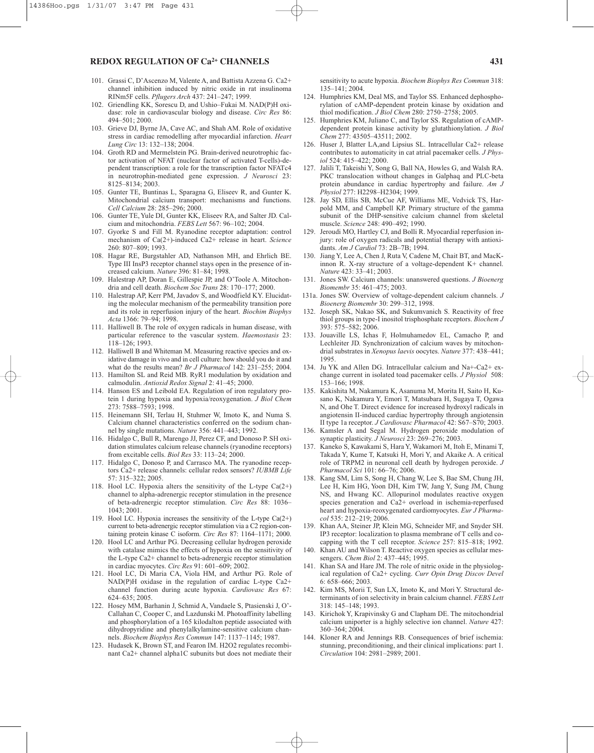101. Grassi C, D'Ascenzo M, Valente A, and Battista Azzena G. Ca2+ channel inhibition induced by nitric oxide in rat insulinoma RINm5F cells. *Pflugers Arch* 437: 241–247; 1999.
102. Griendling KK, Sorescu D, and Ushio–Fukai M. NAD(P)H oxidase: role in cardiovascular biology and disease. *Circ Res* 86: 494–501; 2000.
103. Grieve DJ, Byrne JA, Cave AC, and Shah AM. Role of oxidative stress in cardiac remodelling after myocardial infarction. *Heart Lung Circ* 13: 132–138; 2004.
104. Groth RD and Mermelstein PG. Brain-derived neurotrophic factor activation of NFAT (nuclear factor of activated T-cells)-dependent transcription: a role for the transcription factor NFATc4 in neurotrophin-mediated gene expression. *J Neurosci* 23: 8125–8134; 2003.
105. Gunter TE, Buntinas L, Sparagna G, Eliseev R, and Gunter K. Mitochondrial calcium transport: mechanisms and functions. *Cell Calcium* 28: 285–296; 2000.
106. Gunter TE, Yule DI, Gunter KK, Eliseev RA, and Salter JD. Calcium and mitochondria. *FEBS Lett* 567: 96–102; 2004.
107. Gyorke S and Fill M. Ryanodine receptor adaptation: control mechanism of Ca(2+)-induced Ca2+ release in heart. *Science* 260: 807–809; 1993.
108. Hagar RE, Burgstahler AD, Nathanson MH, and Ehrlich BE. Type III InsP3 receptor channel stays open in the presence of increased calcium. *Nature* 396: 81–84; 1998.
109. Halestrap AP, Doran E, Gillespie JP, and O'Toole A. Mitochondria and cell death. *Biochem Soc Trans* 28: 170–177; 2000.
110. Halestrap AP, Kerr PM, Javadov S, and Woodfield KY. Elucidating the molecular mechanism of the permeability transition pore and its role in reperfusion injury of the heart. *Biochim Biophys Acta* 1366: 79–94; 1998.
111. Halliwell B. The role of oxygen radicals in human disease, with particular reference to the vascular system. *Haemostasis* 23: 118–126; 1993.
112. Halliwell B and Whiteman M. Measuring reactive species and oxidative damage in vivo and in cell culture: how should you do it and what do the results mean? *Br J Pharmacol* 142: 231–255; 2004.
113. Hamilton SL and Reid MB. RyR1 modulation by oxidation and calmodulin. *Antioxid Redox Signal* 2: 41–45; 2000.
114. Hanson ES and Leibold EA. Regulation of iron regulatory protein 1 during hypoxia and hypoxia/reoxygenation. *J Biol Chem* 273: 7588–7593; 1998.
115. Heinemann SH, Terlau H, Stuhmer W, Imoto K, and Numa S. Calcium channel characteristics conferred on the sodium channel by single mutations. *Nature* 356: 441–443; 1992.
116. Hidalgo C, Bull R, Marengo JJ, Perez CF, and Donoso P. SH oxidation stimulates calcium release channels (ryanodine receptors) from excitable cells. *Biol Res* 33: 113–124; 2000.
117. Hidalgo C, Donoso P, and Carrasco MA. The ryanodine receptors Ca2+ release channels: cellular redox sensors? *IUBMB Life* 57: 315–322; 2005.
118. Hool LC. Hypoxia alters the sensitivity of the L-type Ca(2+) channel to alpha-adrenergic receptor stimulation in the presence of beta-adrenergic receptor stimulation. *Circ Res* 88: 1036–1043; 2001.
119. Hool LC. Hypoxia increases the sensitivity of the L-type Ca(2+) current to beta-adrenergic receptor stimulation via a C2 region-containing protein kinase C isoform. *Circ Res* 87: 1164–1171; 2000.
120. Hool LC and Arthur PG. Decreasing cellular hydrogen peroxide with catalase mimics the effects of hypoxia on the sensitivity of the L-type Ca2+ channel to beta-adrenergic receptor stimulation in cardiac myocytes. *Circ Res* 91: 601–609; 2002.
121. Hool LC, Di Maria CA, Viola HM, and Arthur PG. Role of NAD(P)H oxidase in the regulation of cardiac L-type Ca2+ channel function during acute hypoxia. *Cardiovasc Res* 67: 624–635; 2005.
122. Hosey MM, Barhanin J, Schmid A, Vandaele S, Ptasienski J, O'-Callahan C, Cooper C, and Lazdunski M. Photoaffinity labelling and phosphorylation of a 165 kilodalton peptide associated with dihydropyridine and phenylalkylamine-sensitive calcium channels. *Biochem Biophys Res Commun* 147: 1137–1145; 1987.
123. Hudasek K, Brown ST, and Fearon IM. H2O2 regulates recombinant Ca2+ channel alpha1C subunits but does not mediate their sensitivity to acute hypoxia. *Biochem Biophys Res Commun* 318: 135–141; 2004.
124. Humphries KM, Deal MS, and Taylor SS. Enhanced dephosphorylation of cAMP-dependent protein kinase by oxidation and thiol modification. *J Biol Chem* 280: 2750–2758; 2005.
125. Humphries KM, Juliano C, and Taylor SS. Regulation of cAMP-dependent protein kinase activity by glutathionylation. *J Biol Chem* 277: 43505–43511; 2002.
126. Huser J, Blatter LA,and Lipsius SL. Intracellular Ca2+ release contributes to automaticity in cat atrial pacemaker cells. *J Physiol* 524: 415–422; 2000.
127. Jalili T, Takeishi Y, Song G, Ball NA, Howles G, and Walsh RA. PKC translocation without changes in Galphaq and PLC-beta protein abundance in cardiac hypertrophy and failure. *Am J Physiol* 277: H2298–H2304; 1999.
128. Jay SD, Ellis SB, McCue AF, Williams ME, Vedvick TS, Harpold MM, and Campbell KP. Primary structure of the gamma subunit of the DHP-sensitive calcium channel from skeletal muscle. *Science* 248: 490–492; 1990.
129. Jeroudi MO, Hartley CJ, and Bolli R. Myocardial reperfusion injury: role of oxygen radicals and potential therapy with antioxidants. *Am J Cardiol* 73: 2B–7B; 1994.
130. Jiang Y, Lee A, Chen J, Ruta V, Cadene M, Chait BT, and MacKinnon R. X-ray structure of a voltage-dependent K+ channel. *Nature* 423: 33–41; 2003.
131. Jones SW. Calcium channels: unanswered questions. *J Bioenerg Biomembr* 35: 461–475; 2003.

131a. Jones SW. Overview of voltage-dependent calcium channels. *J Bioenerg Biomembr* 30: 299–312, 1998.

132. Joseph SK, Nakao SK, and Sukumvanich S. Reactivity of free thiol groups in type-I inositol trisphosphate receptors. *Biochem J* 393: 575–582; 2006.
133. Jouaville LS, Ichas F, Holmuhamedov EL, Camacho P, and Lechleiter JD. Synchronization of calcium waves by mitochondrial substrates in *Xenopus laevis* oocytes. *Nature* 377: 438–441; 1995.
134. Ju YK and Allen DG. Intracellular calcium and Na+-Ca2+ exchange current in isolated toad pacemaker cells. *J Physiol* 508: 153–166; 1998.
135. Kakishita M, Nakamura K, Asanuma M, Morita H, Saito H, Kusano K, Nakamura Y, Emori T, Matsubara H, Sugaya T, Ogawa N, and Ohe T. Direct evidence for increased hydroxyl radicals in angiotensin II-induced cardiac hypertrophy through angiotensin II type 1a receptor. *J Cardiovasc Pharmacol* 42: S67–S70; 2003.
136. Kamsler A and Segal M. Hydrogen peroxide modulation of synaptic plasticity. *J Neurosci* 23: 269–276; 2003.
137. Kaneko S, Kawakami S, Hara Y, Wakamori M, Itoh E, Minami T, Takada Y, Kume T, Katsuki H, Mori Y, and Akaike A. A critical role of TRPM2 in neuronal cell death by hydrogen peroxide. *J Pharmacol Sci* 101: 66–76; 2006.
138. Kang SM, Lim S, Song H, Chang W, Lee S, Bae SM, Chung JH, Lee H, Kim HG, Yoon DH, Kim TW, Jang Y, Sung JM, Chung NS, and Hwang KC. Allopurinol modulates reactive oxygen species generation and Ca2+ overload in ischemia-reperfused heart and hypoxia-reoxygenated cardiomyocytes. *Eur J Pharmacol* 535: 212–219; 2006.
139. Khan AA, Steiner JP, Klein MG, Schneider MF, and Snyder SH. IP3 receptor: localization to plasma membrane of T cells and cocapping with the T cell receptor. *Science* 257: 815–818; 1992.
140. Khan AU and Wilson T. Reactive oxygen species as cellular messengers. *Chem Biol* 2: 437–445; 1995.
141. Khan SA and Hare JM. The role of nitric oxide in the physiological regulation of Ca2+ cycling. *Curr Opin Drug Discov Devel* 6: 658–666; 2003.
142. Kim MS, Morii T, Sun LX, Imoto K, and Mori Y. Structural determinants of ion selectivity in brain calcium channel. *FEBS Lett* 318: 145–148; 1993.
143. Kirichok Y, Krapivinsky G and Clapham DE. The mitochondrial calcium uniporter is a highly selective ion channel. *Nature* 427: 360–364; 2004.
144. Kloner RA and Jennings RB. Consequences of brief ischemia: stunning, preconditioning, and their clinical implications: part 1. *Circulation* 104: 2981–2989; 2001.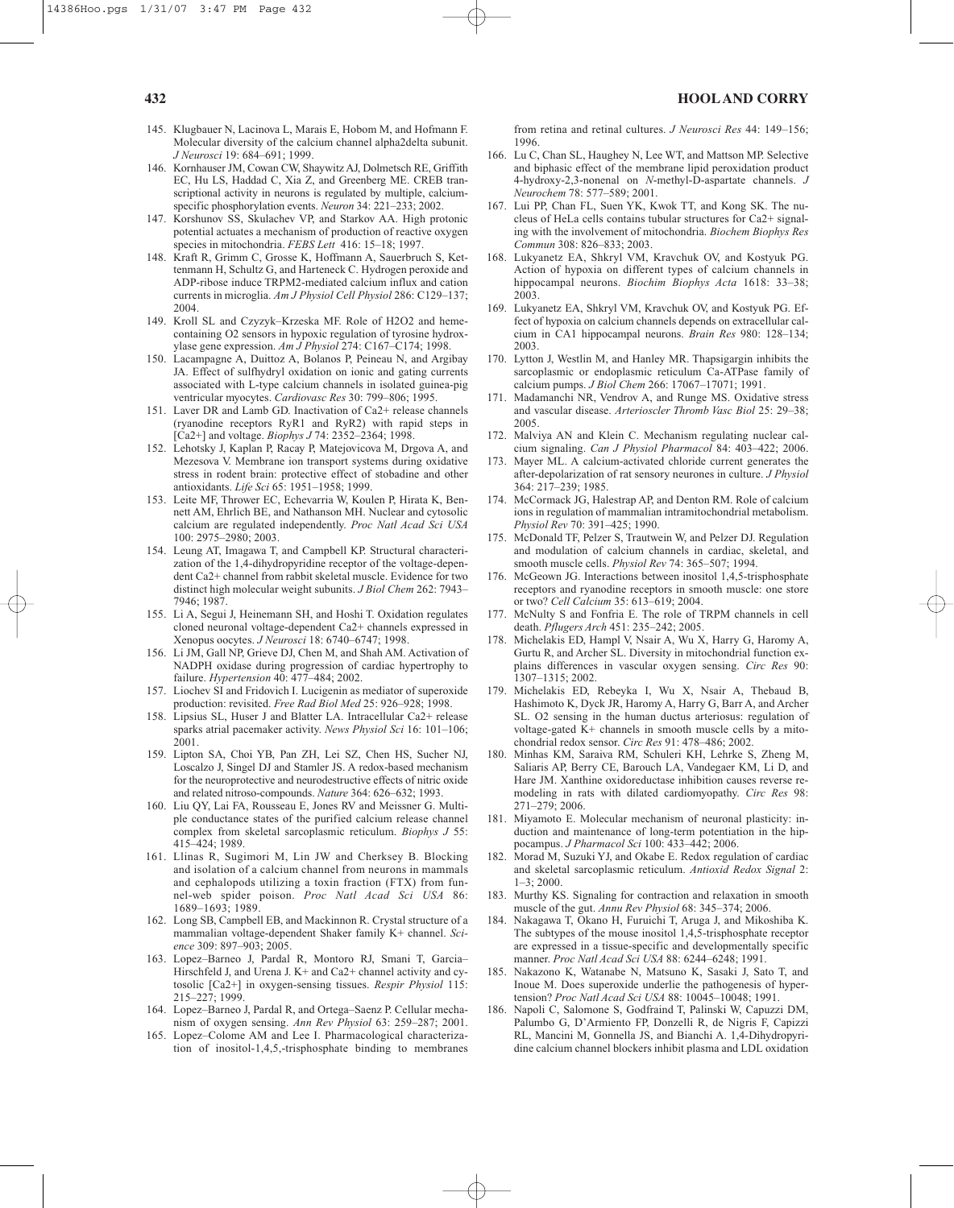145. Klugbauer N, Lacinova L, Marais E, Hobom M, and Hofmann F. Molecular diversity of the calcium channel alpha2delta subunit. *J Neurosci* 19: 684–691; 1999.
146. Kornhauser JM, Cowan CW, Shaywitz AJ, Dolmetsch RE, Griffith EC, Hu LS, Haddad C, Xia Z, and Greenberg ME. CREB transcriptional activity in neurons is regulated by multiple, calcium-specific phosphorylation events. *Neuron* 34: 221–233; 2002.
147. Korshunov SS, Skulachev VP, and Starkov AA. High protonic potential actuates a mechanism of production of reactive oxygen species in mitochondria. *FEBS Lett* 416: 15–18; 1997.
148. Kraft R, Grimm C, Grosse K, Hoffmann A, Sauerbruch S, Kettenmann H, Schultz G, and Harteneck C. Hydrogen peroxide and ADP-ribose induce TRPM2-mediated calcium influx and cation currents in microglia. *Am J Physiol Cell Physiol* 286: C129–137; 2004.
149. Kroll SL and Czyzyk–Krzeska MF. Role of H2O2 and heme-containing O2 sensors in hypoxic regulation of tyrosine hydroxylase gene expression. *Am J Physiol* 274: C167–C174; 1998.
150. Lacampagne A, Duittoz A, Bolanos P, Peineau N, and Argibay JA. Effect of sulfhydryl oxidation on ionic and gating currents associated with L-type calcium channels in isolated guinea-pig ventricular myocytes. *Cardiovasc Res* 30: 799–806; 1995.
151. Laver DR and Lamb GD. Inactivation of Ca2+ release channels (ryanodine receptors RyR1 and RyR2) with rapid steps in [Ca2+] and voltage. *Biophys J* 74: 2352–2364; 1998.
152. Lehotsky J, Kaplan P, Racay P, Matejovicova M, Drgova A, and Mezesova V. Membrane ion transport systems during oxidative stress in rodent brain: protective effect of stobadine and other antioxidants. *Life Sci* 65: 1951–1958; 1999.
153. Leite MF, Thrower EC, Echevarria W, Koulen P, Hirata K, Bennett AM, Ehrlich BE, and Nathanson MH. Nuclear and cytosolic calcium are regulated independently. *Proc Natl Acad Sci USA* 100: 2975–2980; 2003.
154. Leung AT, Imagawa T, and Campbell KP. Structural characterization of the 1,4-dihydropyridine receptor of the voltage-dependent Ca2+ channel from rabbit skeletal muscle. Evidence for two distinct high molecular weight subunits. *J Biol Chem* 262: 7943–7946; 1987.
155. Li A, Segui J, Heinemann SH, and Hoshi T. Oxidation regulates cloned neuronal voltage-dependent Ca2+ channels expressed in Xenopus oocytes. *J Neurosci* 18: 6740–6747; 1998.
156. Li JM, Gall NP, Grieve DJ, Chen M, and Shah AM. Activation of NADPH oxidase during progression of cardiac hypertrophy to failure. *Hypertension* 40: 477–484; 2002.
157. Liochev SI and Fridovich I. Lucigenin as mediator of superoxide production: revisited. *Free Rad Biol Med* 25: 926–928; 1998.
158. Lipsius SL, Huser J and Blatter LA. Intracellular Ca2+ release sparks atrial pacemaker activity. *News Physiol Sci* 16: 101–106; 2001.
159. Lipton SA, Choi YB, Pan ZH, Lei SZ, Chen HS, Sucher NJ, Loscalzo J, Singel DJ and Stamler JS. A redox-based mechanism for the neuroprotective and neurodestructive effects of nitric oxide and related nitroso-compounds. *Nature* 364: 626–632; 1993.
160. Liu QY, Lai FA, Rousseau E, Jones RV and Meissner G. Multiple conductance states of the purified calcium release channel complex from skeletal sarcoplasmic reticulum. *Biophys J* 55: 415–424; 1989.
161. Llinas R, Sugimori M, Lin JW and Cherksey B. Blocking and isolation of a calcium channel from neurons in mammals and cephalopods utilizing a toxin fraction (FTX) from funnel-web spider poison. *Proc Natl Acad Sci USA* 86: 1689–1693; 1989.
162. Long SB, Campbell EB, and Mackinnon R. Crystal structure of a mammalian voltage-dependent Shaker family K+ channel. *Science* 309: 897–903; 2005.
163. Lopez–Barneo J, Pardal R, Montoro RJ, Smani T, Garcia–Hirschfeld J, and Urena J. K+ and Ca2+ channel activity and cytosolic [Ca2+] in oxygen-sensing tissues. *Respir Physiol* 115: 215–227; 1999.
164. Lopez–Barneo J, Pardal R, and Ortega–Saenz P. Cellular mechanism of oxygen sensing. *Ann Rev Physiol* 63: 259–287; 2001.
165. Lopez–Colome AM and Lee I. Pharmacological characterization of inositol-1,4,5,-trisphosphate binding to membranes from retina and retinal cultures. *J Neurosci Res* 44: 149–156; 1996.
166. Lu C, Chan SL, Haughey N, Lee WT, and Mattson MP. Selective and biphasic effect of the membrane lipid peroxidation product 4-hydroxy-2,3-nonenal on *N*-methyl-D-aspartate channels. *J Neurochem* 78: 577–589; 2001.
167. Lui PP, Chan FL, Suen YK, Kwok TT, and Kong SK. The nucleus of HeLa cells contains tubular structures for Ca2+ signaling with the involvement of mitochondria. *Biochem Biophys Res Commun* 308: 826–833; 2003.
168. Lukyanetz EA, Shkryl VM, Kravchuk OV, and Kostyuk PG. Action of hypoxia on different types of calcium channels in hippocampal neurons. *Biochim Biophys Acta* 1618: 33–38; 2003.
169. Lukyanetz EA, Shkryl VM, Kravchuk OV, and Kostyuk PG. Effect of hypoxia on calcium channels depends on extracellular calcium in CA1 hippocampal neurons. *Brain Res* 980: 128–134; 2003.
170. Lytton J, Westlin M, and Hanley MR. Thapsigargin inhibits the sarcoplasmic or endoplasmic reticulum Ca-ATPase family of calcium pumps. *J Biol Chem* 266: 17067–17071; 1991.
171. Madamanchi NR, Vendrov A, and Runge MS. Oxidative stress and vascular disease. *Arterioscler Thromb Vasc Biol* 25: 29–38; 2005.
172. Malviya AN and Klein C. Mechanism regulating nuclear calcium signaling. *Can J Physiol Pharmacol* 84: 403–422; 2006.
173. Mayer ML. A calcium-activated chloride current generates the after-depolarization of rat sensory neurones in culture. *J Physiol* 364: 217–239; 1985.
174. McCormack JG, Halestrap AP, and Denton RM. Role of calcium ions in regulation of mammalian intramitochondrial metabolism. *Physiol Rev* 70: 391–425; 1990.
175. McDonald TF, Pelzer S, Trautwein W, and Pelzer DJ. Regulation and modulation of calcium channels in cardiac, skeletal, and smooth muscle cells. *Physiol Rev* 74: 365–507; 1994.
176. McGeown JG. Interactions between inositol 1,4,5-trisphosphate receptors and ryanodine receptors in smooth muscle: one store or two? *Cell Calcium* 35: 613–619; 2004.
177. McNulty S and Fonfria E. The role of TRPM channels in cell death. *Pflugers Arch* 451: 235–242; 2005.
178. Michelakis ED, Hampl V, Nsair A, Wu X, Harry G, Haromy A, Gurtu R, and Archer SL. Diversity in mitochondrial function explains differences in vascular oxygen sensing. *Circ Res* 90: 1307–1315; 2002.
179. Michelakis ED, Rebeyka I, Wu X, Nsair A, Thebaud B, Hashimoto K, Dyck JR, Haromy A, Harry G, Barr A, and Archer SL. O2 sensing in the human ductus arteriosus: regulation of voltage-gated K+ channels in smooth muscle cells by a mitochondrial redox sensor. *Circ Res* 91: 478–486; 2002.
180. Minhas KM, Saraiva RM, Schuleri KH, Lehrke S, Zheng M, Saliaris AP, Berry CE, Barouch LA, Vandegaer KM, Li D, and Hare JM. Xanthine oxidoreductase inhibition causes reverse remodeling in rats with dilated cardiomyopathy. *Circ Res* 98: 271–279; 2006.
181. Miyamoto E. Molecular mechanism of neuronal plasticity: induction and maintenance of long-term potentiation in the hippocampus. *J Pharmacol Sci* 100: 433–442; 2006.
182. Morad M, Suzuki YJ, and Okabe E. Redox regulation of cardiac and skeletal sarcoplasmic reticulum. *Antioxid Redox Signal* 2: 1–3; 2000.
183. Murthy KS. Signaling for contraction and relaxation in smooth muscle of the gut. *Annu Rev Physiol* 68: 345–374; 2006.
184. Nakagawa T, Okano H, Furuichi T, Aruga J, and Mikoshiba K. The subtypes of the mouse inositol 1,4,5-trisphosphate receptor are expressed in a tissue-specific and developmentally specific manner. *Proc Natl Acad Sci USA* 88: 6244–6248; 1991.
185. Nakazono K, Watanabe N, Matsuno K, Sasaki J, Sato T, and Inoue M. Does superoxide underlie the pathogenesis of hypertension? *Proc Natl Acad Sci USA* 88: 10045–10048; 1991.
186. Napoli C, Salomone S, Godfraind T, Palinski W, Capuzzi DM, Palumbo G, D'Armiento FP, Donzelli R, de Nigris F, Capizzi RL, Mancini M, Gonnella JS, and Bianchi A. 1,4-Dihydropyridine calcium channel blockers inhibit plasma and LDL oxidation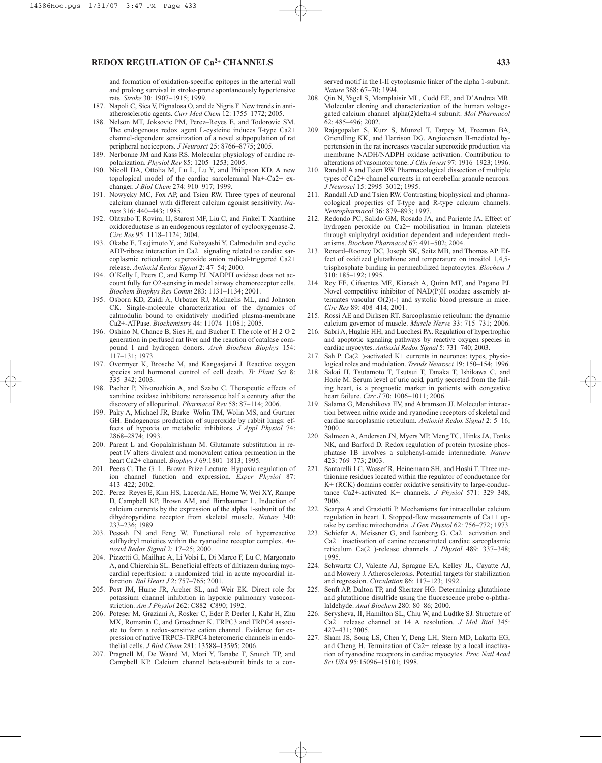and formation of oxidation-specific epitopes in the arterial wall and prolong survival in stroke-prone spontaneously hypertensive rats. *Stroke* 30: 1907–1915; 1999.

187. Napoli C, Sica V, Pignalosa O, and de Nigris F. New trends in anti-atherosclerotic agents. *Curr Med Chem* 12: 1755–1772; 2005.
188. Nelson MT, Joksovic PM, Perez–Reyes E, and Todorovic SM. The endogenous redox agent L-cysteine induces T-type Ca2+ channel-dependent sensitization of a novel subpopulation of rat peripheral nociceptors. *J Neurosci* 25: 8766–8775; 2005.
189. Nerbonne JM and Kass RS. Molecular physiology of cardiac repolarization. *Physiol Rev* 85: 1205–1253; 2005.
190. Nicoll DA, Ottolia M, Lu L, Lu Y, and Philipson KD. A new topological model of the cardiac sarcolemmal Na+-Ca2+ exchanger. *J Biol Chem* 274: 910–917; 1999.
191. Nowycky MC, Fox AP, and Tsien RW. Three types of neuronal calcium channel with different calcium agonist sensitivity. *Nature* 316: 440–443; 1985.
192. Ohtsubo T, Rovira, II, Starost MF, Liu C, and Finkel T. Xanthine oxidoreductase is an endogenous regulator of cyclooxygenase-2. *Circ Res* 95: 1118–1124; 2004.
193. Okabe E, Tsujimoto Y, and Kobayashi Y. Calmodulin and cyclic ADP-ribose interaction in Ca2+ signaling related to cardiac sarcoplasmic reticulum: superoxide anion radical-triggered Ca2+ release. *Antioxid Redox Signal* 2: 47–54; 2000.
194. O'Kelly I, Peers C, and Kemp PJ. NADPH oxidase does not account fully for O2-sensing in model airway chemoreceptor cells. *Biochem Biophys Res Comm* 283: 1131–1134; 2001.
195. Osborn KD, Zaidi A, Urbauer RJ, Michaelis ML, and Johnson CK. Single-molecule characterization of the dynamics of calmodulin bound to oxidatively modified plasma-membrane Ca2+-ATPase. *Biochemistry* 44: 11074–11081; 2005.
196. Oshino N, Chance B, Sies H, and Bucher T. The role of H 2 O 2 generation in perfused rat liver and the reaction of catalase compound I and hydrogen donors. *Arch Biochem Biophys* 154: 117–131; 1973.
197. Overmyer K, Brosche M, and Kangasjarvi J. Reactive oxygen species and hormonal control of cell death. *Tr Plant Sci* 8: 335–342; 2003.
198. Pacher P, Nivorozhkin A, and Szabo C. Therapeutic effects of xanthine oxidase inhibitors: renaissance half a century after the discovery of allopurinol. *Pharmacol Rev* 58: 87–114; 2006.
199. Paky A, Michael JR, Burke–Wolin TM, Wolin MS, and Gurtner GH. Endogenous production of superoxide by rabbit lungs: effects of hypoxia or metabolic inhibitors. *J Appl Physiol* 74: 2868–2874; 1993.
200. Parent L and Gopalakrishnan M. Glutamate substitution in repeat IV alters divalent and monovalent cation permeation in the heart Ca2+ channel. *Biophys J* 69:1801–1813; 1995.
201. Peers C. The G. L. Brown Prize Lecture. Hypoxic regulation of ion channel function and expression. *Exper Physiol* 87: 413–422; 2002.
202. Perez–Reyes E, Kim HS, Lacerda AE, Horne W, Wei XY, Rampe D, Campbell KP, Brown AM, and Birnbaumer L. Induction of calcium currents by the expression of the alpha 1-subunit of the dihydropyridine receptor from skeletal muscle. *Nature* 340: 233–236; 1989.
203. Pessah IN and Feng W. Functional role of hyperreactive sulfhydryl moieties within the ryanodine receptor complex. *Antioxid Redox Signal* 2: 17–25; 2000.
204. Pizzetti G, Mailhac A, Li Volsi L, Di Marco F, Lu C, Margonato A, and Chierchia SL. Beneficial effects of diltiazem during myocardial reperfusion: a randomized trial in acute myocardial infarction. *Ital Heart J* 2: 757–765; 2001.
205. Post JM, Hume JR, Archer SL, and Weir EK. Direct role for potassium channel inhibition in hypoxic pulmonary vasoconstriction. *Am J Physiol* 262: C882–C890; 1992.
206. Poteser M, Graziani A, Rosker C, Eder P, Derler I, Kahr H, Zhu MX, Romanin C, and Groschner K. TRPC3 and TRPC4 associate to form a redox-sensitive cation channel. Evidence for expression of native TRPC3-TRPC4 heteromeric channels in endothelial cells. *J Biol Chem* 281: 13588–13595; 2006.
207. Pragnell M, De Waard M, Mori Y, Tanabe T, Snutch TP, and Campbell KP. Calcium channel beta-subunit binds to a conserved motif in the I-II cytoplasmic linker of the alpha 1-subunit. *Nature* 368: 67–70; 1994.
208. Qin N, Yagel S, Momplaisir ML, Codd EE, and D'Andrea MR. Molecular cloning and characterization of the human voltage-gated calcium channel alpha(2)delta-4 subunit. *Mol Pharmacol* 62: 485–496; 2002.
209. Rajagopalan S, Kurz S, Munzel T, Tarpey M, Freeman BA, Griendling KK, and Harrison DG. Angiotensin II-mediated hypertension in the rat increases vascular superoxide production via membrane NADH/NADPH oxidase activation. Contribution to alterations of vasomotor tone. *J Clin Invest* 97: 1916–1923; 1996.
210. Randall A and Tsien RW. Pharmacological dissection of multiple types of Ca2+ channel currents in rat cerebellar granule neurons. *J Neurosci* 15: 2995–3012; 1995.
211. Randall AD and Tsien RW. Contrasting biophysical and pharmacological properties of T-type and R-type calcium channels. *Neuropharmacol* 36: 879–893; 1997.
212. Redondo PC, Salido GM, Rosado JA, and Pariente JA. Effect of hydrogen peroxide on Ca2+ mobilisation in human platelets through sulphydryl oxidation dependent and independent mechanisms. *Biochem Pharmacol* 67: 491–502; 2004.
213. Renard–Rooney DC, Joseph SK, Seitz MB, and Thomas AP. Effect of oxidized glutathione and temperature on inositol 1,4,5-trisphosphate binding in permeabilized hepatocytes. *Biochem J* 310: 185–192; 1995.
214. Rey FE, Cifuentes ME, Kiarash A, Quinn MT, and Pagano PJ. Novel competitive inhibitor of NAD(P)H oxidase assembly attenuates vascular O(2)(-) and systolic blood pressure in mice. *Circ Res* 89: 408–414; 2001.
215. Rossi AE and Dirksen RT. Sarcoplasmic reticulum: the dynamic calcium governor of muscle. *Muscle Nerve* 33: 715–731; 2006.
216. Sabri A, Hughie HH, and Lucchesi PA. Regulation of hypertrophic and apoptotic signaling pathways by reactive oxygen species in cardiac myocytes. *Antioxid Redox Signal* 5: 731–740; 2003.
217. Sah P. Ca(2+)-activated K+ currents in neurones: types, physiological roles and modulation. *Trends Neurosci* 19: 150–154; 1996.
218. Sakai H, Tsutamoto T, Tsutsui T, Tanaka T, Ishikawa C, and Horie M. Serum level of uric acid, partly secreted from the failing heart, is a prognostic marker in patients with congestive heart failure. *Circ J* 70: 1006–1011; 2006.
219. Salama G, Menshikova EV, and Abramson JJ. Molecular interaction between nitric oxide and ryanodine receptors of skeletal and cardiac sarcoplasmic reticulum. *Antioxid Redox Signal* 2: 5–16; 2000.
220. Salmeen A, Andersen JN, Myers MP, Meng TC, Hinks JA, Tonks NK, and Barford D. Redox regulation of protein tyrosine phosphatase 1B involves a sulphenyl-amide intermediate. *Nature* 423: 769–773; 2003.
221. Santarelli LC, Wassef R, Heinemann SH, and Hoshi T. Three methionine residues located within the regulator of conductance for K+ (RCK) domains confer oxidative sensitivity to large-conductance Ca2+-activated K+ channels. *J Physiol* 571: 329–348; 2006.
222. Scarpa A and Graziotti P. Mechanisms for intracellular calcium regulation in heart. I. Stopped-flow measurements of Ca++ uptake by cardiac mitochondria. *J Gen Physiol* 62: 756–772; 1973.
223. Schiefer A, Meissner G, and Isenberg G. Ca2+ activation and Ca2+ inactivation of canine reconstituted cardiac sarcoplasmic reticulum Ca(2+)-release channels. *J Physiol* 489: 337–348; 1995.
224. Schwartz CJ, Valente AJ, Sprague EA, Kelley JL, Cayatte AJ, and Mowery J. Atherosclerosis. Potential targets for stabilization and regression. *Circulation* 86: 117–123; 1992.
225. Senft AP, Dalton TP, and Shertzer HG. Determining glutathione and glutathione disulfide using the fluorescence probe o-phthalaldehyde. *Anal Biochem* 280: 80–86; 2000.
226. Serysheva, II, Hamilton SL, Chiu W, and Ludtke SJ. Structure of Ca2+ release channel at 14 A resolution. *J Mol Biol* 345: 427–431; 2005.
227. Sham JS, Song LS, Chen Y, Deng LH, Stern MD, Lakatta EG, and Cheng H. Termination of Ca2+ release by a local inactivation of ryanodine receptors in cardiac myocytes. *Proc Natl Acad Sci USA* 95:15096–15101; 1998.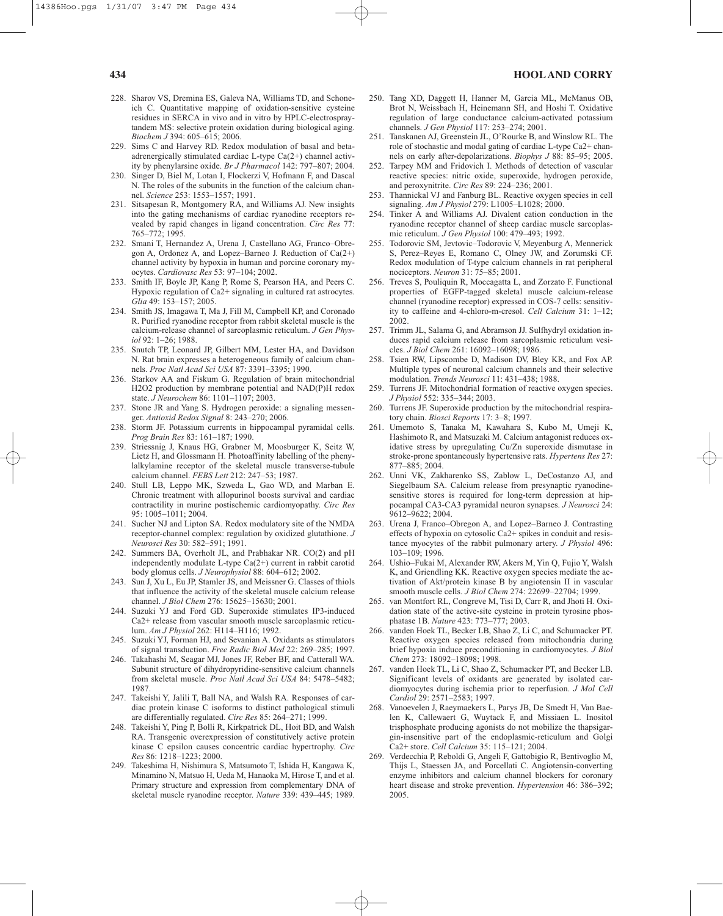228. Sharov VS, Dremina ES, Galeva NA, Williams TD, and Schoneich C. Quantitative mapping of oxidation-sensitive cysteine residues in SERCA in vivo and in vitro by HPLC-electrospray-tandem MS: selective protein oxidation during biological aging. *Biochem J* 394: 605–615; 2006.
229. Sims C and Harvey RD. Redox modulation of basal and beta-adrenergically stimulated cardiac L-type Ca(2+) channel activity by phenylarsine oxide. *Br J Pharmacol* 142: 797–807; 2004.
230. Singer D, Biel M, Lotan I, Flockerzi V, Hofmann F, and Dascal N. The roles of the subunits in the function of the calcium channel. *Science* 253: 1553–1557; 1991.
231. Sitsapesan R, Montgomery RA, and Williams AJ. New insights into the gating mechanisms of cardiac ryanodine receptors revealed by rapid changes in ligand concentration. *Circ Res* 77: 765–772; 1995.
232. Smani T, Hernandez A, Urena J, Castellano AG, Franco–Obregon A, Ordonez A, and Lopez–Barneo J. Reduction of Ca(2+) channel activity by hypoxia in human and porcine coronary myocytes. *Cardiovasc Res* 53: 97–104; 2002.
233. Smith IF, Boyle JP, Kang P, Rome S, Pearson HA, and Peers C. Hypoxic regulation of Ca2+ signaling in cultured rat astrocytes. *Glia* 49: 153–157; 2005.
234. Smith JS, Imagawa T, Ma J, Fill M, Campbell KP, and Coronado R. Purified ryanodine receptor from rabbit skeletal muscle is the calcium-release channel of sarcoplasmic reticulum. *J Gen Physiol* 92: 1–26; 1988.
235. Snutch TP, Leonard JP, Gilbert MM, Lester HA, and Davidson N. Rat brain expresses a heterogeneous family of calcium channels. *Proc Natl Acad Sci USA* 87: 3391–3395; 1990.
236. Starkov AA and Fiskum G. Regulation of brain mitochondrial H2O2 production by membrane potential and NAD(P)H redox state. *J Neurochem* 86: 1101–1107; 2003.
237. Stone JR and Yang S. Hydrogen peroxide: a signaling messenger. *Antioxid Redox Signal* 8: 243–270; 2006.
238. Storm JF. Potassium currents in hippocampal pyramidal cells. *Prog Brain Res* 83: 161–187; 1990.
239. Striessnig J, Knaus HG, Grabner M, Moosburger K, Seitz W, Lietz H, and Glossmann H. Photoaffinity labelling of the phenylalkylamine receptor of the skeletal muscle transverse-tubule calcium channel. *FEBS Lett* 212: 247–53; 1987.
240. Stull LB, Leppo MK, Szweda L, Gao WD, and Marban E. Chronic treatment with allopurinol boosts survival and cardiac contractility in murine postischemic cardiomyopathy. *Circ Res* 95: 1005–1011; 2004.
241. Sucher NJ and Lipton SA. Redox modulatory site of the NMDA receptor-channel complex: regulation by oxidized glutathione. *J Neurosci Res* 30: 582–591; 1991.
242. Summers BA, Overholt JL, and Prabhakar NR. CO(2) and pH independently modulate L-type Ca(2+) current in rabbit carotid body glomus cells. *J Neurophysiol* 88: 604–612; 2002.
243. Sun J, Xu L, Eu JP, Stamler JS, and Meissner G. Classes of thiols that influence the activity of the skeletal muscle calcium release channel. *J Biol Chem* 276: 15625–15630; 2001.
244. Suzuki YJ and Ford GD. Superoxide stimulates IP3-induced Ca2+ release from vascular smooth muscle sarcoplasmic reticulum. *Am J Physiol* 262: H114–H116; 1992.
245. Suzuki YJ, Forman HJ, and Sevanian A. Oxidants as stimulators of signal transduction. *Free Radic Biol Med* 22: 269–285; 1997.
246. Takahashi M, Seagar MJ, Jones JF, Reber BF, and Catterall WA. Subunit structure of dihydropyridine-sensitive calcium channels from skeletal muscle. *Proc Natl Acad Sci USA* 84: 5478–5482; 1987.
247. Takeishi Y, Jalili T, Ball NA, and Walsh RA. Responses of cardiac protein kinase C isoforms to distinct pathological stimuli are differentially regulated. *Circ Res* 85: 264–271; 1999.
248. Takeishi Y, Ping P, Bolli R, Kirkpatrick DL, Hoit BD, and Walsh RA. Transgenic overexpression of constitutively active protein kinase C epsilon causes concentric cardiac hypertrophy. *Circ Res* 86: 1218–1223; 2000.
249. Takeshima H, Nishimura S, Matsumoto T, Ishida H, Kangawa K, Minamino N, Matsuo H, Ueda M, Hanaoka M, Hirose T, and et al. Primary structure and expression from complementary DNA of skeletal muscle ryanodine receptor. *Nature* 339: 439–445; 1989.
250. Tang XD, Daggett H, Hanner M, Garcia ML, McManus OB, Brot N, Weissbach H, Heinemann SH, and Hoshi T. Oxidative regulation of large conductance calcium-activated potassium channels. *J Gen Physiol* 117: 253–274; 2001.
251. Tanskanen AJ, Greenstein JL, O'Rourke B, and Winslow RL. The role of stochastic and modal gating of cardiac L-type Ca2+ channels on early after-depolarizations. *Biophys J* 88: 85–95; 2005.
252. Tarpey MM and Fridovich I. Methods of detection of vascular reactive species: nitric oxide, superoxide, hydrogen peroxide, and peroxynitrite. *Circ Res* 89: 224–236; 2001.
253. Thannickal VJ and Fanburg BL. Reactive oxygen species in cell signaling. *Am J Physiol* 279: L1005–L1028; 2000.
254. Tinker A and Williams AJ. Divalent cation conduction in the ryanodine receptor channel of sheep cardiac muscle sarcoplasmic reticulum. *J Gen Physiol* 100: 479–493; 1992.
255. Todorovic SM, Jevtovic–Todorovic V, Meyenburg A, Mennerick S, Perez–Reyes E, Romano C, Olney JW, and Zorumski CF. Redox modulation of T-type calcium channels in rat peripheral nociceptors. *Neuron* 31: 75–85; 2001.
256. Treves S, Pouliquin R, Moccagatta L, and Zorzato F. Functional properties of EGFP-tagged skeletal muscle calcium-release channel (ryanodine receptor) expressed in COS-7 cells: sensitivity to caffeine and 4-chloro-m-cresol. *Cell Calcium* 31: 1–12; 2002.
257. Trimm JL, Salama G, and Abramson JJ. Sulfhydryl oxidation induces rapid calcium release from sarcoplasmic reticulum vesicles. *J Biol Chem* 261: 16092–16098; 1986.
258. Tsien RW, Lipscombe D, Madison DV, Bley KR, and Fox AP. Multiple types of neuronal calcium channels and their selective modulation. *Trends Neurosci* 11: 431–438; 1988.
259. Turrens JF. Mitochondrial formation of reactive oxygen species. *J Physiol* 552: 335–344; 2003.
260. Turrens JF. Superoxide production by the mitochondrial respiratory chain. *Biosci Reports* 17: 3–8; 1997.
261. Umemoto S, Tanaka M, Kawahara S, Kubo M, Umeji K, Hashimoto R, and Matsuzaki M. Calcium antagonist reduces oxidative stress by upregulating Cu/Zn superoxide dismutase in stroke-prone spontaneously hypertensive rats. *Hypertens Res* 27: 877–885; 2004.
262. Unni VK, Zakharenko SS, Zablow L, DeCostanzo AJ, and Siegelbaum SA. Calcium release from presynaptic ryanodine-sensitive stores is required for long-term depression at hippocampal CA3-CA3 pyramidal neuron synapses. *J Neurosci* 24: 9612–9622; 2004.
263. Urena J, Franco–Obregon A, and Lopez–Barneo J. Contrasting effects of hypoxia on cytosolic Ca2+ spikes in conduit and resistance myocytes of the rabbit pulmonary artery. *J Physiol* 496: 103–109; 1996.
264. Ushio–Fukai M, Alexander RW, Akers M, Yin Q, Fujio Y, Walsh K, and Griendling KK. Reactive oxygen species mediate the activation of Akt/protein kinase B by angiotensin II in vascular smooth muscle cells. *J Biol Chem* 274: 22699–22704; 1999.
265. van Montfort RL, Congreve M, Tisi D, Carr R, and Jhoti H. Oxidation state of the active-site cysteine in protein tyrosine phosphatase 1B. *Nature* 423: 773–777; 2003.
266. vanden Hoek TL, Becker LB, Shao Z, Li C, and Schumacker PT. Reactive oxygen species released from mitochondria during brief hypoxia induce preconditioning in cardiomyocytes. *J Biol Chem* 273: 18092–18098; 1998.
267. vanden Hoek TL, Li C, Shao Z, Schumacker PT, and Becker LB. Significant levels of oxidants are generated by isolated cardiomyocytes during ischemia prior to reperfusion. *J Mol Cell Cardiol* 29: 2571–2583; 1997.
268. Vanoevelen J, Raeymaekers L, Parys JB, De Smedt H, Van Baelen K, Callewaert G, Wuytack F, and Missiaen L. Inositol trisphosphate producing agonists do not mobilize the thapsigargin-insensitive part of the endoplasmic-reticulum and Golgi Ca2+ store. *Cell Calcium* 35: 115–121; 2004.
269. Verdecchia P, Reboldi G, Angeli F, Gattobigio R, Bentivoglio M, Thijs L, Staessen JA, and Porcellati C. Angiotensin-converting enzyme inhibitors and calcium channel blockers for coronary heart disease and stroke prevention. *Hypertension* 46: 386–392; 2005.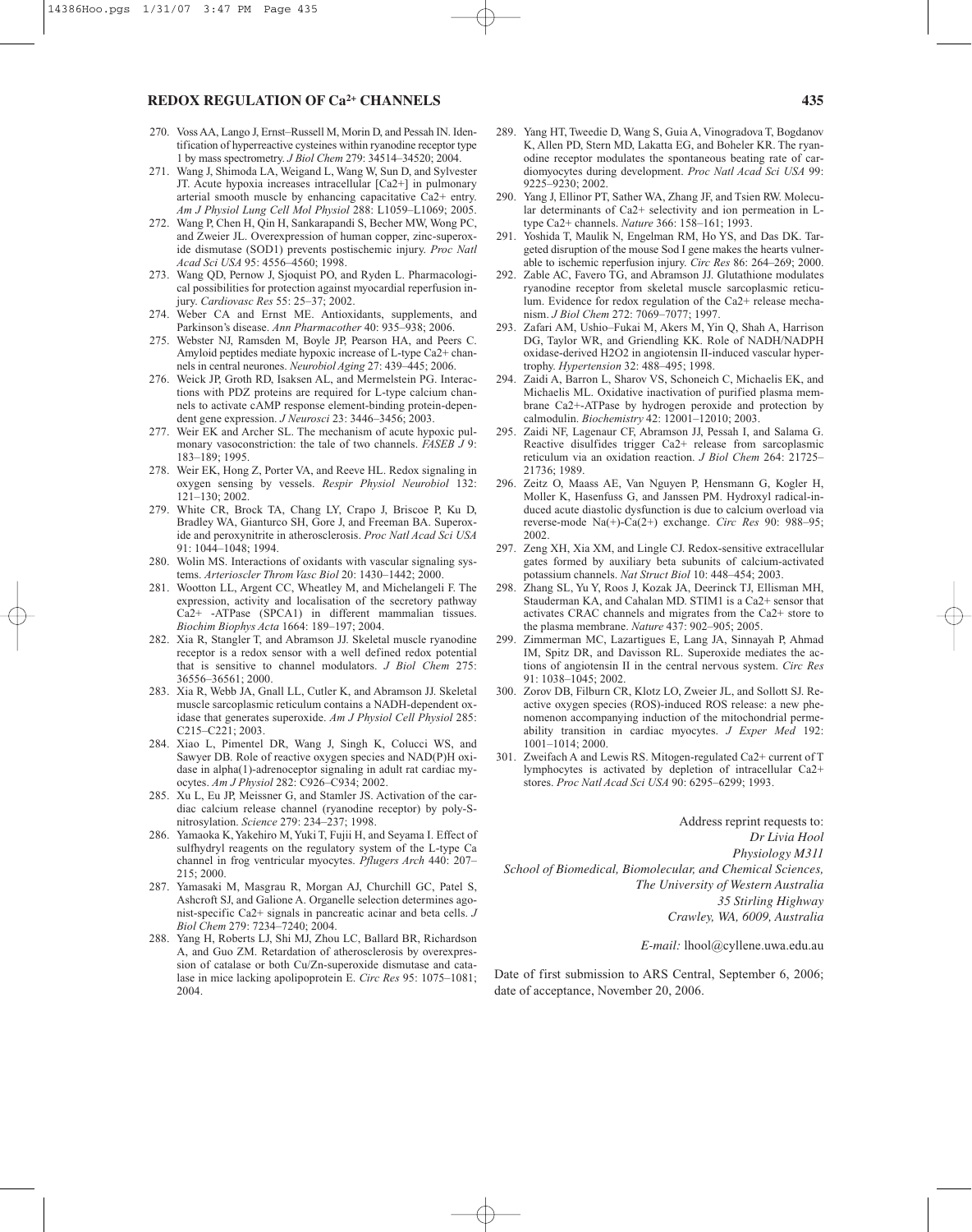270. Voss AA, Lango J, Ernst–Russell M, Morin D, and Pessah IN. Identification of hyperreactive cysteines within ryanodine receptor type 1 by mass spectrometry. *J Biol Chem* 279: 34514–34520; 2004.
271. Wang J, Shimoda LA, Weigand L, Wang W, Sun D, and Sylvester JT. Acute hypoxia increases intracellular [Ca2+] in pulmonary arterial smooth muscle by enhancing capacitative Ca2+ entry. *Am J Physiol Lung Cell Mol Physiol* 288: L1059–L1069; 2005.
272. Wang P, Chen H, Qin H, Sankarapandi S, Becher MW, Wong PC, and Zweier JL. Overexpression of human copper, zinc-superoxide dismutase (SOD1) prevents postischemic injury. *Proc Natl Acad Sci USA* 95: 4556–4560; 1998.
273. Wang QD, Pernow J, Sjoquist PO, and Ryden L. Pharmacological possibilities for protection against myocardial reperfusion injury. *Cardiovasc Res* 55: 25–37; 2002.
274. Weber CA and Ernst ME. Antioxidants, supplements, and Parkinson's disease. *Ann Pharmacother* 40: 935–938; 2006.
275. Webster NJ, Ramsden M, Boyle JP, Pearson HA, and Peers C. Amyloid peptides mediate hypoxic increase of L-type Ca2+ channels in central neurones. *Neurobiol Aging* 27: 439–445; 2006.
276. Weick JP, Groth RD, Isaksen AL, and Mermelstein PG. Interactions with PDZ proteins are required for L-type calcium channels to activate cAMP response element-binding protein-dependent gene expression. *J Neurosci* 23: 3446–3456; 2003.
277. Weir EK and Archer SL. The mechanism of acute hypoxic pulmonary vasoconstriction: the tale of two channels. *FASEB J* 9: 183–189; 1995.
278. Weir EK, Hong Z, Porter VA, and Reeve HL. Redox signaling in oxygen sensing by vessels. *Respir Physiol Neurobiol* 132: 121–130; 2002.
279. White CR, Brock TA, Chang LY, Crapo J, Briscoe P, Ku D, Bradley WA, Gianturco SH, Gore J, and Freeman BA. Superoxide and peroxynitrite in atherosclerosis. *Proc Natl Acad Sci USA* 91: 1044–1048; 1994.
280. Wolin MS. Interactions of oxidants with vascular signaling systems. *Arterioscler Throm Vasc Biol* 20: 1430–1442; 2000.
281. Wootton LL, Argent CC, Wheatley M, and Michelangeli F. The expression, activity and localisation of the secretory pathway Ca2+ -ATPase (SPCA1) in different mammalian tissues. *Biochim Biophys Acta* 1664: 189–197; 2004.
282. Xia R, Stangler T, and Abramson JJ. Skeletal muscle ryanodine receptor is a redox sensor with a well defined redox potential that is sensitive to channel modulators. *J Biol Chem* 275: 36556–36561; 2000.
283. Xia R, Webb JA, Gnall LL, Cutler K, and Abramson JJ. Skeletal muscle sarcoplasmic reticulum contains a NADH-dependent oxidase that generates superoxide. *Am J Physiol Cell Physiol* 285: C215–C221; 2003.
284. Xiao L, Pimentel DR, Wang J, Singh K, Colucci WS, and Sawyer DB. Role of reactive oxygen species and NAD(P)H oxidase in alpha(1)-adrenoceptor signaling in adult rat cardiac myocytes. *Am J Physiol* 282: C926–C934; 2002.
285. Xu L, Eu JP, Meissner G, and Stamler JS. Activation of the cardiac calcium release channel (ryanodine receptor) by poly-S-nitrosylation. *Science* 279: 234–237; 1998.
286. Yamaoka K, Yakehiro M, Yuki T, Fujii H, and Seyama I. Effect of sulfhydryl reagents on the regulatory system of the L-type Ca channel in frog ventricular myocytes. *Pflugers Arch* 440: 207–215; 2000.
287. Yamasaki M, Masgrau R, Morgan AJ, Churchill GC, Patel S, Ashcroft SJ, and Galione A. Organelle selection determines agonist-specific Ca2+ signals in pancreatic acinar and beta cells. *J Biol Chem* 279: 7234–7240; 2004.
288. Yang H, Roberts LJ, Shi MJ, Zhou LC, Ballard BR, Richardson A, and Guo ZM. Retardation of atherosclerosis by overexpression of catalase or both Cu/Zn-superoxide dismutase and catalase in mice lacking apolipoprotein E. *Circ Res* 95: 1075–1081; 2004.
289. Yang HT, Tweedie D, Wang S, Guia A, Vinogradova T, Bogdanov K, Allen PD, Stern MD, Lakatta EG, and Boheler KR. The ryanodine receptor modulates the spontaneous beating rate of cardiomyocytes during development. *Proc Natl Acad Sci USA* 99: 9225–9230; 2002.
290. Yang J, Ellinor PT, Sather WA, Zhang JF, and Tsien RW. Molecular determinants of Ca2+ selectivity and ion permeation in L-type Ca2+ channels. *Nature* 366: 158–161; 1993.
291. Yoshida T, Maulik N, Engelman RM, Ho YS, and Das DK. Targeted disruption of the mouse Sod I gene makes the hearts vulnerable to ischemic reperfusion injury. *Circ Res* 86: 264–269; 2000.
292. Zable AC, Favero TG, and Abramson JJ. Glutathione modulates ryanodine receptor from skeletal muscle sarcoplasmic reticulum. Evidence for redox regulation of the Ca2+ release mechanism. *J Biol Chem* 272: 7069–7077; 1997.
293. Zafari AM, Ushio–Fukai M, Akers M, Yin Q, Shah A, Harrison DG, Taylor WR, and Griendling KK. Role of NADH/NADPH oxidase-derived H2O2 in angiotensin II-induced vascular hypertrophy. *Hypertension* 32: 488–495; 1998.
294. Zaidi A, Barron L, Sharov VS, Schoneich C, Michaelis EK, and Michaelis ML. Oxidative inactivation of purified plasma membrane Ca2+-ATPase by hydrogen peroxide and protection by calmodulin. *Biochemistry* 42: 12001–12010; 2003.
295. Zaidi NF, Lagenaur CF, Abramson JJ, Pessah I, and Salama G. Reactive disulfides trigger Ca2+ release from sarcoplasmic reticulum via an oxidation reaction. *J Biol Chem* 264: 21725–21736; 1989.
296. Zeitz O, Maass AE, Van Nguyen P, Hensmann G, Kogler H, Moller K, Hasenfuss G, and Janssen PM. Hydroxyl radical-induced acute diastolic dysfunction is due to calcium overload via reverse-mode Na(+)-Ca(2+) exchange. *Circ Res* 90: 988–95; 2002.
297. Zeng XH, Xia XM, and Lingle CJ. Redox-sensitive extracellular gates formed by auxiliary beta subunits of calcium-activated potassium channels. *Nat Struct Biol* 10: 448–454; 2003.
298. Zhang SL, Yu Y, Roos J, Kozak JA, Deerinck TJ, Ellisman MH, Stauderman KA, and Cahalan MD. STIM1 is a Ca2+ sensor that activates CRAC channels and migrates from the Ca2+ store to the plasma membrane. *Nature* 437: 902–905; 2005.
299. Zimmerman MC, Lazartigues E, Lang JA, Sinnayah P, Ahmad IM, Spitz DR, and Davisson RL. Superoxide mediates the actions of angiotensin II in the central nervous system. *Circ Res* 91: 1038–1045; 2002.
300. Zorov DB, Filburn CR, Klotz LO, Zweier JL, and Sollott SJ. Reactive oxygen species (ROS)-induced ROS release: a new phenomenon accompanying induction of the mitochondrial permeability transition in cardiac myocytes. *J Exper Med* 192: 1001–1014; 2000.
301. Zweifach A and Lewis RS. Mitogen-regulated Ca2+ current of T lymphocytes is activated by depletion of intracellular Ca2+ stores. *Proc Natl Acad Sci USA* 90: 6295–6299; 1993.

Address reprint requests to:
*Dr Livia Hool*
*Physiology M311*
*School of Biomedical, Biomolecular, and Chemical Sciences,*
*The University of Western Australia*
*35 Stirling Highway*
*Crawley, WA, 6009, Australia*

*E-mail:* lhool@cyllene.uwa.edu.au

Date of first submission to ARS Central, September 6, 2006; date of acceptance, November 20, 2006.